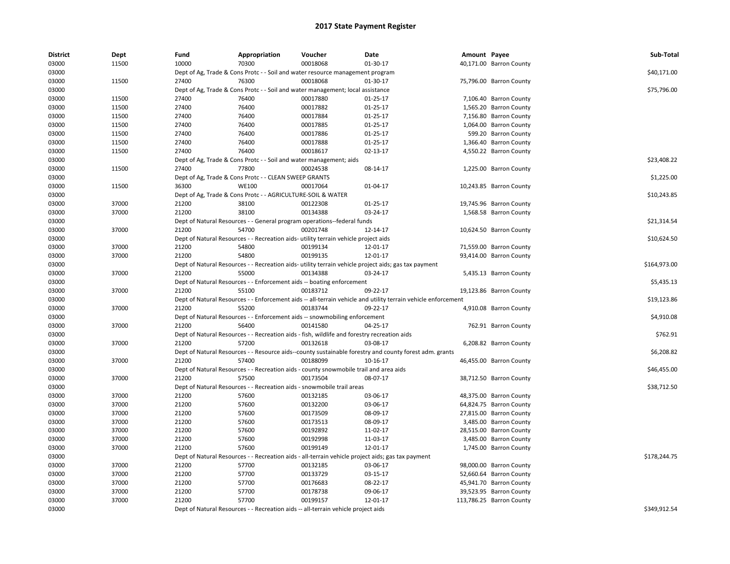# 2017 State Payment Register

| District | Dept | Fund | Appropriation | Voucher | Date | Amount | Payee | Sub-Total |
|---|---|---|---|---|---|---|---|---|
| 03000 | 11500 | 10000 | 70300 | 00018068 | 01-30-17 | 40,171.00 | Barron County | |
| 03000 | | Dept of Ag, Trade & Cons Protc - - Soil and water resource management program | | | | | | $40,171.00 |
| 03000 | 11500 | 27400 | 76300 | 00018068 | 01-30-17 | 75,796.00 | Barron County | |
| 03000 | | Dept of Ag, Trade & Cons Protc - - Soil and water management; local assistance | | | | | | $75,796.00 |
| 03000 | 11500 | 27400 | 76400 | 00017880 | 01-25-17 | 7,106.40 | Barron County | |
| 03000 | 11500 | 27400 | 76400 | 00017882 | 01-25-17 | 1,565.20 | Barron County | |
| 03000 | 11500 | 27400 | 76400 | 00017884 | 01-25-17 | 7,156.80 | Barron County | |
| 03000 | 11500 | 27400 | 76400 | 00017885 | 01-25-17 | 1,064.00 | Barron County | |
| 03000 | 11500 | 27400 | 76400 | 00017886 | 01-25-17 | 599.20 | Barron County | |
| 03000 | 11500 | 27400 | 76400 | 00017888 | 01-25-17 | 1,366.40 | Barron County | |
| 03000 | 11500 | 27400 | 76400 | 00018617 | 02-13-17 | 4,550.22 | Barron County | |
| 03000 | | Dept of Ag, Trade & Cons Protc - - Soil and water management; aids | | | | | | $23,408.22 |
| 03000 | 11500 | 27400 | 77800 | 00024538 | 08-14-17 | 1,225.00 | Barron County | |
| 03000 | | Dept of Ag, Trade & Cons Protc - - CLEAN SWEEP GRANTS | | | | | | $1,225.00 |
| 03000 | 11500 | 36300 | WE100 | 00017064 | 01-04-17 | 10,243.85 | Barron County | |
| 03000 | | Dept of Ag, Trade & Cons Protc - - AGRICULTURE-SOIL & WATER | | | | | | $10,243.85 |
| 03000 | 37000 | 21200 | 38100 | 00122308 | 01-25-17 | 19,745.96 | Barron County | |
| 03000 | 37000 | 21200 | 38100 | 00134388 | 03-24-17 | 1,568.58 | Barron County | |
| 03000 | | Dept of Natural Resources - - General program operations--federal funds | | | | | | $21,314.54 |
| 03000 | 37000 | 21200 | 54700 | 00201748 | 12-14-17 | 10,624.50 | Barron County | |
| 03000 | | Dept of Natural Resources - - Recreation aids- utility terrain vehicle project aids | | | | | | $10,624.50 |
| 03000 | 37000 | 21200 | 54800 | 00199134 | 12-01-17 | 71,559.00 | Barron County | |
| 03000 | 37000 | 21200 | 54800 | 00199135 | 12-01-17 | 93,414.00 | Barron County | |
| 03000 | | Dept of Natural Resources - - Recreation aids- utility terrain vehicle project aids; gas tax payment | | | | | | $164,973.00 |
| 03000 | 37000 | 21200 | 55000 | 00134388 | 03-24-17 | 5,435.13 | Barron County | |
| 03000 | | Dept of Natural Resources - - Enforcement aids -- boating enforcement | | | | | | $5,435.13 |
| 03000 | 37000 | 21200 | 55100 | 00183712 | 09-22-17 | 19,123.86 | Barron County | |
| 03000 | | Dept of Natural Resources - - Enforcement aids -- all-terrain vehicle and utility terrain vehicle enforcement | | | | | | $19,123.86 |
| 03000 | 37000 | 21200 | 55200 | 00183744 | 09-22-17 | 4,910.08 | Barron County | |
| 03000 | | Dept of Natural Resources - - Enforcement aids -- snowmobiling enforcement | | | | | | $4,910.08 |
| 03000 | 37000 | 21200 | 56400 | 00141580 | 04-25-17 | 762.91 | Barron County | |
| 03000 | | Dept of Natural Resources - - Recreation aids - fish, wildlife and forestry recreation aids | | | | | | $762.91 |
| 03000 | 37000 | 21200 | 57200 | 00132618 | 03-08-17 | 6,208.82 | Barron County | |
| 03000 | | Dept of Natural Resources - - Resource aids--county sustainable forestry and county forest adm. grants | | | | | | $6,208.82 |
| 03000 | 37000 | 21200 | 57400 | 00188099 | 10-16-17 | 46,455.00 | Barron County | |
| 03000 | | Dept of Natural Resources - - Recreation aids - county snowmobile trail and area aids | | | | | | $46,455.00 |
| 03000 | 37000 | 21200 | 57500 | 00173504 | 08-07-17 | 38,712.50 | Barron County | |
| 03000 | | Dept of Natural Resources - - Recreation aids - snowmobile trail areas | | | | | | $38,712.50 |
| 03000 | 37000 | 21200 | 57600 | 00132185 | 03-06-17 | 48,375.00 | Barron County | |
| 03000 | 37000 | 21200 | 57600 | 00132200 | 03-06-17 | 64,824.75 | Barron County | |
| 03000 | 37000 | 21200 | 57600 | 00173509 | 08-09-17 | 27,815.00 | Barron County | |
| 03000 | 37000 | 21200 | 57600 | 00173513 | 08-09-17 | 3,485.00 | Barron County | |
| 03000 | 37000 | 21200 | 57600 | 00192892 | 11-02-17 | 28,515.00 | Barron County | |
| 03000 | 37000 | 21200 | 57600 | 00192998 | 11-03-17 | 3,485.00 | Barron County | |
| 03000 | 37000 | 21200 | 57600 | 00199149 | 12-01-17 | 1,745.00 | Barron County | |
| 03000 | | Dept of Natural Resources - - Recreation aids - all-terrain vehicle project aids; gas tax payment | | | | | | $178,244.75 |
| 03000 | 37000 | 21200 | 57700 | 00132185 | 03-06-17 | 98,000.00 | Barron County | |
| 03000 | 37000 | 21200 | 57700 | 00133729 | 03-15-17 | 52,660.64 | Barron County | |
| 03000 | 37000 | 21200 | 57700 | 00176683 | 08-22-17 | 45,941.70 | Barron County | |
| 03000 | 37000 | 21200 | 57700 | 00178738 | 09-06-17 | 39,523.95 | Barron County | |
| 03000 | 37000 | 21200 | 57700 | 00199157 | 12-01-17 | 113,786.25 | Barron County | |
| 03000 | | Dept of Natural Resources - - Recreation aids -- all-terrain vehicle project aids | | | | | | $349,912.54 |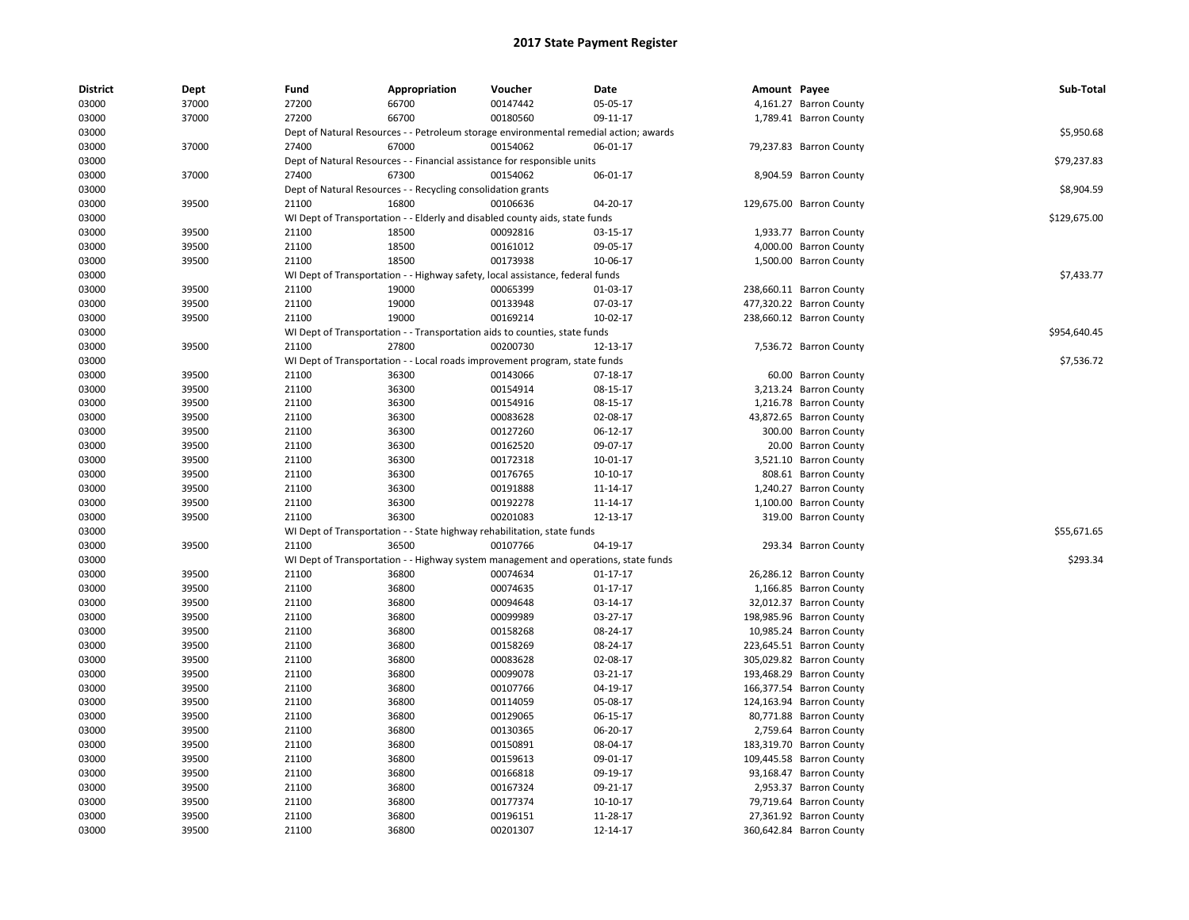# 2017 State Payment Register

| District | Dept | Fund | Appropriation | Voucher | Date | Amount | Payee | Sub-Total |
|---|---|---|---|---|---|---|---|---|
| 03000 | 37000 | 27200 | 66700 | 00147442 | 05-05-17 | 4,161.27 | Barron County | |
| 03000 | 37000 | 27200 | 66700 | 00180560 | 09-11-17 | 1,789.41 | Barron County | |
| 03000 | | Dept of Natural Resources - - Petroleum storage environmental remedial action; awards | | | | | | $5,950.68 |
| 03000 | 37000 | 27400 | 67000 | 00154062 | 06-01-17 | 79,237.83 | Barron County | |
| 03000 | | Dept of Natural Resources - - Financial assistance for responsible units | | | | | | $79,237.83 |
| 03000 | 37000 | 27400 | 67300 | 00154062 | 06-01-17 | 8,904.59 | Barron County | |
| 03000 | | Dept of Natural Resources - - Recycling consolidation grants | | | | | | $8,904.59 |
| 03000 | 39500 | 21100 | 16800 | 00106636 | 04-20-17 | 129,675.00 | Barron County | |
| 03000 | | WI Dept of Transportation - - Elderly and disabled county aids, state funds | | | | | | $129,675.00 |
| 03000 | 39500 | 21100 | 18500 | 00092816 | 03-15-17 | 1,933.77 | Barron County | |
| 03000 | 39500 | 21100 | 18500 | 00161012 | 09-05-17 | 4,000.00 | Barron County | |
| 03000 | 39500 | 21100 | 18500 | 00173938 | 10-06-17 | 1,500.00 | Barron County | |
| 03000 | | WI Dept of Transportation - - Highway safety, local assistance, federal funds | | | | | | $7,433.77 |
| 03000 | 39500 | 21100 | 19000 | 00065399 | 01-03-17 | 238,660.11 | Barron County | |
| 03000 | 39500 | 21100 | 19000 | 00133948 | 07-03-17 | 477,320.22 | Barron County | |
| 03000 | 39500 | 21100 | 19000 | 00169214 | 10-02-17 | 238,660.12 | Barron County | |
| 03000 | | WI Dept of Transportation - - Transportation aids to counties, state funds | | | | | | $954,640.45 |
| 03000 | 39500 | 21100 | 27800 | 00200730 | 12-13-17 | 7,536.72 | Barron County | |
| 03000 | | WI Dept of Transportation - - Local roads improvement program, state funds | | | | | | $7,536.72 |
| 03000 | 39500 | 21100 | 36300 | 00143066 | 07-18-17 | 60.00 | Barron County | |
| 03000 | 39500 | 21100 | 36300 | 00154914 | 08-15-17 | 3,213.24 | Barron County | |
| 03000 | 39500 | 21100 | 36300 | 00154916 | 08-15-17 | 1,216.78 | Barron County | |
| 03000 | 39500 | 21100 | 36300 | 00083628 | 02-08-17 | 43,872.65 | Barron County | |
| 03000 | 39500 | 21100 | 36300 | 00127260 | 06-12-17 | 300.00 | Barron County | |
| 03000 | 39500 | 21100 | 36300 | 00162520 | 09-07-17 | 20.00 | Barron County | |
| 03000 | 39500 | 21100 | 36300 | 00172318 | 10-01-17 | 3,521.10 | Barron County | |
| 03000 | 39500 | 21100 | 36300 | 00176765 | 10-10-17 | 808.61 | Barron County | |
| 03000 | 39500 | 21100 | 36300 | 00191888 | 11-14-17 | 1,240.27 | Barron County | |
| 03000 | 39500 | 21100 | 36300 | 00192278 | 11-14-17 | 1,100.00 | Barron County | |
| 03000 | 39500 | 21100 | 36300 | 00201083 | 12-13-17 | 319.00 | Barron County | |
| 03000 | | WI Dept of Transportation - - State highway rehabilitation, state funds | | | | | | $55,671.65 |
| 03000 | 39500 | 21100 | 36500 | 00107766 | 04-19-17 | 293.34 | Barron County | |
| 03000 | | WI Dept of Transportation - - Highway system management and operations, state funds | | | | | | $293.34 |
| 03000 | 39500 | 21100 | 36800 | 00074634 | 01-17-17 | 26,286.12 | Barron County | |
| 03000 | 39500 | 21100 | 36800 | 00074635 | 01-17-17 | 1,166.85 | Barron County | |
| 03000 | 39500 | 21100 | 36800 | 00094648 | 03-14-17 | 32,012.37 | Barron County | |
| 03000 | 39500 | 21100 | 36800 | 00099989 | 03-27-17 | 198,985.96 | Barron County | |
| 03000 | 39500 | 21100 | 36800 | 00158268 | 08-24-17 | 10,985.24 | Barron County | |
| 03000 | 39500 | 21100 | 36800 | 00158269 | 08-24-17 | 223,645.51 | Barron County | |
| 03000 | 39500 | 21100 | 36800 | 00083628 | 02-08-17 | 305,029.82 | Barron County | |
| 03000 | 39500 | 21100 | 36800 | 00099078 | 03-21-17 | 193,468.29 | Barron County | |
| 03000 | 39500 | 21100 | 36800 | 00107766 | 04-19-17 | 166,377.54 | Barron County | |
| 03000 | 39500 | 21100 | 36800 | 00114059 | 05-08-17 | 124,163.94 | Barron County | |
| 03000 | 39500 | 21100 | 36800 | 00129065 | 06-15-17 | 80,771.88 | Barron County | |
| 03000 | 39500 | 21100 | 36800 | 00130365 | 06-20-17 | 2,759.64 | Barron County | |
| 03000 | 39500 | 21100 | 36800 | 00150891 | 08-04-17 | 183,319.70 | Barron County | |
| 03000 | 39500 | 21100 | 36800 | 00159613 | 09-01-17 | 109,445.58 | Barron County | |
| 03000 | 39500 | 21100 | 36800 | 00166818 | 09-19-17 | 93,168.47 | Barron County | |
| 03000 | 39500 | 21100 | 36800 | 00167324 | 09-21-17 | 2,953.37 | Barron County | |
| 03000 | 39500 | 21100 | 36800 | 00177374 | 10-10-17 | 79,719.64 | Barron County | |
| 03000 | 39500 | 21100 | 36800 | 00196151 | 11-28-17 | 27,361.92 | Barron County | |
| 03000 | 39500 | 21100 | 36800 | 00201307 | 12-14-17 | 360,642.84 | Barron County | |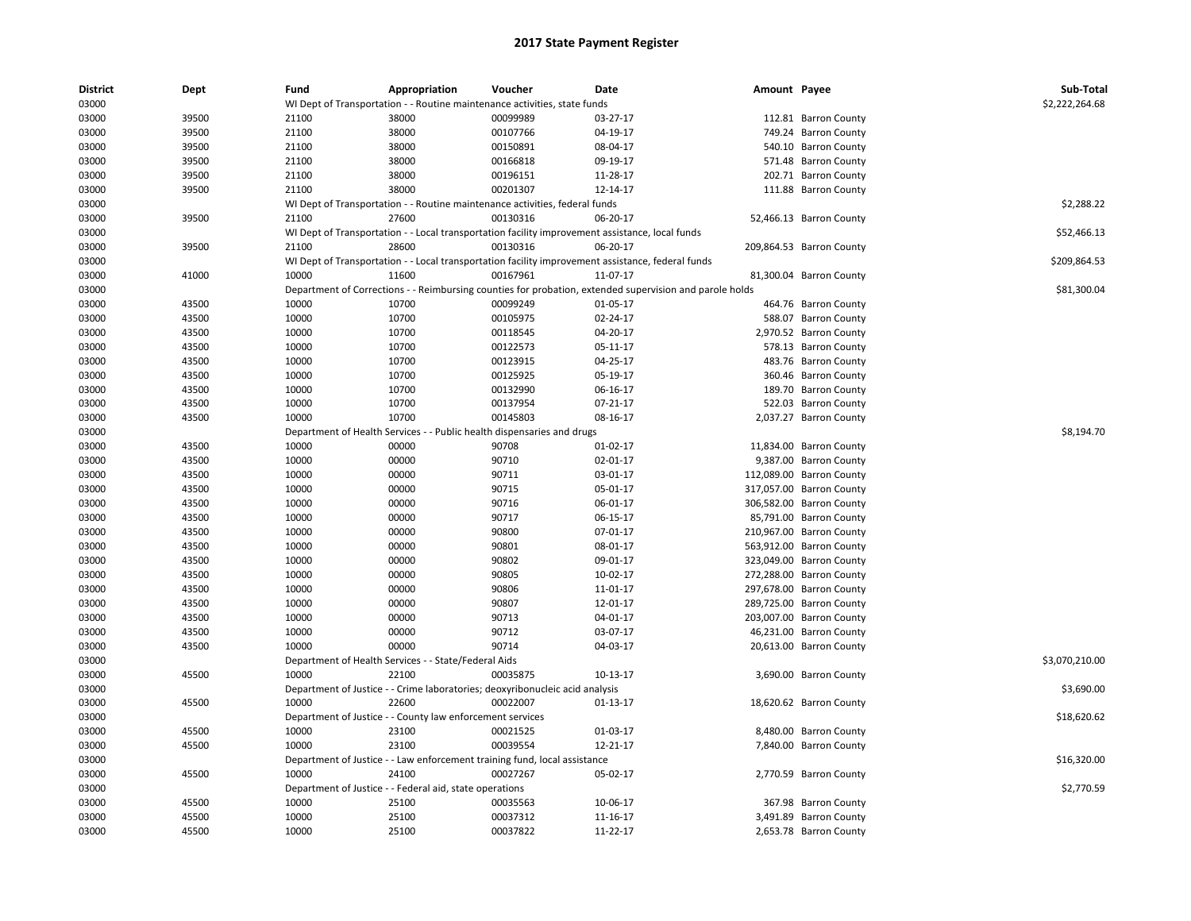# 2017 State Payment Register

| District | Dept | Fund | Appropriation | Voucher | Date | Amount | Payee | Sub-Total |
|---|---|---|---|---|---|---|---|---|
| 03000 | | WI Dept of Transportation - - Routine maintenance activities, state funds | | | | | | $2,222,264.68 |
| 03000 | 39500 | 21100 | 38000 | 00099989 | 03-27-17 | 112.81 | Barron County | |
| 03000 | 39500 | 21100 | 38000 | 00107766 | 04-19-17 | 749.24 | Barron County | |
| 03000 | 39500 | 21100 | 38000 | 00150891 | 08-04-17 | 540.10 | Barron County | |
| 03000 | 39500 | 21100 | 38000 | 00166818 | 09-19-17 | 571.48 | Barron County | |
| 03000 | 39500 | 21100 | 38000 | 00196151 | 11-28-17 | 202.71 | Barron County | |
| 03000 | 39500 | 21100 | 38000 | 00201307 | 12-14-17 | 111.88 | Barron County | |
| 03000 | | WI Dept of Transportation - - Routine maintenance activities, federal funds | | | | | | $2,288.22 |
| 03000 | 39500 | 21100 | 27600 | 00130316 | 06-20-17 | 52,466.13 | Barron County | |
| 03000 | | WI Dept of Transportation - - Local transportation facility improvement assistance, local funds | | | | | | $52,466.13 |
| 03000 | 39500 | 21100 | 28600 | 00130316 | 06-20-17 | 209,864.53 | Barron County | |
| 03000 | | WI Dept of Transportation - - Local transportation facility improvement assistance, federal funds | | | | | | $209,864.53 |
| 03000 | 41000 | 10000 | 11600 | 00167961 | 11-07-17 | 81,300.04 | Barron County | |
| 03000 | | Department of Corrections - - Reimbursing counties for probation, extended supervision and parole holds | | | | | | $81,300.04 |
| 03000 | 43500 | 10000 | 10700 | 00099249 | 01-05-17 | 464.76 | Barron County | |
| 03000 | 43500 | 10000 | 10700 | 00105975 | 02-24-17 | 588.07 | Barron County | |
| 03000 | 43500 | 10000 | 10700 | 00118545 | 04-20-17 | 2,970.52 | Barron County | |
| 03000 | 43500 | 10000 | 10700 | 00122573 | 05-11-17 | 578.13 | Barron County | |
| 03000 | 43500 | 10000 | 10700 | 00123915 | 04-25-17 | 483.76 | Barron County | |
| 03000 | 43500 | 10000 | 10700 | 00125925 | 05-19-17 | 360.46 | Barron County | |
| 03000 | 43500 | 10000 | 10700 | 00132990 | 06-16-17 | 189.70 | Barron County | |
| 03000 | 43500 | 10000 | 10700 | 00137954 | 07-21-17 | 522.03 | Barron County | |
| 03000 | 43500 | 10000 | 10700 | 00145803 | 08-16-17 | 2,037.27 | Barron County | |
| 03000 | | Department of Health Services - - Public health dispensaries and drugs | | | | | | $8,194.70 |
| 03000 | 43500 | 10000 | 00000 | 90708 | 01-02-17 | 11,834.00 | Barron County | |
| 03000 | 43500 | 10000 | 00000 | 90710 | 02-01-17 | 9,387.00 | Barron County | |
| 03000 | 43500 | 10000 | 00000 | 90711 | 03-01-17 | 112,089.00 | Barron County | |
| 03000 | 43500 | 10000 | 00000 | 90715 | 05-01-17 | 317,057.00 | Barron County | |
| 03000 | 43500 | 10000 | 00000 | 90716 | 06-01-17 | 306,582.00 | Barron County | |
| 03000 | 43500 | 10000 | 00000 | 90717 | 06-15-17 | 85,791.00 | Barron County | |
| 03000 | 43500 | 10000 | 00000 | 90800 | 07-01-17 | 210,967.00 | Barron County | |
| 03000 | 43500 | 10000 | 00000 | 90801 | 08-01-17 | 563,912.00 | Barron County | |
| 03000 | 43500 | 10000 | 00000 | 90802 | 09-01-17 | 323,049.00 | Barron County | |
| 03000 | 43500 | 10000 | 00000 | 90805 | 10-02-17 | 272,288.00 | Barron County | |
| 03000 | 43500 | 10000 | 00000 | 90806 | 11-01-17 | 297,678.00 | Barron County | |
| 03000 | 43500 | 10000 | 00000 | 90807 | 12-01-17 | 289,725.00 | Barron County | |
| 03000 | 43500 | 10000 | 00000 | 90713 | 04-01-17 | 203,007.00 | Barron County | |
| 03000 | 43500 | 10000 | 00000 | 90712 | 03-07-17 | 46,231.00 | Barron County | |
| 03000 | 43500 | 10000 | 00000 | 90714 | 04-03-17 | 20,613.00 | Barron County | |
| 03000 | | Department of Health Services - - State/Federal Aids | | | | | | $3,070,210.00 |
| 03000 | 45500 | 10000 | 22100 | 00035875 | 10-13-17 | 3,690.00 | Barron County | |
| 03000 | | Department of Justice - - Crime laboratories; deoxyribonucleic acid analysis | | | | | | $3,690.00 |
| 03000 | 45500 | 10000 | 22600 | 00022007 | 01-13-17 | 18,620.62 | Barron County | |
| 03000 | | Department of Justice - - County law enforcement services | | | | | | $18,620.62 |
| 03000 | 45500 | 10000 | 23100 | 00021525 | 01-03-17 | 8,480.00 | Barron County | |
| 03000 | 45500 | 10000 | 23100 | 00039554 | 12-21-17 | 7,840.00 | Barron County | |
| 03000 | | Department of Justice - - Law enforcement training fund, local assistance | | | | | | $16,320.00 |
| 03000 | 45500 | 10000 | 24100 | 00027267 | 05-02-17 | 2,770.59 | Barron County | |
| 03000 | | Department of Justice - - Federal aid, state operations | | | | | | $2,770.59 |
| 03000 | 45500 | 10000 | 25100 | 00035563 | 10-06-17 | 367.98 | Barron County | |
| 03000 | 45500 | 10000 | 25100 | 00037312 | 11-16-17 | 3,491.89 | Barron County | |
| 03000 | 45500 | 10000 | 25100 | 00037822 | 11-22-17 | 2,653.78 | Barron County | |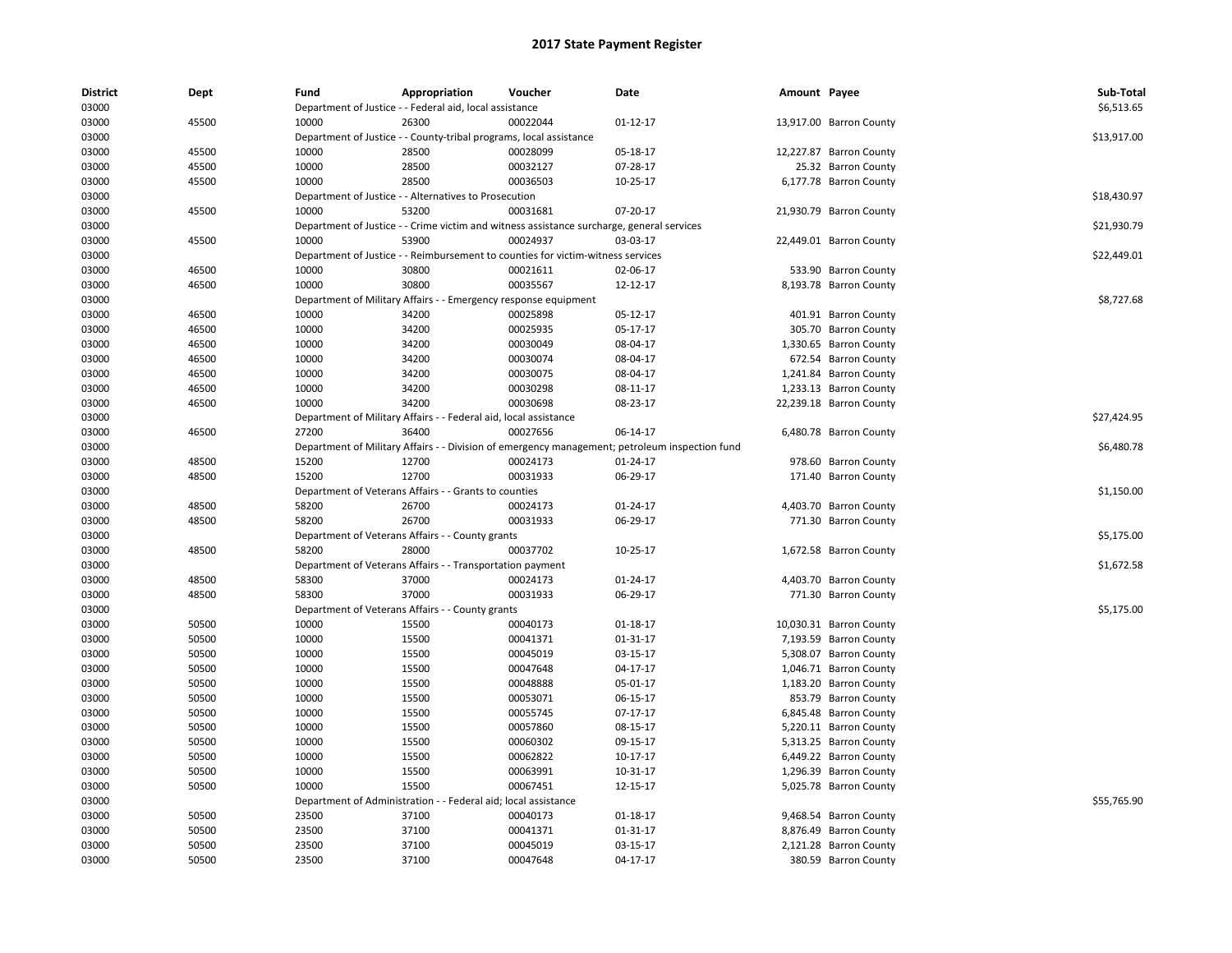# 2017 State Payment Register

| District | Dept | Fund | Appropriation | Voucher | Date | Amount | Payee | Sub-Total |
|---|---|---|---|---|---|---|---|---|
| 03000 | | Department of Justice - - Federal aid, local assistance | | | | | | $6,513.65 |
| 03000 | 45500 | 10000 | 26300 | 00022044 | 01-12-17 | 13,917.00 | Barron County | |
| 03000 | | Department of Justice - - County-tribal programs, local assistance | | | | | | $13,917.00 |
| 03000 | 45500 | 10000 | 28500 | 00028099 | 05-18-17 | 12,227.87 | Barron County | |
| 03000 | 45500 | 10000 | 28500 | 00032127 | 07-28-17 | 25.32 | Barron County | |
| 03000 | 45500 | 10000 | 28500 | 00036503 | 10-25-17 | 6,177.78 | Barron County | |
| 03000 | | Department of Justice - - Alternatives to Prosecution | | | | | | $18,430.97 |
| 03000 | 45500 | 10000 | 53200 | 00031681 | 07-20-17 | 21,930.79 | Barron County | |
| 03000 | | Department of Justice - - Crime victim and witness assistance surcharge, general services | | | | | | $21,930.79 |
| 03000 | 45500 | 10000 | 53900 | 00024937 | 03-03-17 | 22,449.01 | Barron County | |
| 03000 | | Department of Justice - - Reimbursement to counties for victim-witness services | | | | | | $22,449.01 |
| 03000 | 46500 | 10000 | 30800 | 00021611 | 02-06-17 | 533.90 | Barron County | |
| 03000 | 46500 | 10000 | 30800 | 00035567 | 12-12-17 | 8,193.78 | Barron County | |
| 03000 | | Department of Military Affairs - - Emergency response equipment | | | | | | $8,727.68 |
| 03000 | 46500 | 10000 | 34200 | 00025898 | 05-12-17 | 401.91 | Barron County | |
| 03000 | 46500 | 10000 | 34200 | 00025935 | 05-17-17 | 305.70 | Barron County | |
| 03000 | 46500 | 10000 | 34200 | 00030049 | 08-04-17 | 1,330.65 | Barron County | |
| 03000 | 46500 | 10000 | 34200 | 00030074 | 08-04-17 | 672.54 | Barron County | |
| 03000 | 46500 | 10000 | 34200 | 00030075 | 08-04-17 | 1,241.84 | Barron County | |
| 03000 | 46500 | 10000 | 34200 | 00030298 | 08-11-17 | 1,233.13 | Barron County | |
| 03000 | 46500 | 10000 | 34200 | 00030698 | 08-23-17 | 22,239.18 | Barron County | |
| 03000 | | Department of Military Affairs - - Federal aid, local assistance | | | | | | $27,424.95 |
| 03000 | 46500 | 27200 | 36400 | 00027656 | 06-14-17 | 6,480.78 | Barron County | |
| 03000 | | Department of Military Affairs - - Division of emergency management; petroleum inspection fund | | | | | | $6,480.78 |
| 03000 | 48500 | 15200 | 12700 | 00024173 | 01-24-17 | 978.60 | Barron County | |
| 03000 | 48500 | 15200 | 12700 | 00031933 | 06-29-17 | 171.40 | Barron County | |
| 03000 | | Department of Veterans Affairs - - Grants to counties | | | | | | $1,150.00 |
| 03000 | 48500 | 58200 | 26700 | 00024173 | 01-24-17 | 4,403.70 | Barron County | |
| 03000 | 48500 | 58200 | 26700 | 00031933 | 06-29-17 | 771.30 | Barron County | |
| 03000 | | Department of Veterans Affairs - - County grants | | | | | | $5,175.00 |
| 03000 | 48500 | 58200 | 28000 | 00037702 | 10-25-17 | 1,672.58 | Barron County | |
| 03000 | | Department of Veterans Affairs - - Transportation payment | | | | | | $1,672.58 |
| 03000 | 48500 | 58300 | 37000 | 00024173 | 01-24-17 | 4,403.70 | Barron County | |
| 03000 | 48500 | 58300 | 37000 | 00031933 | 06-29-17 | 771.30 | Barron County | |
| 03000 | | Department of Veterans Affairs - - County grants | | | | | | $5,175.00 |
| 03000 | 50500 | 10000 | 15500 | 00040173 | 01-18-17 | 10,030.31 | Barron County | |
| 03000 | 50500 | 10000 | 15500 | 00041371 | 01-31-17 | 7,193.59 | Barron County | |
| 03000 | 50500 | 10000 | 15500 | 00045019 | 03-15-17 | 5,308.07 | Barron County | |
| 03000 | 50500 | 10000 | 15500 | 00047648 | 04-17-17 | 1,046.71 | Barron County | |
| 03000 | 50500 | 10000 | 15500 | 00048888 | 05-01-17 | 1,183.20 | Barron County | |
| 03000 | 50500 | 10000 | 15500 | 00053071 | 06-15-17 | 853.79 | Barron County | |
| 03000 | 50500 | 10000 | 15500 | 00055745 | 07-17-17 | 6,845.48 | Barron County | |
| 03000 | 50500 | 10000 | 15500 | 00057860 | 08-15-17 | 5,220.11 | Barron County | |
| 03000 | 50500 | 10000 | 15500 | 00060302 | 09-15-17 | 5,313.25 | Barron County | |
| 03000 | 50500 | 10000 | 15500 | 00062822 | 10-17-17 | 6,449.22 | Barron County | |
| 03000 | 50500 | 10000 | 15500 | 00063991 | 10-31-17 | 1,296.39 | Barron County | |
| 03000 | 50500 | 10000 | 15500 | 00067451 | 12-15-17 | 5,025.78 | Barron County | |
| 03000 | | Department of Administration - - Federal aid; local assistance | | | | | | $55,765.90 |
| 03000 | 50500 | 23500 | 37100 | 00040173 | 01-18-17 | 9,468.54 | Barron County | |
| 03000 | 50500 | 23500 | 37100 | 00041371 | 01-31-17 | 8,876.49 | Barron County | |
| 03000 | 50500 | 23500 | 37100 | 00045019 | 03-15-17 | 2,121.28 | Barron County | |
| 03000 | 50500 | 23500 | 37100 | 00047648 | 04-17-17 | 380.59 | Barron County | |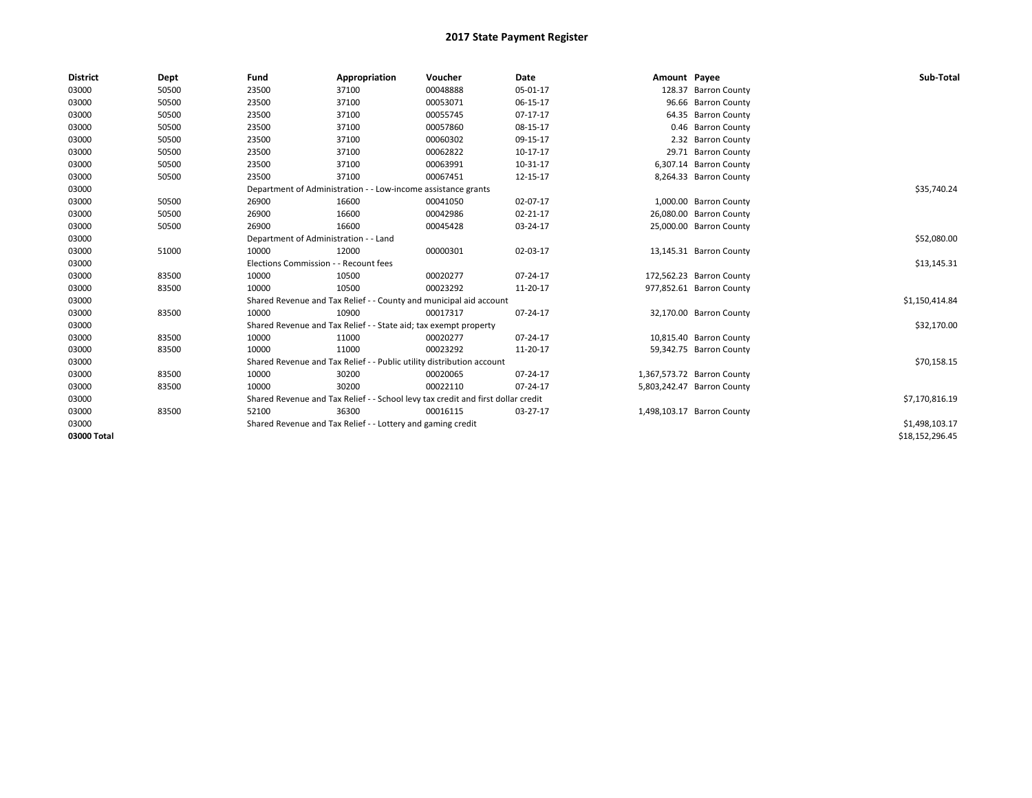# 2017 State Payment Register

| District | Dept | Fund | Appropriation | Voucher | Date | Amount | Payee | Sub-Total |
|---|---|---|---|---|---|---|---|---|
| 03000 | 50500 | 23500 | 37100 | 00048888 | 05-01-17 | 128.37 | Barron County | |
| 03000 | 50500 | 23500 | 37100 | 00053071 | 06-15-17 | 96.66 | Barron County | |
| 03000 | 50500 | 23500 | 37100 | 00055745 | 07-17-17 | 64.35 | Barron County | |
| 03000 | 50500 | 23500 | 37100 | 00057860 | 08-15-17 | 0.46 | Barron County | |
| 03000 | 50500 | 23500 | 37100 | 00060302 | 09-15-17 | 2.32 | Barron County | |
| 03000 | 50500 | 23500 | 37100 | 00062822 | 10-17-17 | 29.71 | Barron County | |
| 03000 | 50500 | 23500 | 37100 | 00063991 | 10-31-17 | 6,307.14 | Barron County | |
| 03000 | 50500 | 23500 | 37100 | 00067451 | 12-15-17 | 8,264.33 | Barron County | |
| 03000 | | Department of Administration - - Low-income assistance grants | | | | | | $35,740.24 |
| 03000 | 50500 | 26900 | 16600 | 00041050 | 02-07-17 | 1,000.00 | Barron County | |
| 03000 | 50500 | 26900 | 16600 | 00042986 | 02-21-17 | 26,080.00 | Barron County | |
| 03000 | 50500 | 26900 | 16600 | 00045428 | 03-24-17 | 25,000.00 | Barron County | |
| 03000 | | Department of Administration - - Land | | | | | | $52,080.00 |
| 03000 | 51000 | 10000 | 12000 | 00000301 | 02-03-17 | 13,145.31 | Barron County | |
| 03000 | | Elections Commission - - Recount fees | | | | | | $13,145.31 |
| 03000 | 83500 | 10000 | 10500 | 00020277 | 07-24-17 | 172,562.23 | Barron County | |
| 03000 | 83500 | 10000 | 10500 | 00023292 | 11-20-17 | 977,852.61 | Barron County | |
| 03000 | | Shared Revenue and Tax Relief - - County and municipal aid account | | | | | | $1,150,414.84 |
| 03000 | 83500 | 10000 | 10900 | 00017317 | 07-24-17 | 32,170.00 | Barron County | |
| 03000 | | Shared Revenue and Tax Relief - - State aid; tax exempt property | | | | | | $32,170.00 |
| 03000 | 83500 | 10000 | 11000 | 00020277 | 07-24-17 | 10,815.40 | Barron County | |
| 03000 | 83500 | 10000 | 11000 | 00023292 | 11-20-17 | 59,342.75 | Barron County | |
| 03000 | | Shared Revenue and Tax Relief - - Public utility distribution account | | | | | | $70,158.15 |
| 03000 | 83500 | 10000 | 30200 | 00020065 | 07-24-17 | 1,367,573.72 | Barron County | |
| 03000 | 83500 | 10000 | 30200 | 00022110 | 07-24-17 | 5,803,242.47 | Barron County | |
| 03000 | | Shared Revenue and Tax Relief - - School levy tax credit and first dollar credit | | | | | | $7,170,816.19 |
| 03000 | 83500 | 52100 | 36300 | 00016115 | 03-27-17 | 1,498,103.17 | Barron County | |
| 03000 | | Shared Revenue and Tax Relief - - Lottery and gaming credit | | | | | | $1,498,103.17 |
| 03000 Total | | | | | | | | $18,152,296.45 |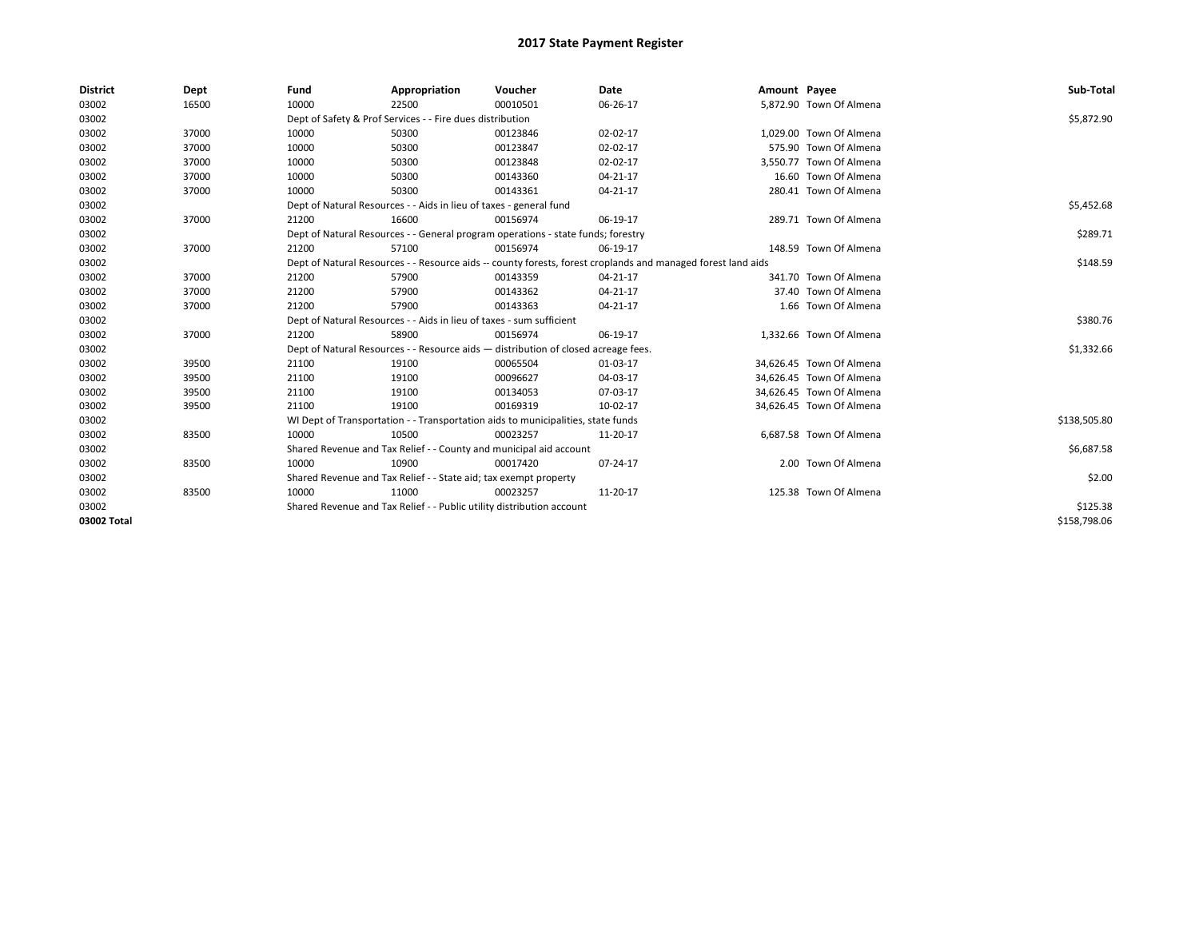# 2017 State Payment Register

| District | Dept | Fund | Appropriation | Voucher | Date | Amount | Payee | Sub-Total |
|---|---|---|---|---|---|---|---|---|
| 03002 | 16500 | 10000 | 22500 | 00010501 | 06-26-17 | 5,872.90 | Town Of Almena | |
| 03002 | | Dept of Safety & Prof Services - - Fire dues distribution | | | | | | $5,872.90 |
| 03002 | 37000 | 10000 | 50300 | 00123846 | 02-02-17 | 1,029.00 | Town Of Almena | |
| 03002 | 37000 | 10000 | 50300 | 00123847 | 02-02-17 | 575.90 | Town Of Almena | |
| 03002 | 37000 | 10000 | 50300 | 00123848 | 02-02-17 | 3,550.77 | Town Of Almena | |
| 03002 | 37000 | 10000 | 50300 | 00143360 | 04-21-17 | 16.60 | Town Of Almena | |
| 03002 | 37000 | 10000 | 50300 | 00143361 | 04-21-17 | 280.41 | Town Of Almena | |
| 03002 | | Dept of Natural Resources - - Aids in lieu of taxes - general fund | | | | | | $5,452.68 |
| 03002 | 37000 | 21200 | 16600 | 00156974 | 06-19-17 | 289.71 | Town Of Almena | |
| 03002 | | Dept of Natural Resources - - General program operations - state funds; forestry | | | | | | $289.71 |
| 03002 | 37000 | 21200 | 57100 | 00156974 | 06-19-17 | 148.59 | Town Of Almena | |
| 03002 | | Dept of Natural Resources - - Resource aids -- county forests, forest croplands and managed forest land aids | | | | | | $148.59 |
| 03002 | 37000 | 21200 | 57900 | 00143359 | 04-21-17 | 341.70 | Town Of Almena | |
| 03002 | 37000 | 21200 | 57900 | 00143362 | 04-21-17 | 37.40 | Town Of Almena | |
| 03002 | 37000 | 21200 | 57900 | 00143363 | 04-21-17 | 1.66 | Town Of Almena | |
| 03002 | | Dept of Natural Resources - - Aids in lieu of taxes - sum sufficient | | | | | | $380.76 |
| 03002 | 37000 | 21200 | 58900 | 00156974 | 06-19-17 | 1,332.66 | Town Of Almena | |
| 03002 | | Dept of Natural Resources - - Resource aids — distribution of closed acreage fees. | | | | | | $1,332.66 |
| 03002 | 39500 | 21100 | 19100 | 00065504 | 01-03-17 | 34,626.45 | Town Of Almena | |
| 03002 | 39500 | 21100 | 19100 | 00096627 | 04-03-17 | 34,626.45 | Town Of Almena | |
| 03002 | 39500 | 21100 | 19100 | 00134053 | 07-03-17 | 34,626.45 | Town Of Almena | |
| 03002 | 39500 | 21100 | 19100 | 00169319 | 10-02-17 | 34,626.45 | Town Of Almena | |
| 03002 | | WI Dept of Transportation - - Transportation aids to municipalities, state funds | | | | | | $138,505.80 |
| 03002 | 83500 | 10000 | 10500 | 00023257 | 11-20-17 | 6,687.58 | Town Of Almena | |
| 03002 | | Shared Revenue and Tax Relief - - County and municipal aid account | | | | | | $6,687.58 |
| 03002 | 83500 | 10000 | 10900 | 00017420 | 07-24-17 | 2.00 | Town Of Almena | |
| 03002 | | Shared Revenue and Tax Relief - - State aid; tax exempt property | | | | | | $2.00 |
| 03002 | 83500 | 10000 | 11000 | 00023257 | 11-20-17 | 125.38 | Town Of Almena | |
| 03002 | | Shared Revenue and Tax Relief - - Public utility distribution account | | | | | | $125.38 |
| 03002 Total | | | | | | | | $158,798.06 |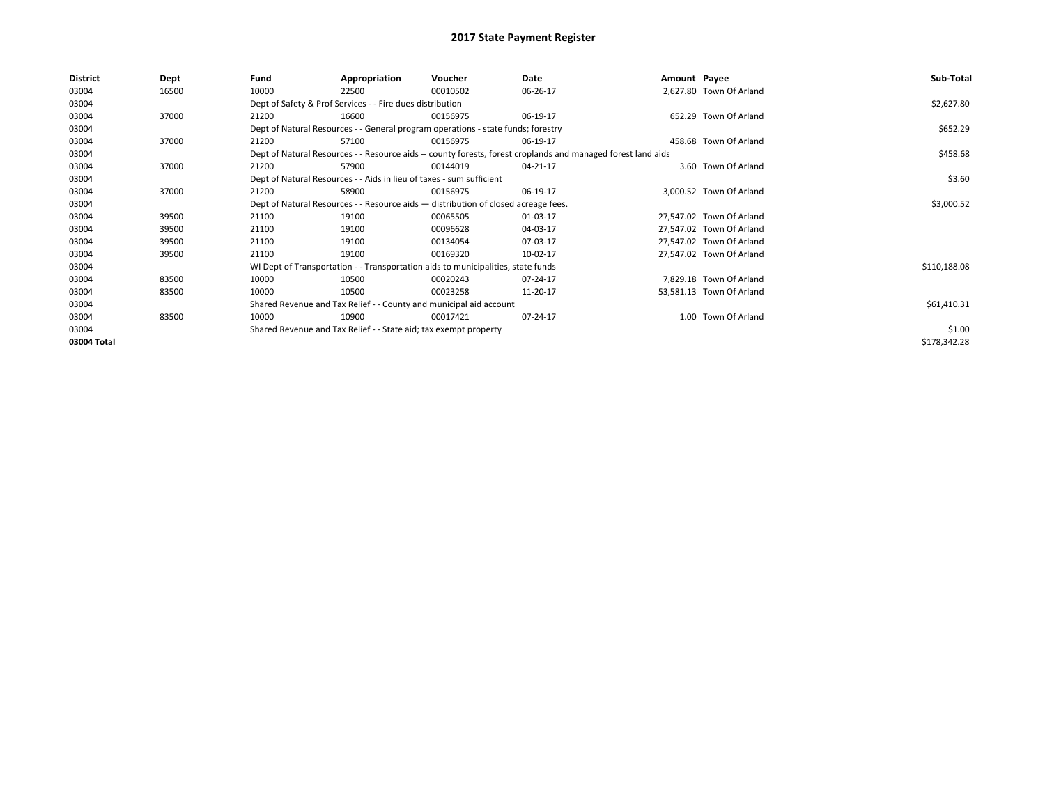# 2017 State Payment Register

| District | Dept | Fund | Appropriation | Voucher | Date | Amount | Payee | Sub-Total |
|---|---|---|---|---|---|---|---|---|
| 03004 | 16500 | 10000 | 22500 | 00010502 | 06-26-17 | 2,627.80 | Town Of Arland | |
| 03004 | | Dept of Safety & Prof Services - - Fire dues distribution | | | | | | $2,627.80 |
| 03004 | 37000 | 21200 | 16600 | 00156975 | 06-19-17 | 652.29 | Town Of Arland | |
| 03004 | | Dept of Natural Resources - - General program operations - state funds; forestry | | | | | | $652.29 |
| 03004 | 37000 | 21200 | 57100 | 00156975 | 06-19-17 | 458.68 | Town Of Arland | |
| 03004 | | Dept of Natural Resources - - Resource aids -- county forests, forest croplands and managed forest land aids | | | | | | $458.68 |
| 03004 | 37000 | 21200 | 57900 | 00144019 | 04-21-17 | 3.60 | Town Of Arland | |
| 03004 | | Dept of Natural Resources - - Aids in lieu of taxes - sum sufficient | | | | | | $3.60 |
| 03004 | 37000 | 21200 | 58900 | 00156975 | 06-19-17 | 3,000.52 | Town Of Arland | |
| 03004 | | Dept of Natural Resources - - Resource aids — distribution of closed acreage fees. | | | | | | $3,000.52 |
| 03004 | 39500 | 21100 | 19100 | 00065505 | 01-03-17 | 27,547.02 | Town Of Arland | |
| 03004 | 39500 | 21100 | 19100 | 00096628 | 04-03-17 | 27,547.02 | Town Of Arland | |
| 03004 | 39500 | 21100 | 19100 | 00134054 | 07-03-17 | 27,547.02 | Town Of Arland | |
| 03004 | 39500 | 21100 | 19100 | 00169320 | 10-02-17 | 27,547.02 | Town Of Arland | |
| 03004 | | WI Dept of Transportation - - Transportation aids to municipalities, state funds | | | | | | $110,188.08 |
| 03004 | 83500 | 10000 | 10500 | 00020243 | 07-24-17 | 7,829.18 | Town Of Arland | |
| 03004 | 83500 | 10000 | 10500 | 00023258 | 11-20-17 | 53,581.13 | Town Of Arland | |
| 03004 | | Shared Revenue and Tax Relief - - County and municipal aid account | | | | | | $61,410.31 |
| 03004 | 83500 | 10000 | 10900 | 00017421 | 07-24-17 | 1.00 | Town Of Arland | |
| 03004 | | Shared Revenue and Tax Relief - - State aid; tax exempt property | | | | | | $1.00 |
| 03004 Total | | | | | | | | $178,342.28 |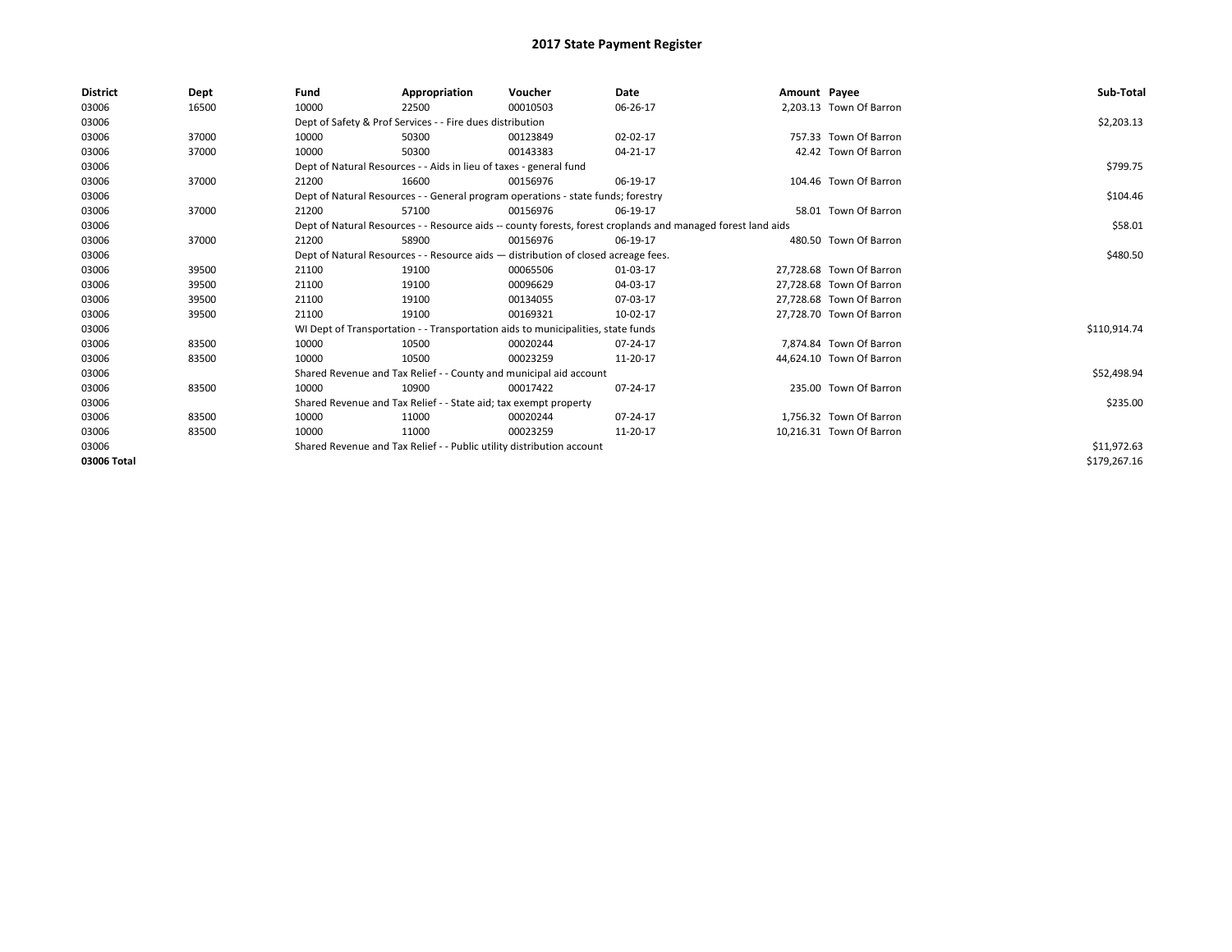# 2017 State Payment Register

| District | Dept | Fund | Appropriation | Voucher | Date | Amount | Payee | Sub-Total |
|---|---|---|---|---|---|---|---|---|
| 03006 | 16500 | 10000 | 22500 | 00010503 | 06-26-17 | 2,203.13 | Town Of Barron | |
| 03006 | | Dept of Safety & Prof Services - - Fire dues distribution | | | | | | $2,203.13 |
| 03006 | 37000 | 10000 | 50300 | 00123849 | 02-02-17 | 757.33 | Town Of Barron | |
| 03006 | 37000 | 10000 | 50300 | 00143383 | 04-21-17 | 42.42 | Town Of Barron | |
| 03006 | | Dept of Natural Resources - - Aids in lieu of taxes - general fund | | | | | | $799.75 |
| 03006 | 37000 | 21200 | 16600 | 00156976 | 06-19-17 | 104.46 | Town Of Barron | |
| 03006 | | Dept of Natural Resources - - General program operations - state funds; forestry | | | | | | $104.46 |
| 03006 | 37000 | 21200 | 57100 | 00156976 | 06-19-17 | 58.01 | Town Of Barron | |
| 03006 | | Dept of Natural Resources - - Resource aids -- county forests, forest croplands and managed forest land aids | | | | | | $58.01 |
| 03006 | 37000 | 21200 | 58900 | 00156976 | 06-19-17 | 480.50 | Town Of Barron | |
| 03006 | | Dept of Natural Resources - - Resource aids — distribution of closed acreage fees. | | | | | | $480.50 |
| 03006 | 39500 | 21100 | 19100 | 00065506 | 01-03-17 | 27,728.68 | Town Of Barron | |
| 03006 | 39500 | 21100 | 19100 | 00096629 | 04-03-17 | 27,728.68 | Town Of Barron | |
| 03006 | 39500 | 21100 | 19100 | 00134055 | 07-03-17 | 27,728.68 | Town Of Barron | |
| 03006 | 39500 | 21100 | 19100 | 00169321 | 10-02-17 | 27,728.70 | Town Of Barron | |
| 03006 | | WI Dept of Transportation - - Transportation aids to municipalities, state funds | | | | | | $110,914.74 |
| 03006 | 83500 | 10000 | 10500 | 00020244 | 07-24-17 | 7,874.84 | Town Of Barron | |
| 03006 | 83500 | 10000 | 10500 | 00023259 | 11-20-17 | 44,624.10 | Town Of Barron | |
| 03006 | | Shared Revenue and Tax Relief - - County and municipal aid account | | | | | | $52,498.94 |
| 03006 | 83500 | 10000 | 10900 | 00017422 | 07-24-17 | 235.00 | Town Of Barron | |
| 03006 | | Shared Revenue and Tax Relief - - State aid; tax exempt property | | | | | | $235.00 |
| 03006 | 83500 | 10000 | 11000 | 00020244 | 07-24-17 | 1,756.32 | Town Of Barron | |
| 03006 | 83500 | 10000 | 11000 | 00023259 | 11-20-17 | 10,216.31 | Town Of Barron | |
| 03006 | | Shared Revenue and Tax Relief - - Public utility distribution account | | | | | | $11,972.63 |
| 03006 Total | | | | | | | | $179,267.16 |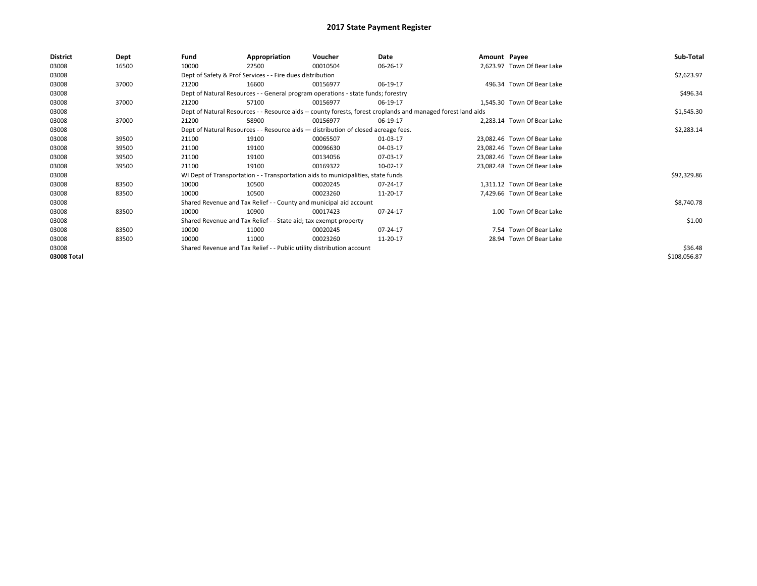# 2017 State Payment Register

| District | Dept | Fund | Appropriation | Voucher | Date | Amount | Payee | Sub-Total |
|---|---|---|---|---|---|---|---|---|
| 03008 | 16500 | 10000 | 22500 | 00010504 | 06-26-17 | 2,623.97 | Town Of Bear Lake | |
| 03008 | | Dept of Safety & Prof Services - - Fire dues distribution | | | | | | $2,623.97 |
| 03008 | 37000 | 21200 | 16600 | 00156977 | 06-19-17 | 496.34 | Town Of Bear Lake | |
| 03008 | | Dept of Natural Resources - - General program operations - state funds; forestry | | | | | | $496.34 |
| 03008 | 37000 | 21200 | 57100 | 00156977 | 06-19-17 | 1,545.30 | Town Of Bear Lake | |
| 03008 | | Dept of Natural Resources - - Resource aids -- county forests, forest croplands and managed forest land aids | | | | | | $1,545.30 |
| 03008 | 37000 | 21200 | 58900 | 00156977 | 06-19-17 | 2,283.14 | Town Of Bear Lake | |
| 03008 | | Dept of Natural Resources - - Resource aids — distribution of closed acreage fees. | | | | | | $2,283.14 |
| 03008 | 39500 | 21100 | 19100 | 00065507 | 01-03-17 | 23,082.46 | Town Of Bear Lake | |
| 03008 | 39500 | 21100 | 19100 | 00096630 | 04-03-17 | 23,082.46 | Town Of Bear Lake | |
| 03008 | 39500 | 21100 | 19100 | 00134056 | 07-03-17 | 23,082.46 | Town Of Bear Lake | |
| 03008 | 39500 | 21100 | 19100 | 00169322 | 10-02-17 | 23,082.48 | Town Of Bear Lake | |
| 03008 | | WI Dept of Transportation - - Transportation aids to municipalities, state funds | | | | | | $92,329.86 |
| 03008 | 83500 | 10000 | 10500 | 00020245 | 07-24-17 | 1,311.12 | Town Of Bear Lake | |
| 03008 | 83500 | 10000 | 10500 | 00023260 | 11-20-17 | 7,429.66 | Town Of Bear Lake | |
| 03008 | | Shared Revenue and Tax Relief - - County and municipal aid account | | | | | | $8,740.78 |
| 03008 | 83500 | 10000 | 10900 | 00017423 | 07-24-17 | 1.00 | Town Of Bear Lake | |
| 03008 | | Shared Revenue and Tax Relief - - State aid; tax exempt property | | | | | | $1.00 |
| 03008 | 83500 | 10000 | 11000 | 00020245 | 07-24-17 | 7.54 | Town Of Bear Lake | |
| 03008 | 83500 | 10000 | 11000 | 00023260 | 11-20-17 | 28.94 | Town Of Bear Lake | |
| 03008 | | Shared Revenue and Tax Relief - - Public utility distribution account | | | | | | $36.48 |
| 03008 Total | | | | | | | | $108,056.87 |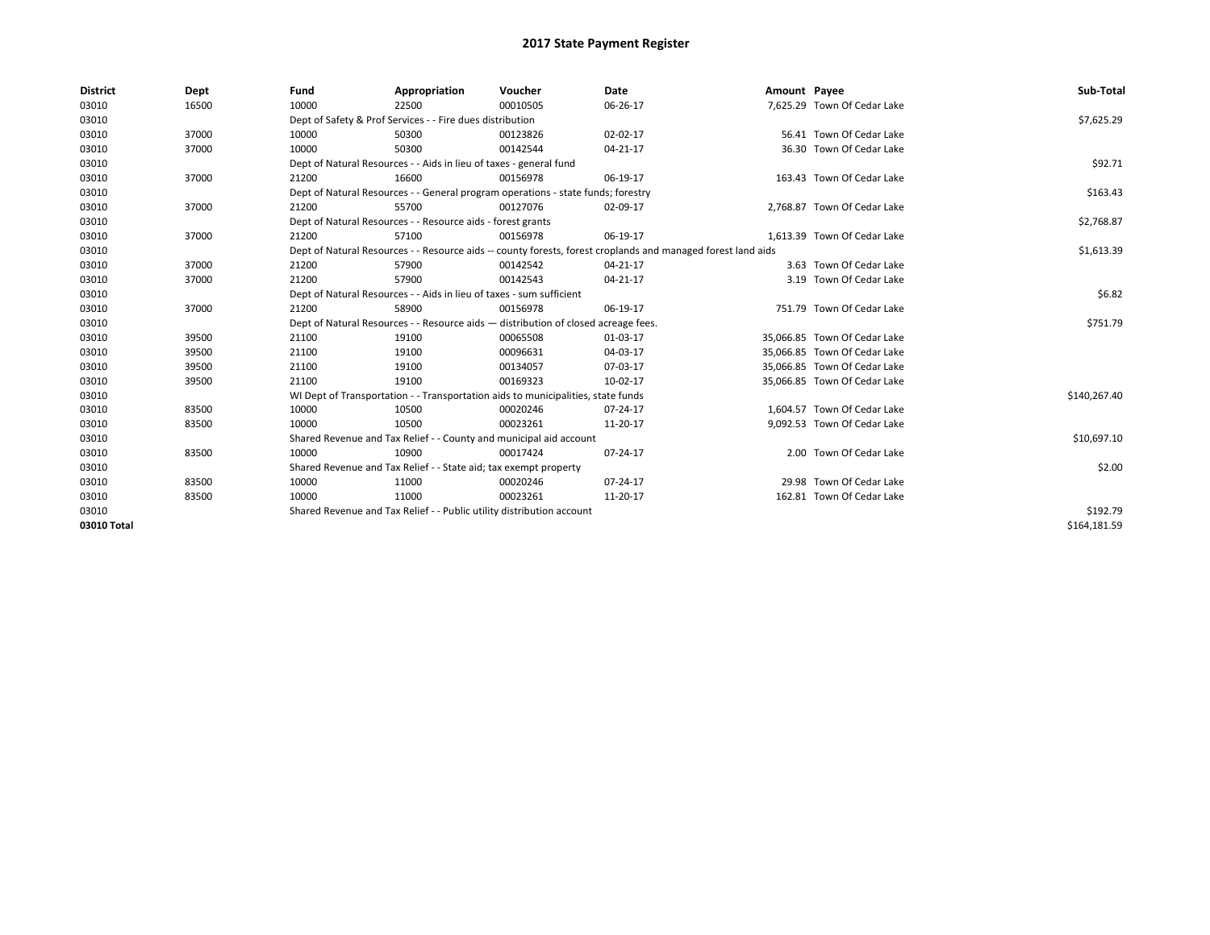# 2017 State Payment Register

| District | Dept | Fund | Appropriation | Voucher | Date | Amount | Payee | Sub-Total |
|---|---|---|---|---|---|---|---|---|
| 03010 | 16500 | 10000 | 22500 | 00010505 | 06-26-17 | 7,625.29 | Town Of Cedar Lake | |
| 03010 | | Dept of Safety & Prof Services - - Fire dues distribution | | | | | | $7,625.29 |
| 03010 | 37000 | 10000 | 50300 | 00123826 | 02-02-17 | 56.41 | Town Of Cedar Lake | |
| 03010 | 37000 | 10000 | 50300 | 00142544 | 04-21-17 | 36.30 | Town Of Cedar Lake | |
| 03010 | | Dept of Natural Resources - - Aids in lieu of taxes - general fund | | | | | | $92.71 |
| 03010 | 37000 | 21200 | 16600 | 00156978 | 06-19-17 | 163.43 | Town Of Cedar Lake | |
| 03010 | | Dept of Natural Resources - - General program operations - state funds; forestry | | | | | | $163.43 |
| 03010 | 37000 | 21200 | 55700 | 00127076 | 02-09-17 | 2,768.87 | Town Of Cedar Lake | |
| 03010 | | Dept of Natural Resources - - Resource aids - forest grants | | | | | | $2,768.87 |
| 03010 | 37000 | 21200 | 57100 | 00156978 | 06-19-17 | 1,613.39 | Town Of Cedar Lake | |
| 03010 | | Dept of Natural Resources - - Resource aids -- county forests, forest croplands and managed forest land aids | | | | | | $1,613.39 |
| 03010 | 37000 | 21200 | 57900 | 00142542 | 04-21-17 | 3.63 | Town Of Cedar Lake | |
| 03010 | 37000 | 21200 | 57900 | 00142543 | 04-21-17 | 3.19 | Town Of Cedar Lake | |
| 03010 | | Dept of Natural Resources - - Aids in lieu of taxes - sum sufficient | | | | | | $6.82 |
| 03010 | 37000 | 21200 | 58900 | 00156978 | 06-19-17 | 751.79 | Town Of Cedar Lake | |
| 03010 | | Dept of Natural Resources - - Resource aids — distribution of closed acreage fees. | | | | | | $751.79 |
| 03010 | 39500 | 21100 | 19100 | 00065508 | 01-03-17 | 35,066.85 | Town Of Cedar Lake | |
| 03010 | 39500 | 21100 | 19100 | 00096631 | 04-03-17 | 35,066.85 | Town Of Cedar Lake | |
| 03010 | 39500 | 21100 | 19100 | 00134057 | 07-03-17 | 35,066.85 | Town Of Cedar Lake | |
| 03010 | 39500 | 21100 | 19100 | 00169323 | 10-02-17 | 35,066.85 | Town Of Cedar Lake | |
| 03010 | | WI Dept of Transportation - - Transportation aids to municipalities, state funds | | | | | | $140,267.40 |
| 03010 | 83500 | 10000 | 10500 | 00020246 | 07-24-17 | 1,604.57 | Town Of Cedar Lake | |
| 03010 | 83500 | 10000 | 10500 | 00023261 | 11-20-17 | 9,092.53 | Town Of Cedar Lake | |
| 03010 | | Shared Revenue and Tax Relief - - County and municipal aid account | | | | | | $10,697.10 |
| 03010 | 83500 | 10000 | 10900 | 00017424 | 07-24-17 | 2.00 | Town Of Cedar Lake | |
| 03010 | | Shared Revenue and Tax Relief - - State aid; tax exempt property | | | | | | $2.00 |
| 03010 | 83500 | 10000 | 11000 | 00020246 | 07-24-17 | 29.98 | Town Of Cedar Lake | |
| 03010 | 83500 | 10000 | 11000 | 00023261 | 11-20-17 | 162.81 | Town Of Cedar Lake | |
| 03010 | | Shared Revenue and Tax Relief - - Public utility distribution account | | | | | | $192.79 |
| 03010 Total | | | | | | | | $164,181.59 |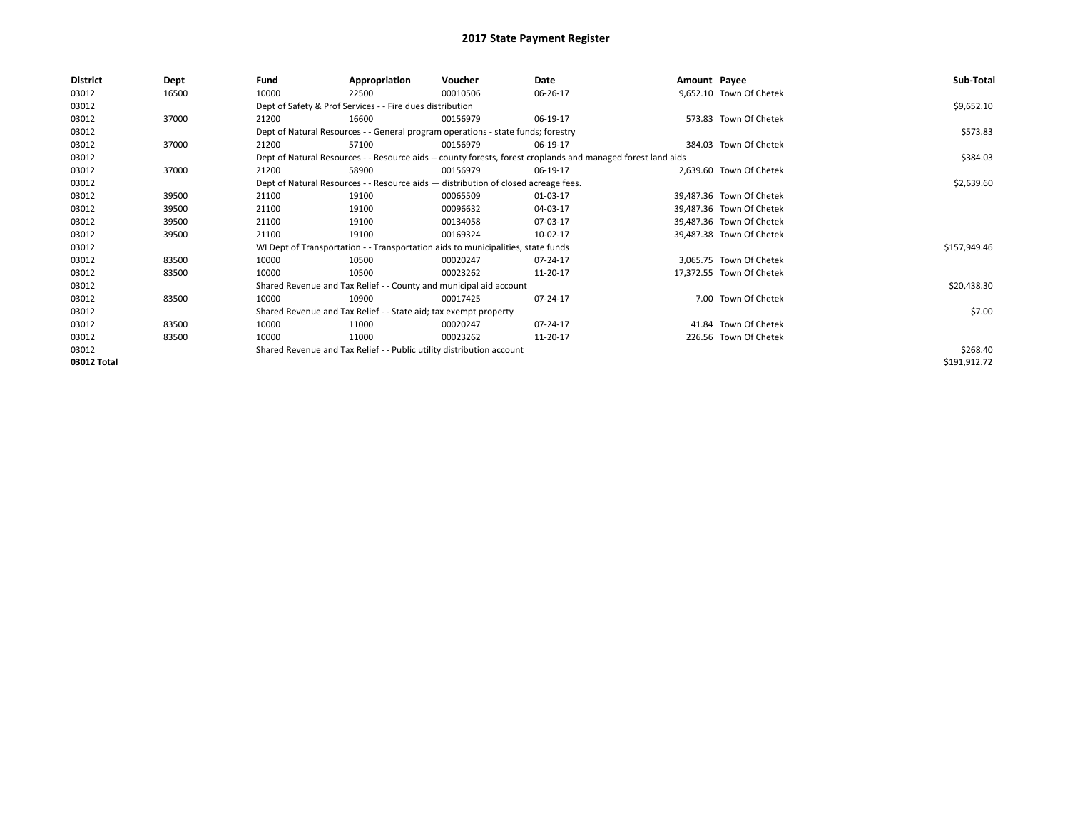# 2017 State Payment Register

| District | Dept | Fund | Appropriation | Voucher | Date | Amount | Payee | Sub-Total |
|---|---|---|---|---|---|---|---|---|
| 03012 | 16500 | 10000 | 22500 | 00010506 | 06-26-17 | 9,652.10 | Town Of Chetek | |
| 03012 | | Dept of Safety & Prof Services - - Fire dues distribution | | | | | | $9,652.10 |
| 03012 | 37000 | 21200 | 16600 | 00156979 | 06-19-17 | 573.83 | Town Of Chetek | |
| 03012 | | Dept of Natural Resources - - General program operations - state funds; forestry | | | | | | $573.83 |
| 03012 | 37000 | 21200 | 57100 | 00156979 | 06-19-17 | 384.03 | Town Of Chetek | |
| 03012 | | Dept of Natural Resources - - Resource aids -- county forests, forest croplands and managed forest land aids | | | | | | $384.03 |
| 03012 | 37000 | 21200 | 58900 | 00156979 | 06-19-17 | 2,639.60 | Town Of Chetek | |
| 03012 | | Dept of Natural Resources - - Resource aids — distribution of closed acreage fees. | | | | | | $2,639.60 |
| 03012 | 39500 | 21100 | 19100 | 00065509 | 01-03-17 | 39,487.36 | Town Of Chetek | |
| 03012 | 39500 | 21100 | 19100 | 00096632 | 04-03-17 | 39,487.36 | Town Of Chetek | |
| 03012 | 39500 | 21100 | 19100 | 00134058 | 07-03-17 | 39,487.36 | Town Of Chetek | |
| 03012 | 39500 | 21100 | 19100 | 00169324 | 10-02-17 | 39,487.38 | Town Of Chetek | |
| 03012 | | WI Dept of Transportation - - Transportation aids to municipalities, state funds | | | | | | $157,949.46 |
| 03012 | 83500 | 10000 | 10500 | 00020247 | 07-24-17 | 3,065.75 | Town Of Chetek | |
| 03012 | 83500 | 10000 | 10500 | 00023262 | 11-20-17 | 17,372.55 | Town Of Chetek | |
| 03012 | | Shared Revenue and Tax Relief - - County and municipal aid account | | | | | | $20,438.30 |
| 03012 | 83500 | 10000 | 10900 | 00017425 | 07-24-17 | 7.00 | Town Of Chetek | |
| 03012 | | Shared Revenue and Tax Relief - - State aid; tax exempt property | | | | | | $7.00 |
| 03012 | 83500 | 10000 | 11000 | 00020247 | 07-24-17 | 41.84 | Town Of Chetek | |
| 03012 | 83500 | 10000 | 11000 | 00023262 | 11-20-17 | 226.56 | Town Of Chetek | |
| 03012 | | Shared Revenue and Tax Relief - - Public utility distribution account | | | | | | $268.40 |
| 03012 Total | | | | | | | | $191,912.72 |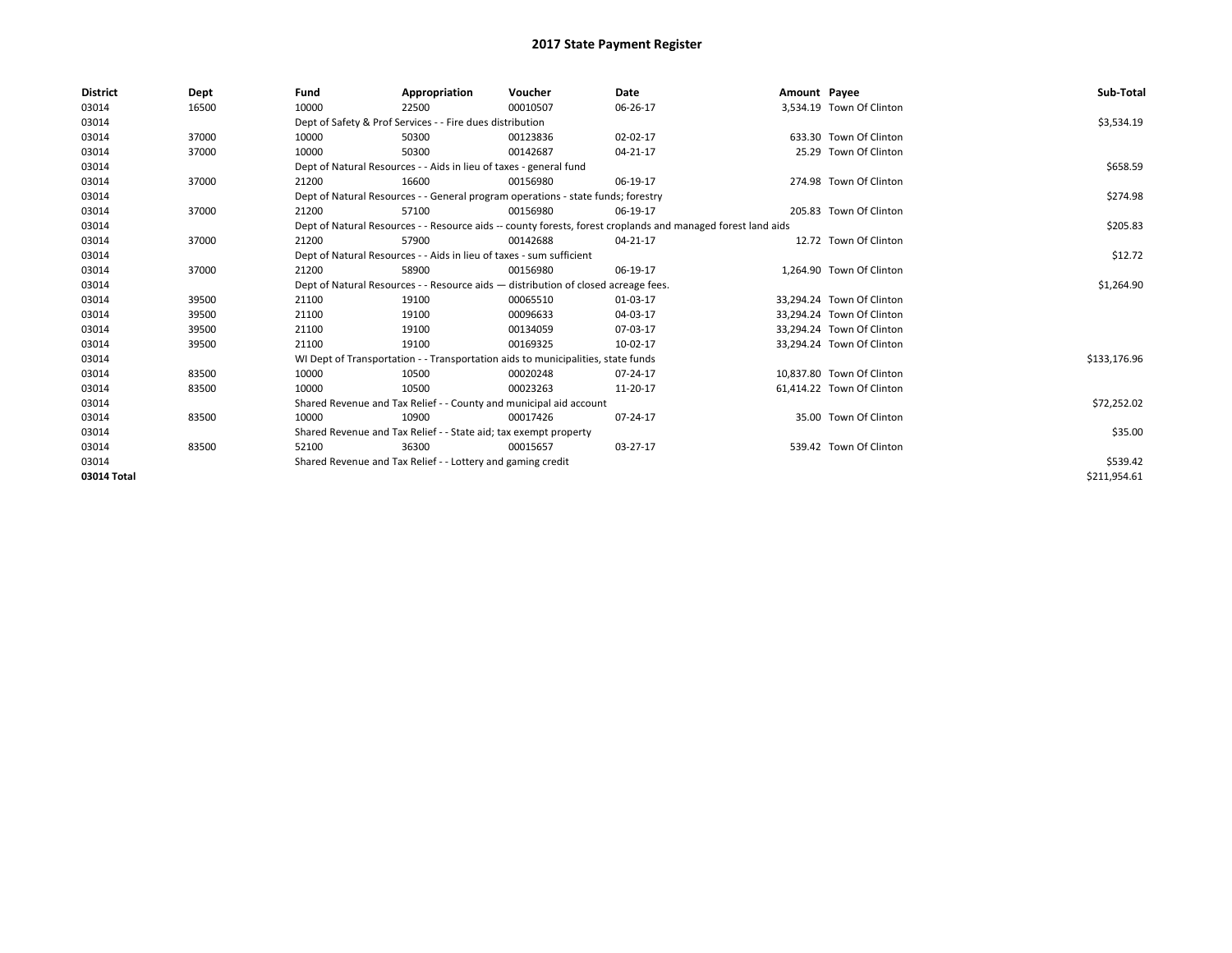# 2017 State Payment Register

| District | Dept | Fund | Appropriation | Voucher | Date | Amount | Payee | Sub-Total |
|---|---|---|---|---|---|---|---|---|
| 03014 | 16500 | 10000 | 22500 | 00010507 | 06-26-17 | 3,534.19 | Town Of Clinton | |
| 03014 | | Dept of Safety & Prof Services - - Fire dues distribution | | | | | | $3,534.19 |
| 03014 | 37000 | 10000 | 50300 | 00123836 | 02-02-17 | 633.30 | Town Of Clinton | |
| 03014 | 37000 | 10000 | 50300 | 00142687 | 04-21-17 | 25.29 | Town Of Clinton | |
| 03014 | | Dept of Natural Resources - - Aids in lieu of taxes - general fund | | | | | | $658.59 |
| 03014 | 37000 | 21200 | 16600 | 00156980 | 06-19-17 | 274.98 | Town Of Clinton | |
| 03014 | | Dept of Natural Resources - - General program operations - state funds; forestry | | | | | | $274.98 |
| 03014 | 37000 | 21200 | 57100 | 00156980 | 06-19-17 | 205.83 | Town Of Clinton | |
| 03014 | | Dept of Natural Resources - - Resource aids -- county forests, forest croplands and managed forest land aids | | | | | | $205.83 |
| 03014 | 37000 | 21200 | 57900 | 00142688 | 04-21-17 | 12.72 | Town Of Clinton | |
| 03014 | | Dept of Natural Resources - - Aids in lieu of taxes - sum sufficient | | | | | | $12.72 |
| 03014 | 37000 | 21200 | 58900 | 00156980 | 06-19-17 | 1,264.90 | Town Of Clinton | |
| 03014 | | Dept of Natural Resources - - Resource aids — distribution of closed acreage fees. | | | | | | $1,264.90 |
| 03014 | 39500 | 21100 | 19100 | 00065510 | 01-03-17 | 33,294.24 | Town Of Clinton | |
| 03014 | 39500 | 21100 | 19100 | 00096633 | 04-03-17 | 33,294.24 | Town Of Clinton | |
| 03014 | 39500 | 21100 | 19100 | 00134059 | 07-03-17 | 33,294.24 | Town Of Clinton | |
| 03014 | 39500 | 21100 | 19100 | 00169325 | 10-02-17 | 33,294.24 | Town Of Clinton | |
| 03014 | | WI Dept of Transportation - - Transportation aids to municipalities, state funds | | | | | | $133,176.96 |
| 03014 | 83500 | 10000 | 10500 | 00020248 | 07-24-17 | 10,837.80 | Town Of Clinton | |
| 03014 | 83500 | 10000 | 10500 | 00023263 | 11-20-17 | 61,414.22 | Town Of Clinton | |
| 03014 | | Shared Revenue and Tax Relief - - County and municipal aid account | | | | | | $72,252.02 |
| 03014 | 83500 | 10000 | 10900 | 00017426 | 07-24-17 | 35.00 | Town Of Clinton | |
| 03014 | | Shared Revenue and Tax Relief - - State aid; tax exempt property | | | | | | $35.00 |
| 03014 | 83500 | 52100 | 36300 | 00015657 | 03-27-17 | 539.42 | Town Of Clinton | |
| 03014 | | Shared Revenue and Tax Relief - - Lottery and gaming credit | | | | | | $539.42 |
| 03014 Total | | | | | | | | $211,954.61 |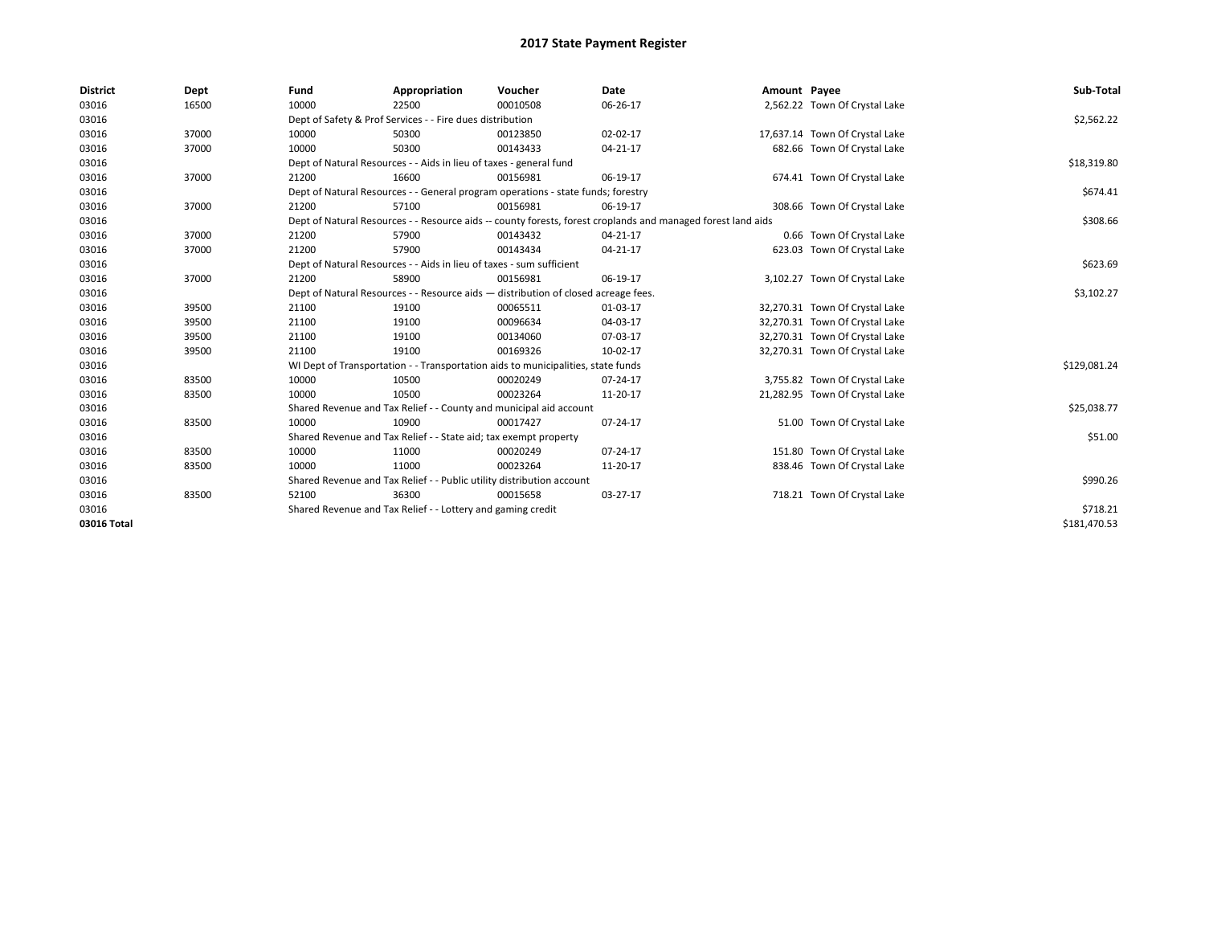# 2017 State Payment Register

| District | Dept | Fund | Appropriation | Voucher | Date | Amount | Payee | Sub-Total |
|---|---|---|---|---|---|---|---|---|
| 03016 | 16500 | 10000 | 22500 | 00010508 | 06-26-17 | 2,562.22 | Town Of Crystal Lake | |
| 03016 | | Dept of Safety & Prof Services - - Fire dues distribution | | | | | | $2,562.22 |
| 03016 | 37000 | 10000 | 50300 | 00123850 | 02-02-17 | 17,637.14 | Town Of Crystal Lake | |
| 03016 | 37000 | 10000 | 50300 | 00143433 | 04-21-17 | 682.66 | Town Of Crystal Lake | |
| 03016 | | Dept of Natural Resources - - Aids in lieu of taxes - general fund | | | | | | $18,319.80 |
| 03016 | 37000 | 21200 | 16600 | 00156981 | 06-19-17 | 674.41 | Town Of Crystal Lake | |
| 03016 | | Dept of Natural Resources - - General program operations - state funds; forestry | | | | | | $674.41 |
| 03016 | 37000 | 21200 | 57100 | 00156981 | 06-19-17 | 308.66 | Town Of Crystal Lake | |
| 03016 | | Dept of Natural Resources - - Resource aids -- county forests, forest croplands and managed forest land aids | | | | | | $308.66 |
| 03016 | 37000 | 21200 | 57900 | 00143432 | 04-21-17 | 0.66 | Town Of Crystal Lake | |
| 03016 | 37000 | 21200 | 57900 | 00143434 | 04-21-17 | 623.03 | Town Of Crystal Lake | |
| 03016 | | Dept of Natural Resources - - Aids in lieu of taxes - sum sufficient | | | | | | $623.69 |
| 03016 | 37000 | 21200 | 58900 | 00156981 | 06-19-17 | 3,102.27 | Town Of Crystal Lake | |
| 03016 | | Dept of Natural Resources - - Resource aids — distribution of closed acreage fees. | | | | | | $3,102.27 |
| 03016 | 39500 | 21100 | 19100 | 00065511 | 01-03-17 | 32,270.31 | Town Of Crystal Lake | |
| 03016 | 39500 | 21100 | 19100 | 00096634 | 04-03-17 | 32,270.31 | Town Of Crystal Lake | |
| 03016 | 39500 | 21100 | 19100 | 00134060 | 07-03-17 | 32,270.31 | Town Of Crystal Lake | |
| 03016 | 39500 | 21100 | 19100 | 00169326 | 10-02-17 | 32,270.31 | Town Of Crystal Lake | |
| 03016 | | WI Dept of Transportation - - Transportation aids to municipalities, state funds | | | | | | $129,081.24 |
| 03016 | 83500 | 10000 | 10500 | 00020249 | 07-24-17 | 3,755.82 | Town Of Crystal Lake | |
| 03016 | 83500 | 10000 | 10500 | 00023264 | 11-20-17 | 21,282.95 | Town Of Crystal Lake | |
| 03016 | | Shared Revenue and Tax Relief - - County and municipal aid account | | | | | | $25,038.77 |
| 03016 | 83500 | 10000 | 10900 | 00017427 | 07-24-17 | 51.00 | Town Of Crystal Lake | |
| 03016 | | Shared Revenue and Tax Relief - - State aid; tax exempt property | | | | | | $51.00 |
| 03016 | 83500 | 10000 | 11000 | 00020249 | 07-24-17 | 151.80 | Town Of Crystal Lake | |
| 03016 | 83500 | 10000 | 11000 | 00023264 | 11-20-17 | 838.46 | Town Of Crystal Lake | |
| 03016 | | Shared Revenue and Tax Relief - - Public utility distribution account | | | | | | $990.26 |
| 03016 | 83500 | 52100 | 36300 | 00015658 | 03-27-17 | 718.21 | Town Of Crystal Lake | |
| 03016 | | Shared Revenue and Tax Relief - - Lottery and gaming credit | | | | | | $718.21 |
| 03016 Total | | | | | | | | $181,470.53 |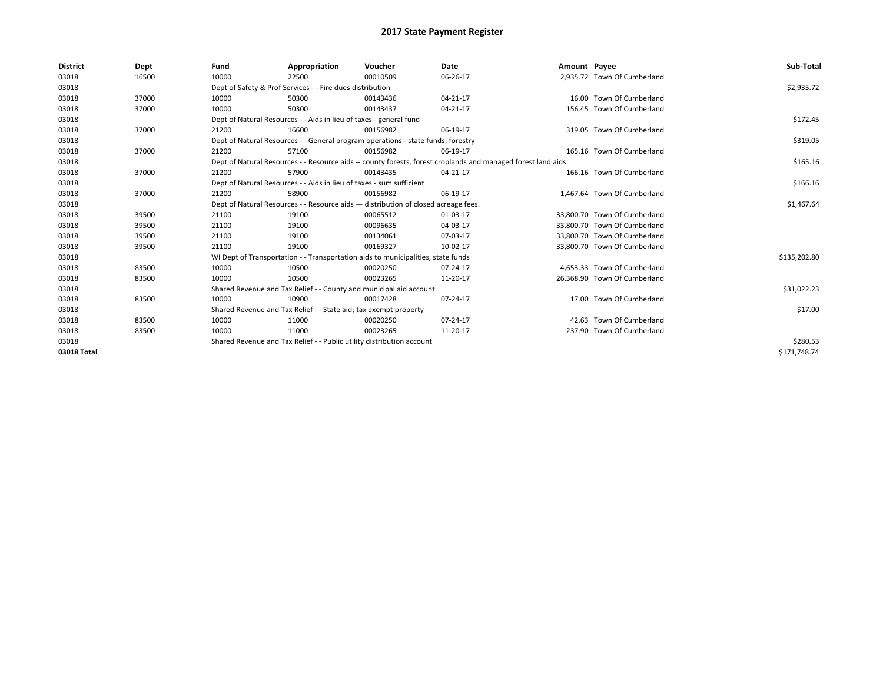# 2017 State Payment Register

| District | Dept | Fund | Appropriation | Voucher | Date | Amount | Payee | Sub-Total |
|---|---|---|---|---|---|---|---|---|
| 03018 | 16500 | 10000 | 22500 | 00010509 | 06-26-17 | 2,935.72 | Town Of Cumberland | |
| 03018 | | Dept of Safety & Prof Services - - Fire dues distribution | | | | | | $2,935.72 |
| 03018 | 37000 | 10000 | 50300 | 00143436 | 04-21-17 | 16.00 | Town Of Cumberland | |
| 03018 | 37000 | 10000 | 50300 | 00143437 | 04-21-17 | 156.45 | Town Of Cumberland | |
| 03018 | | Dept of Natural Resources - - Aids in lieu of taxes - general fund | | | | | | $172.45 |
| 03018 | 37000 | 21200 | 16600 | 00156982 | 06-19-17 | 319.05 | Town Of Cumberland | |
| 03018 | | Dept of Natural Resources - - General program operations - state funds; forestry | | | | | | $319.05 |
| 03018 | 37000 | 21200 | 57100 | 00156982 | 06-19-17 | 165.16 | Town Of Cumberland | |
| 03018 | | Dept of Natural Resources - - Resource aids -- county forests, forest croplands and managed forest land aids | | | | | | $165.16 |
| 03018 | 37000 | 21200 | 57900 | 00143435 | 04-21-17 | 166.16 | Town Of Cumberland | |
| 03018 | | Dept of Natural Resources - - Aids in lieu of taxes - sum sufficient | | | | | | $166.16 |
| 03018 | 37000 | 21200 | 58900 | 00156982 | 06-19-17 | 1,467.64 | Town Of Cumberland | |
| 03018 | | Dept of Natural Resources - - Resource aids — distribution of closed acreage fees. | | | | | | $1,467.64 |
| 03018 | 39500 | 21100 | 19100 | 00065512 | 01-03-17 | 33,800.70 | Town Of Cumberland | |
| 03018 | 39500 | 21100 | 19100 | 00096635 | 04-03-17 | 33,800.70 | Town Of Cumberland | |
| 03018 | 39500 | 21100 | 19100 | 00134061 | 07-03-17 | 33,800.70 | Town Of Cumberland | |
| 03018 | 39500 | 21100 | 19100 | 00169327 | 10-02-17 | 33,800.70 | Town Of Cumberland | |
| 03018 | | WI Dept of Transportation - - Transportation aids to municipalities, state funds | | | | | | $135,202.80 |
| 03018 | 83500 | 10000 | 10500 | 00020250 | 07-24-17 | 4,653.33 | Town Of Cumberland | |
| 03018 | 83500 | 10000 | 10500 | 00023265 | 11-20-17 | 26,368.90 | Town Of Cumberland | |
| 03018 | | Shared Revenue and Tax Relief - - County and municipal aid account | | | | | | $31,022.23 |
| 03018 | 83500 | 10000 | 10900 | 00017428 | 07-24-17 | 17.00 | Town Of Cumberland | |
| 03018 | | Shared Revenue and Tax Relief - - State aid; tax exempt property | | | | | | $17.00 |
| 03018 | 83500 | 10000 | 11000 | 00020250 | 07-24-17 | 42.63 | Town Of Cumberland | |
| 03018 | 83500 | 10000 | 11000 | 00023265 | 11-20-17 | 237.90 | Town Of Cumberland | |
| 03018 | | Shared Revenue and Tax Relief - - Public utility distribution account | | | | | | $280.53 |
| 03018 Total | | | | | | | | $171,748.74 |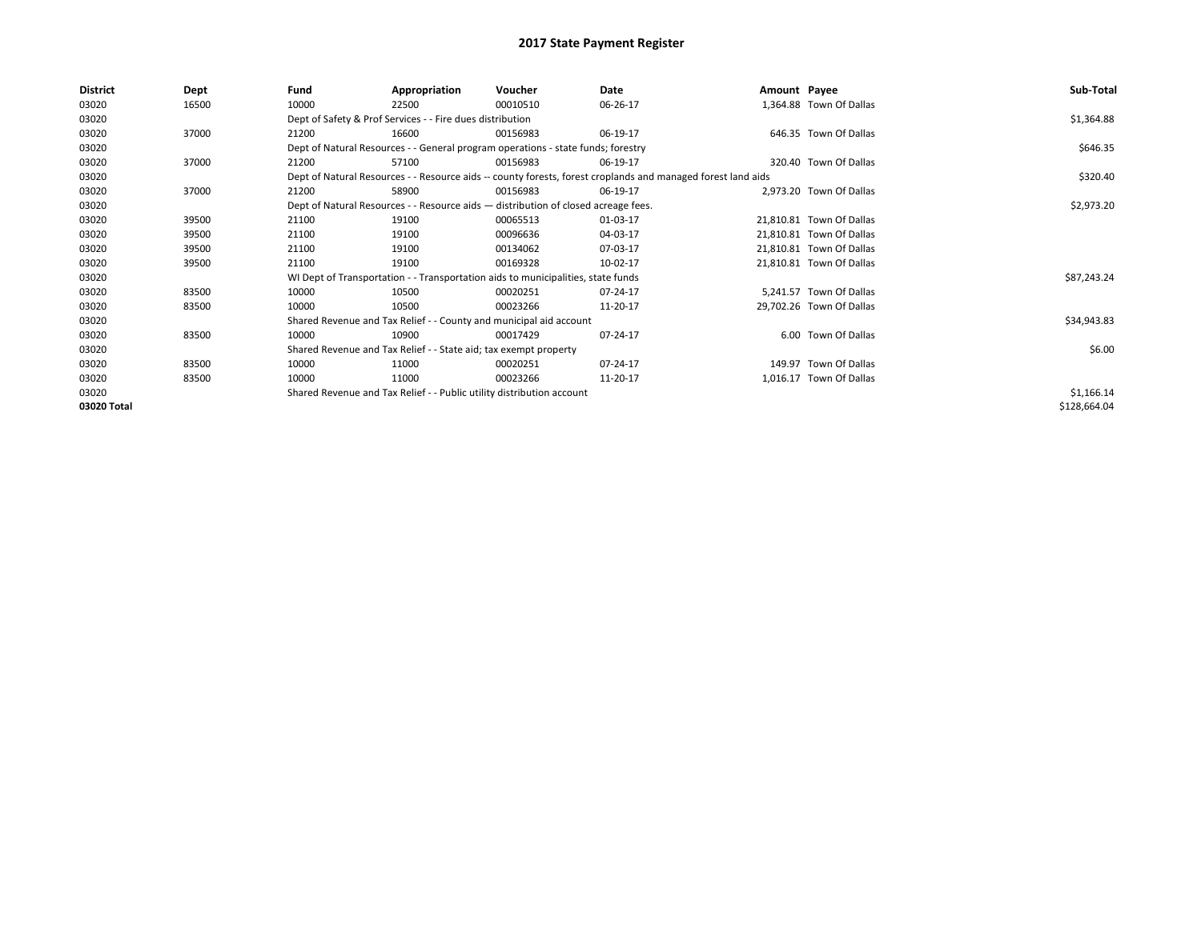# 2017 State Payment Register

| District | Dept | Fund | Appropriation | Voucher | Date | Amount | Payee | Sub-Total |
|---|---|---|---|---|---|---|---|---|
| 03020 | 16500 | 10000 | 22500 | 00010510 | 06-26-17 | 1,364.88 | Town Of Dallas | |
| 03020 | | Dept of Safety & Prof Services - - Fire dues distribution | | | | | | $1,364.88 |
| 03020 | 37000 | 21200 | 16600 | 00156983 | 06-19-17 | 646.35 | Town Of Dallas | |
| 03020 | | Dept of Natural Resources - - General program operations - state funds; forestry | | | | | | $646.35 |
| 03020 | 37000 | 21200 | 57100 | 00156983 | 06-19-17 | 320.40 | Town Of Dallas | |
| 03020 | | Dept of Natural Resources - - Resource aids -- county forests, forest croplands and managed forest land aids | | | | | | $320.40 |
| 03020 | 37000 | 21200 | 58900 | 00156983 | 06-19-17 | 2,973.20 | Town Of Dallas | |
| 03020 | | Dept of Natural Resources - - Resource aids — distribution of closed acreage fees. | | | | | | $2,973.20 |
| 03020 | 39500 | 21100 | 19100 | 00065513 | 01-03-17 | 21,810.81 | Town Of Dallas | |
| 03020 | 39500 | 21100 | 19100 | 00096636 | 04-03-17 | 21,810.81 | Town Of Dallas | |
| 03020 | 39500 | 21100 | 19100 | 00134062 | 07-03-17 | 21,810.81 | Town Of Dallas | |
| 03020 | 39500 | 21100 | 19100 | 00169328 | 10-02-17 | 21,810.81 | Town Of Dallas | |
| 03020 | | WI Dept of Transportation - - Transportation aids to municipalities, state funds | | | | | | $87,243.24 |
| 03020 | 83500 | 10000 | 10500 | 00020251 | 07-24-17 | 5,241.57 | Town Of Dallas | |
| 03020 | 83500 | 10000 | 10500 | 00023266 | 11-20-17 | 29,702.26 | Town Of Dallas | |
| 03020 | | Shared Revenue and Tax Relief - - County and municipal aid account | | | | | | $34,943.83 |
| 03020 | 83500 | 10000 | 10900 | 00017429 | 07-24-17 | 6.00 | Town Of Dallas | |
| 03020 | | Shared Revenue and Tax Relief - - State aid; tax exempt property | | | | | | $6.00 |
| 03020 | 83500 | 10000 | 11000 | 00020251 | 07-24-17 | 149.97 | Town Of Dallas | |
| 03020 | 83500 | 10000 | 11000 | 00023266 | 11-20-17 | 1,016.17 | Town Of Dallas | |
| 03020 | | Shared Revenue and Tax Relief - - Public utility distribution account | | | | | | $1,166.14 |
| 03020 Total | | | | | | | | $128,664.04 |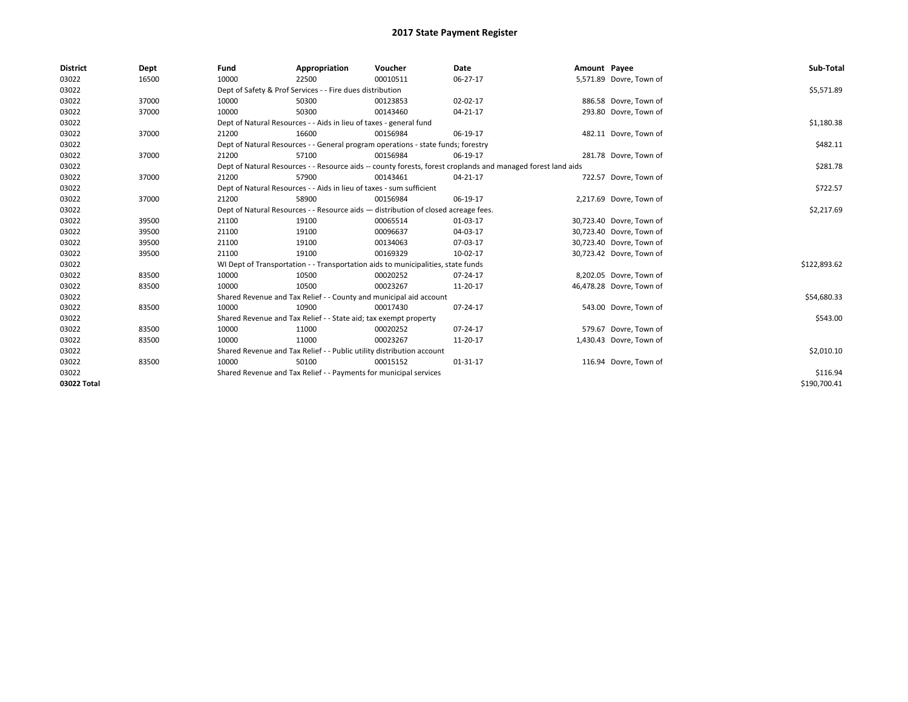# 2017 State Payment Register

| District | Dept | Fund | Appropriation | Voucher | Date | Amount | Payee | Sub-Total |
|---|---|---|---|---|---|---|---|---|
| 03022 | 16500 | 10000 | 22500 | 00010511 | 06-27-17 | 5,571.89 | Dovre, Town of | |
| 03022 | | Dept of Safety & Prof Services - - Fire dues distribution | | | | | | $5,571.89 |
| 03022 | 37000 | 10000 | 50300 | 00123853 | 02-02-17 | 886.58 | Dovre, Town of | |
| 03022 | 37000 | 10000 | 50300 | 00143460 | 04-21-17 | 293.80 | Dovre, Town of | |
| 03022 | | Dept of Natural Resources - - Aids in lieu of taxes - general fund | | | | | | $1,180.38 |
| 03022 | 37000 | 21200 | 16600 | 00156984 | 06-19-17 | 482.11 | Dovre, Town of | |
| 03022 | | Dept of Natural Resources - - General program operations - state funds; forestry | | | | | | $482.11 |
| 03022 | 37000 | 21200 | 57100 | 00156984 | 06-19-17 | 281.78 | Dovre, Town of | |
| 03022 | | Dept of Natural Resources - - Resource aids -- county forests, forest croplands and managed forest land aids | | | | | | $281.78 |
| 03022 | 37000 | 21200 | 57900 | 00143461 | 04-21-17 | 722.57 | Dovre, Town of | |
| 03022 | | Dept of Natural Resources - - Aids in lieu of taxes - sum sufficient | | | | | | $722.57 |
| 03022 | 37000 | 21200 | 58900 | 00156984 | 06-19-17 | 2,217.69 | Dovre, Town of | |
| 03022 | | Dept of Natural Resources - - Resource aids — distribution of closed acreage fees. | | | | | | $2,217.69 |
| 03022 | 39500 | 21100 | 19100 | 00065514 | 01-03-17 | 30,723.40 | Dovre, Town of | |
| 03022 | 39500 | 21100 | 19100 | 00096637 | 04-03-17 | 30,723.40 | Dovre, Town of | |
| 03022 | 39500 | 21100 | 19100 | 00134063 | 07-03-17 | 30,723.40 | Dovre, Town of | |
| 03022 | 39500 | 21100 | 19100 | 00169329 | 10-02-17 | 30,723.42 | Dovre, Town of | |
| 03022 | | WI Dept of Transportation - - Transportation aids to municipalities, state funds | | | | | | $122,893.62 |
| 03022 | 83500 | 10000 | 10500 | 00020252 | 07-24-17 | 8,202.05 | Dovre, Town of | |
| 03022 | 83500 | 10000 | 10500 | 00023267 | 11-20-17 | 46,478.28 | Dovre, Town of | |
| 03022 | | Shared Revenue and Tax Relief - - County and municipal aid account | | | | | | $54,680.33 |
| 03022 | 83500 | 10000 | 10900 | 00017430 | 07-24-17 | 543.00 | Dovre, Town of | |
| 03022 | | Shared Revenue and Tax Relief - - State aid; tax exempt property | | | | | | $543.00 |
| 03022 | 83500 | 10000 | 11000 | 00020252 | 07-24-17 | 579.67 | Dovre, Town of | |
| 03022 | 83500 | 10000 | 11000 | 00023267 | 11-20-17 | 1,430.43 | Dovre, Town of | |
| 03022 | | Shared Revenue and Tax Relief - - Public utility distribution account | | | | | | $2,010.10 |
| 03022 | 83500 | 10000 | 50100 | 00015152 | 01-31-17 | 116.94 | Dovre, Town of | |
| 03022 | | Shared Revenue and Tax Relief - - Payments for municipal services | | | | | | $116.94 |
| 03022 Total | | | | | | | | $190,700.41 |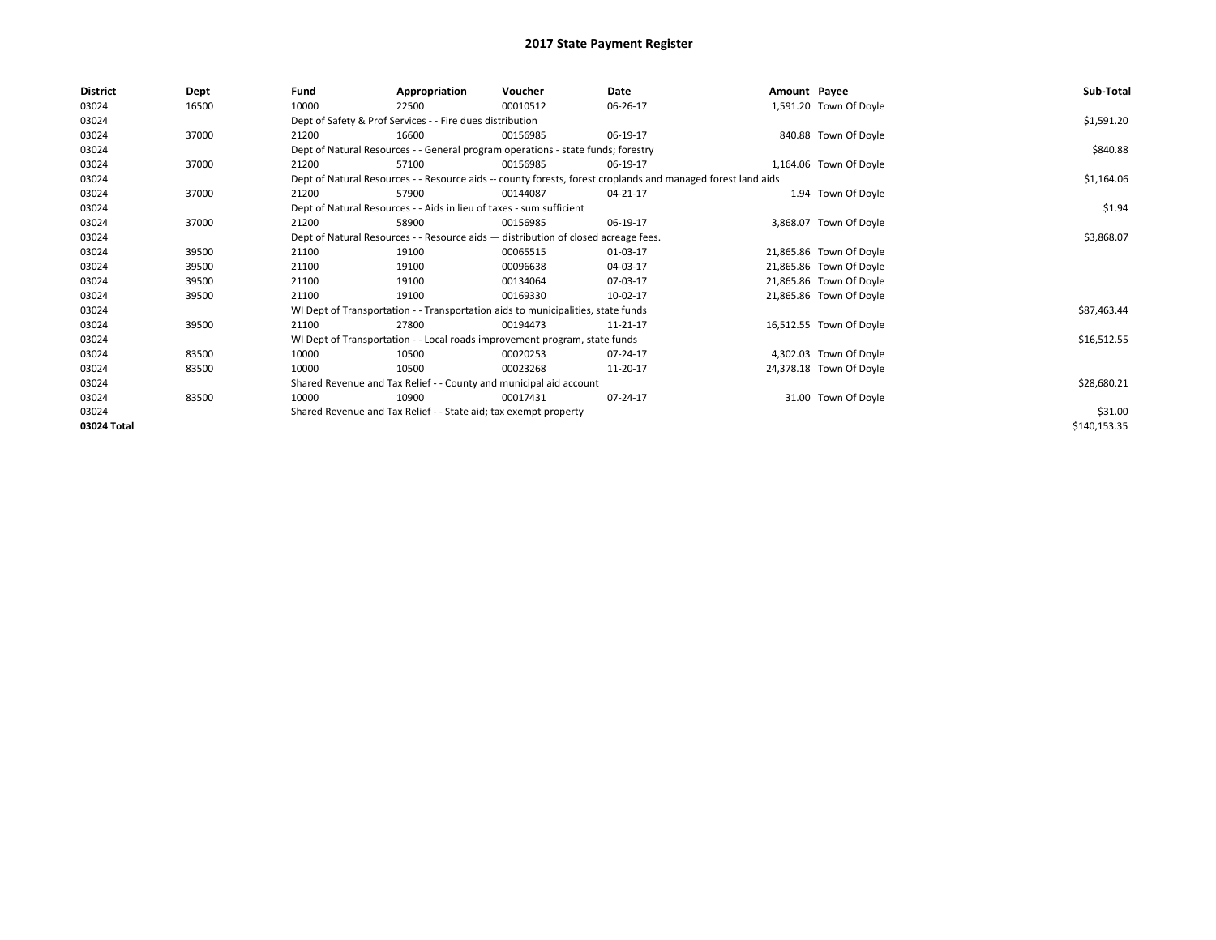# 2017 State Payment Register

| District | Dept | Fund | Appropriation | Voucher | Date | Amount | Payee | Sub-Total |
|---|---|---|---|---|---|---|---|---|
| 03024 | 16500 | 10000 | 22500 | 00010512 | 06-26-17 | 1,591.20 | Town Of Doyle | |
| 03024 | | Dept of Safety & Prof Services - - Fire dues distribution | | | | | | $1,591.20 |
| 03024 | 37000 | 21200 | 16600 | 00156985 | 06-19-17 | 840.88 | Town Of Doyle | |
| 03024 | | Dept of Natural Resources - - General program operations - state funds; forestry | | | | | | $840.88 |
| 03024 | 37000 | 21200 | 57100 | 00156985 | 06-19-17 | 1,164.06 | Town Of Doyle | |
| 03024 | | Dept of Natural Resources - - Resource aids -- county forests, forest croplands and managed forest land aids | | | | | | $1,164.06 |
| 03024 | 37000 | 21200 | 57900 | 00144087 | 04-21-17 | 1.94 | Town Of Doyle | |
| 03024 | | Dept of Natural Resources - - Aids in lieu of taxes - sum sufficient | | | | | | $1.94 |
| 03024 | 37000 | 21200 | 58900 | 00156985 | 06-19-17 | 3,868.07 | Town Of Doyle | |
| 03024 | | Dept of Natural Resources - - Resource aids — distribution of closed acreage fees. | | | | | | $3,868.07 |
| 03024 | 39500 | 21100 | 19100 | 00065515 | 01-03-17 | 21,865.86 | Town Of Doyle | |
| 03024 | 39500 | 21100 | 19100 | 00096638 | 04-03-17 | 21,865.86 | Town Of Doyle | |
| 03024 | 39500 | 21100 | 19100 | 00134064 | 07-03-17 | 21,865.86 | Town Of Doyle | |
| 03024 | 39500 | 21100 | 19100 | 00169330 | 10-02-17 | 21,865.86 | Town Of Doyle | |
| 03024 | | WI Dept of Transportation - - Transportation aids to municipalities, state funds | | | | | | $87,463.44 |
| 03024 | 39500 | 21100 | 27800 | 00194473 | 11-21-17 | 16,512.55 | Town Of Doyle | |
| 03024 | | WI Dept of Transportation - - Local roads improvement program, state funds | | | | | | $16,512.55 |
| 03024 | 83500 | 10000 | 10500 | 00020253 | 07-24-17 | 4,302.03 | Town Of Doyle | |
| 03024 | 83500 | 10000 | 10500 | 00023268 | 11-20-17 | 24,378.18 | Town Of Doyle | |
| 03024 | | Shared Revenue and Tax Relief - - County and municipal aid account | | | | | | $28,680.21 |
| 03024 | 83500 | 10000 | 10900 | 00017431 | 07-24-17 | 31.00 | Town Of Doyle | |
| 03024 | | Shared Revenue and Tax Relief - - State aid; tax exempt property | | | | | | $31.00 |
| 03024 Total | | | | | | | | $140,153.35 |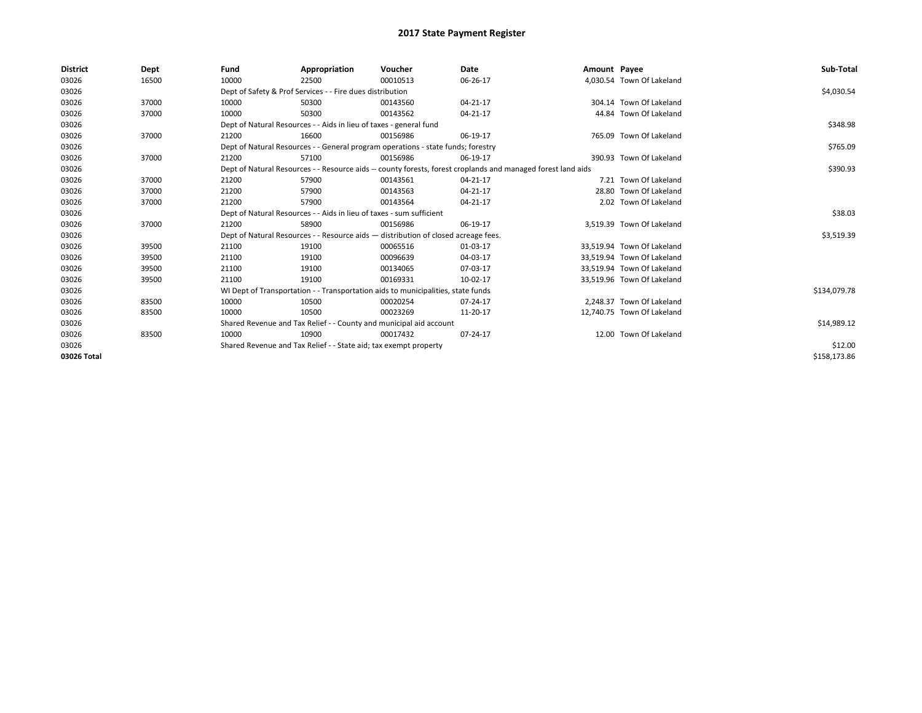# 2017 State Payment Register

| District | Dept | Fund | Appropriation | Voucher | Date | Amount | Payee | Sub-Total |
|---|---|---|---|---|---|---|---|---|
| 03026 | 16500 | 10000 | 22500 | 00010513 | 06-26-17 | 4,030.54 | Town Of Lakeland | |
| 03026 | | Dept of Safety & Prof Services - - Fire dues distribution | | | | | | $4,030.54 |
| 03026 | 37000 | 10000 | 50300 | 00143560 | 04-21-17 | 304.14 | Town Of Lakeland | |
| 03026 | 37000 | 10000 | 50300 | 00143562 | 04-21-17 | 44.84 | Town Of Lakeland | |
| 03026 | | Dept of Natural Resources - - Aids in lieu of taxes - general fund | | | | | | $348.98 |
| 03026 | 37000 | 21200 | 16600 | 00156986 | 06-19-17 | 765.09 | Town Of Lakeland | |
| 03026 | | Dept of Natural Resources - - General program operations - state funds; forestry | | | | | | $765.09 |
| 03026 | 37000 | 21200 | 57100 | 00156986 | 06-19-17 | 390.93 | Town Of Lakeland | |
| 03026 | | Dept of Natural Resources - - Resource aids -- county forests, forest croplands and managed forest land aids | | | | | | $390.93 |
| 03026 | 37000 | 21200 | 57900 | 00143561 | 04-21-17 | 7.21 | Town Of Lakeland | |
| 03026 | 37000 | 21200 | 57900 | 00143563 | 04-21-17 | 28.80 | Town Of Lakeland | |
| 03026 | 37000 | 21200 | 57900 | 00143564 | 04-21-17 | 2.02 | Town Of Lakeland | |
| 03026 | | Dept of Natural Resources - - Aids in lieu of taxes - sum sufficient | | | | | | $38.03 |
| 03026 | 37000 | 21200 | 58900 | 00156986 | 06-19-17 | 3,519.39 | Town Of Lakeland | |
| 03026 | | Dept of Natural Resources - - Resource aids — distribution of closed acreage fees. | | | | | | $3,519.39 |
| 03026 | 39500 | 21100 | 19100 | 00065516 | 01-03-17 | 33,519.94 | Town Of Lakeland | |
| 03026 | 39500 | 21100 | 19100 | 00096639 | 04-03-17 | 33,519.94 | Town Of Lakeland | |
| 03026 | 39500 | 21100 | 19100 | 00134065 | 07-03-17 | 33,519.94 | Town Of Lakeland | |
| 03026 | 39500 | 21100 | 19100 | 00169331 | 10-02-17 | 33,519.96 | Town Of Lakeland | |
| 03026 | | WI Dept of Transportation - - Transportation aids to municipalities, state funds | | | | | | $134,079.78 |
| 03026 | 83500 | 10000 | 10500 | 00020254 | 07-24-17 | 2,248.37 | Town Of Lakeland | |
| 03026 | 83500 | 10000 | 10500 | 00023269 | 11-20-17 | 12,740.75 | Town Of Lakeland | |
| 03026 | | Shared Revenue and Tax Relief - - County and municipal aid account | | | | | | $14,989.12 |
| 03026 | 83500 | 10000 | 10900 | 00017432 | 07-24-17 | 12.00 | Town Of Lakeland | |
| 03026 | | Shared Revenue and Tax Relief - - State aid; tax exempt property | | | | | | $12.00 |
| 03026 Total | | | | | | | | $158,173.86 |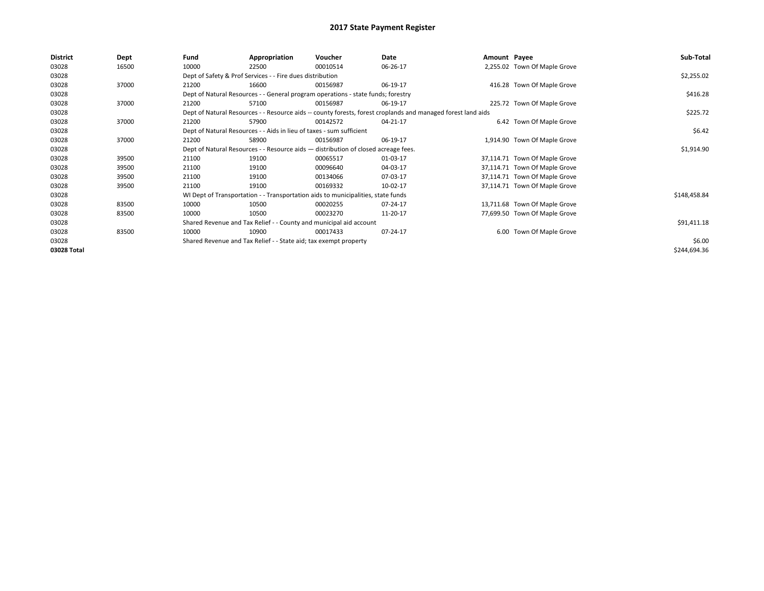# 2017 State Payment Register

| District | Dept | Fund | Appropriation | Voucher | Date | Amount | Payee | Sub-Total |
|---|---|---|---|---|---|---|---|---|
| 03028 | 16500 | 10000 | 22500 | 00010514 | 06-26-17 | 2,255.02 | Town Of Maple Grove | |
| 03028 | | Dept of Safety & Prof Services - - Fire dues distribution | | | | | | $2,255.02 |
| 03028 | 37000 | 21200 | 16600 | 00156987 | 06-19-17 | 416.28 | Town Of Maple Grove | |
| 03028 | | Dept of Natural Resources - - General program operations - state funds; forestry | | | | | | $416.28 |
| 03028 | 37000 | 21200 | 57100 | 00156987 | 06-19-17 | 225.72 | Town Of Maple Grove | |
| 03028 | | Dept of Natural Resources - - Resource aids -- county forests, forest croplands and managed forest land aids | | | | | | $225.72 |
| 03028 | 37000 | 21200 | 57900 | 00142572 | 04-21-17 | 6.42 | Town Of Maple Grove | |
| 03028 | | Dept of Natural Resources - - Aids in lieu of taxes - sum sufficient | | | | | | $6.42 |
| 03028 | 37000 | 21200 | 58900 | 00156987 | 06-19-17 | 1,914.90 | Town Of Maple Grove | |
| 03028 | | Dept of Natural Resources - - Resource aids — distribution of closed acreage fees. | | | | | | $1,914.90 |
| 03028 | 39500 | 21100 | 19100 | 00065517 | 01-03-17 | 37,114.71 | Town Of Maple Grove | |
| 03028 | 39500 | 21100 | 19100 | 00096640 | 04-03-17 | 37,114.71 | Town Of Maple Grove | |
| 03028 | 39500 | 21100 | 19100 | 00134066 | 07-03-17 | 37,114.71 | Town Of Maple Grove | |
| 03028 | 39500 | 21100 | 19100 | 00169332 | 10-02-17 | 37,114.71 | Town Of Maple Grove | |
| 03028 | | WI Dept of Transportation - - Transportation aids to municipalities, state funds | | | | | | $148,458.84 |
| 03028 | 83500 | 10000 | 10500 | 00020255 | 07-24-17 | 13,711.68 | Town Of Maple Grove | |
| 03028 | 83500 | 10000 | 10500 | 00023270 | 11-20-17 | 77,699.50 | Town Of Maple Grove | |
| 03028 | | Shared Revenue and Tax Relief - - County and municipal aid account | | | | | | $91,411.18 |
| 03028 | 83500 | 10000 | 10900 | 00017433 | 07-24-17 | 6.00 | Town Of Maple Grove | |
| 03028 | | Shared Revenue and Tax Relief - - State aid; tax exempt property | | | | | | $6.00 |
| 03028 Total | | | | | | | | $244,694.36 |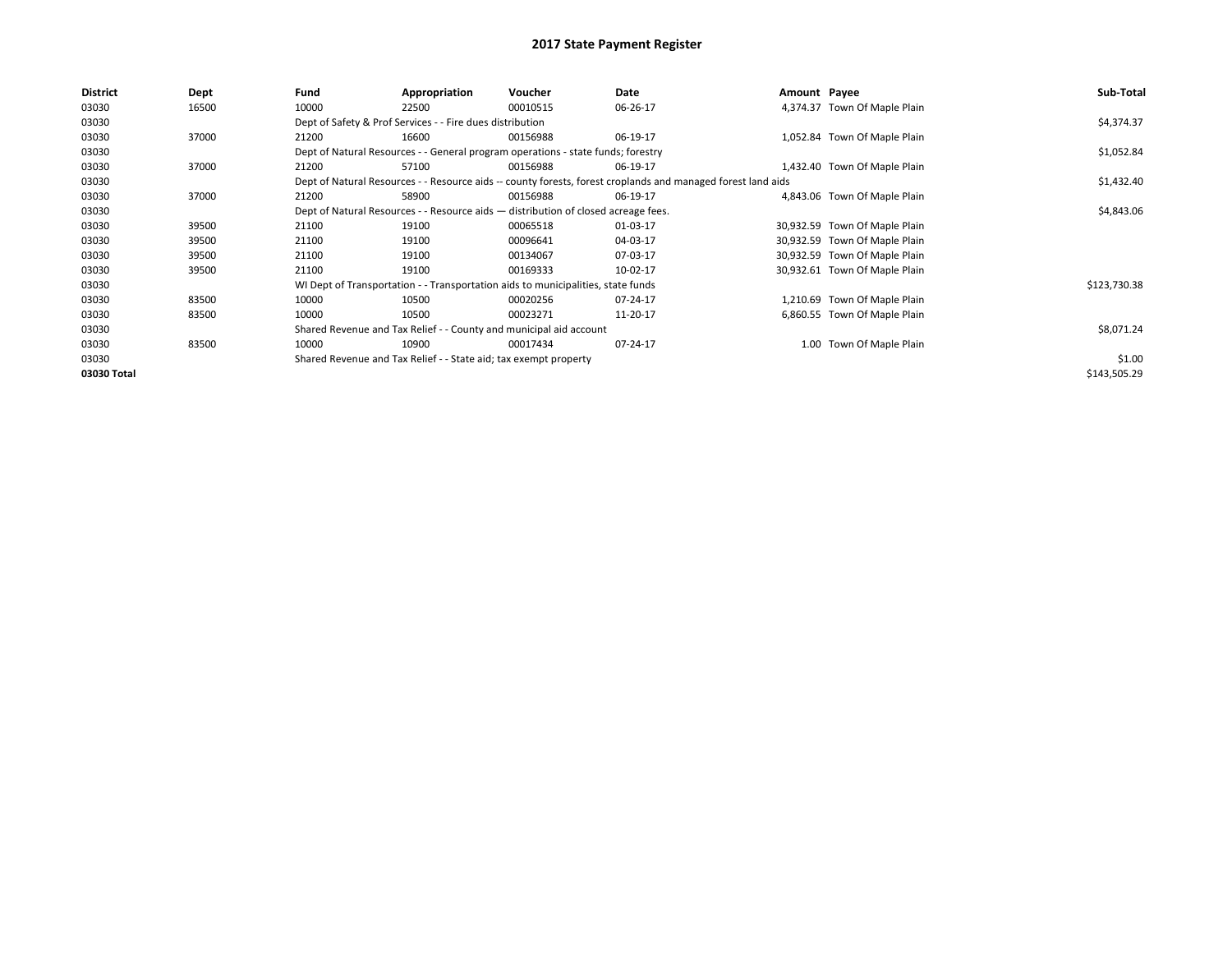# 2017 State Payment Register

| District | Dept | Fund | Appropriation | Voucher | Date | Amount | Payee | Sub-Total |
|---|---|---|---|---|---|---|---|---|
| 03030 | 16500 | 10000 | 22500 | 00010515 | 06-26-17 | 4,374.37 | Town Of Maple Plain | |
| 03030 | | Dept of Safety & Prof Services - - Fire dues distribution | | | | | | $4,374.37 |
| 03030 | 37000 | 21200 | 16600 | 00156988 | 06-19-17 | 1,052.84 | Town Of Maple Plain | |
| 03030 | | Dept of Natural Resources - - General program operations - state funds; forestry | | | | | | $1,052.84 |
| 03030 | 37000 | 21200 | 57100 | 00156988 | 06-19-17 | 1,432.40 | Town Of Maple Plain | |
| 03030 | | Dept of Natural Resources - - Resource aids -- county forests, forest croplands and managed forest land aids | | | | | | $1,432.40 |
| 03030 | 37000 | 21200 | 58900 | 00156988 | 06-19-17 | 4,843.06 | Town Of Maple Plain | |
| 03030 | | Dept of Natural Resources - - Resource aids — distribution of closed acreage fees. | | | | | | $4,843.06 |
| 03030 | 39500 | 21100 | 19100 | 00065518 | 01-03-17 | 30,932.59 | Town Of Maple Plain | |
| 03030 | 39500 | 21100 | 19100 | 00096641 | 04-03-17 | 30,932.59 | Town Of Maple Plain | |
| 03030 | 39500 | 21100 | 19100 | 00134067 | 07-03-17 | 30,932.59 | Town Of Maple Plain | |
| 03030 | 39500 | 21100 | 19100 | 00169333 | 10-02-17 | 30,932.61 | Town Of Maple Plain | |
| 03030 | | WI Dept of Transportation - - Transportation aids to municipalities, state funds | | | | | | $123,730.38 |
| 03030 | 83500 | 10000 | 10500 | 00020256 | 07-24-17 | 1,210.69 | Town Of Maple Plain | |
| 03030 | 83500 | 10000 | 10500 | 00023271 | 11-20-17 | 6,860.55 | Town Of Maple Plain | |
| 03030 | | Shared Revenue and Tax Relief - - County and municipal aid account | | | | | | $8,071.24 |
| 03030 | 83500 | 10000 | 10900 | 00017434 | 07-24-17 | 1.00 | Town Of Maple Plain | |
| 03030 | | Shared Revenue and Tax Relief - - State aid; tax exempt property | | | | | | $1.00 |
| 03030 Total | | | | | | | | $143,505.29 |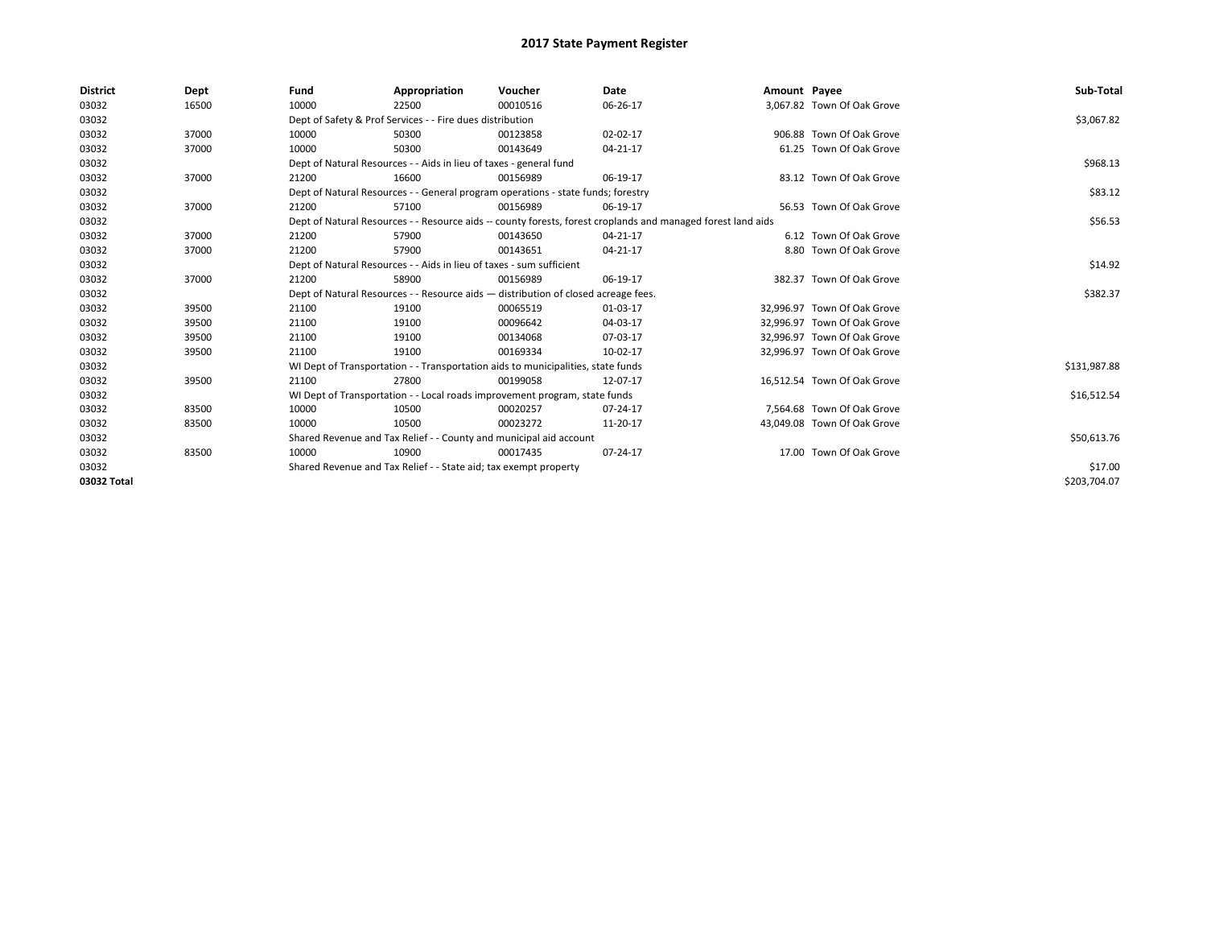# 2017 State Payment Register

| District | Dept | Fund | Appropriation | Voucher | Date | Amount | Payee | Sub-Total |
|---|---|---|---|---|---|---|---|---|
| 03032 | 16500 | 10000 | 22500 | 00010516 | 06-26-17 | 3,067.82 | Town Of Oak Grove | |
| 03032 | | Dept of Safety & Prof Services - - Fire dues distribution | | | | | | $3,067.82 |
| 03032 | 37000 | 10000 | 50300 | 00123858 | 02-02-17 | 906.88 | Town Of Oak Grove | |
| 03032 | 37000 | 10000 | 50300 | 00143649 | 04-21-17 | 61.25 | Town Of Oak Grove | |
| 03032 | | Dept of Natural Resources - - Aids in lieu of taxes - general fund | | | | | | $968.13 |
| 03032 | 37000 | 21200 | 16600 | 00156989 | 06-19-17 | 83.12 | Town Of Oak Grove | |
| 03032 | | Dept of Natural Resources - - General program operations - state funds; forestry | | | | | | $83.12 |
| 03032 | 37000 | 21200 | 57100 | 00156989 | 06-19-17 | 56.53 | Town Of Oak Grove | |
| 03032 | | Dept of Natural Resources - - Resource aids -- county forests, forest croplands and managed forest land aids | | | | | | $56.53 |
| 03032 | 37000 | 21200 | 57900 | 00143650 | 04-21-17 | 6.12 | Town Of Oak Grove | |
| 03032 | 37000 | 21200 | 57900 | 00143651 | 04-21-17 | 8.80 | Town Of Oak Grove | |
| 03032 | | Dept of Natural Resources - - Aids in lieu of taxes - sum sufficient | | | | | | $14.92 |
| 03032 | 37000 | 21200 | 58900 | 00156989 | 06-19-17 | 382.37 | Town Of Oak Grove | |
| 03032 | | Dept of Natural Resources - - Resource aids — distribution of closed acreage fees. | | | | | | $382.37 |
| 03032 | 39500 | 21100 | 19100 | 00065519 | 01-03-17 | 32,996.97 | Town Of Oak Grove | |
| 03032 | 39500 | 21100 | 19100 | 00096642 | 04-03-17 | 32,996.97 | Town Of Oak Grove | |
| 03032 | 39500 | 21100 | 19100 | 00134068 | 07-03-17 | 32,996.97 | Town Of Oak Grove | |
| 03032 | 39500 | 21100 | 19100 | 00169334 | 10-02-17 | 32,996.97 | Town Of Oak Grove | |
| 03032 | | WI Dept of Transportation - - Transportation aids to municipalities, state funds | | | | | | $131,987.88 |
| 03032 | 39500 | 21100 | 27800 | 00199058 | 12-07-17 | 16,512.54 | Town Of Oak Grove | |
| 03032 | | WI Dept of Transportation - - Local roads improvement program, state funds | | | | | | $16,512.54 |
| 03032 | 83500 | 10000 | 10500 | 00020257 | 07-24-17 | 7,564.68 | Town Of Oak Grove | |
| 03032 | 83500 | 10000 | 10500 | 00023272 | 11-20-17 | 43,049.08 | Town Of Oak Grove | |
| 03032 | | Shared Revenue and Tax Relief - - County and municipal aid account | | | | | | $50,613.76 |
| 03032 | 83500 | 10000 | 10900 | 00017435 | 07-24-17 | 17.00 | Town Of Oak Grove | |
| 03032 | | Shared Revenue and Tax Relief - - State aid; tax exempt property | | | | | | $17.00 |
| 03032 Total | | | | | | | | $203,704.07 |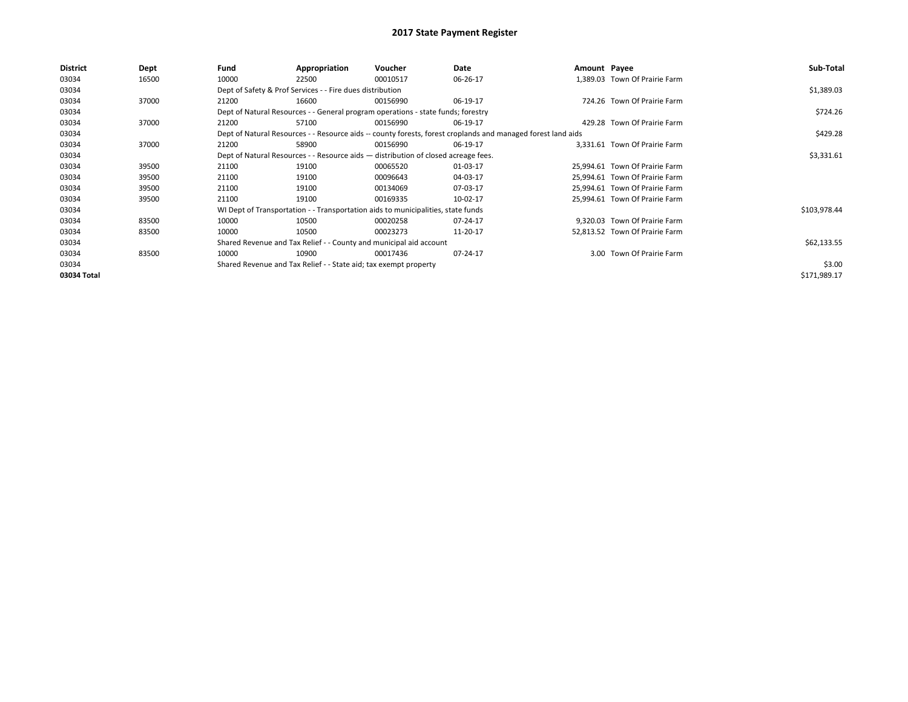# 2017 State Payment Register

| District | Dept | Fund | Appropriation | Voucher | Date | Amount | Payee | Sub-Total |
|---|---|---|---|---|---|---|---|---|
| 03034 | 16500 | 10000 | 22500 | 00010517 | 06-26-17 | 1,389.03 | Town Of Prairie Farm | |
| 03034 | | Dept of Safety & Prof Services - - Fire dues distribution | | | | | | $1,389.03 |
| 03034 | 37000 | 21200 | 16600 | 00156990 | 06-19-17 | 724.26 | Town Of Prairie Farm | |
| 03034 | | Dept of Natural Resources - - General program operations - state funds; forestry | | | | | | $724.26 |
| 03034 | 37000 | 21200 | 57100 | 00156990 | 06-19-17 | 429.28 | Town Of Prairie Farm | |
| 03034 | | Dept of Natural Resources - - Resource aids -- county forests, forest croplands and managed forest land aids | | | | | | $429.28 |
| 03034 | 37000 | 21200 | 58900 | 00156990 | 06-19-17 | 3,331.61 | Town Of Prairie Farm | |
| 03034 | | Dept of Natural Resources - - Resource aids — distribution of closed acreage fees. | | | | | | $3,331.61 |
| 03034 | 39500 | 21100 | 19100 | 00065520 | 01-03-17 | 25,994.61 | Town Of Prairie Farm | |
| 03034 | 39500 | 21100 | 19100 | 00096643 | 04-03-17 | 25,994.61 | Town Of Prairie Farm | |
| 03034 | 39500 | 21100 | 19100 | 00134069 | 07-03-17 | 25,994.61 | Town Of Prairie Farm | |
| 03034 | 39500 | 21100 | 19100 | 00169335 | 10-02-17 | 25,994.61 | Town Of Prairie Farm | |
| 03034 | | WI Dept of Transportation - - Transportation aids to municipalities, state funds | | | | | | $103,978.44 |
| 03034 | 83500 | 10000 | 10500 | 00020258 | 07-24-17 | 9,320.03 | Town Of Prairie Farm | |
| 03034 | 83500 | 10000 | 10500 | 00023273 | 11-20-17 | 52,813.52 | Town Of Prairie Farm | |
| 03034 | | Shared Revenue and Tax Relief - - County and municipal aid account | | | | | | $62,133.55 |
| 03034 | 83500 | 10000 | 10900 | 00017436 | 07-24-17 | 3.00 | Town Of Prairie Farm | |
| 03034 | | Shared Revenue and Tax Relief - - State aid; tax exempt property | | | | | | $3.00 |
| 03034 Total | | | | | | | | $171,989.17 |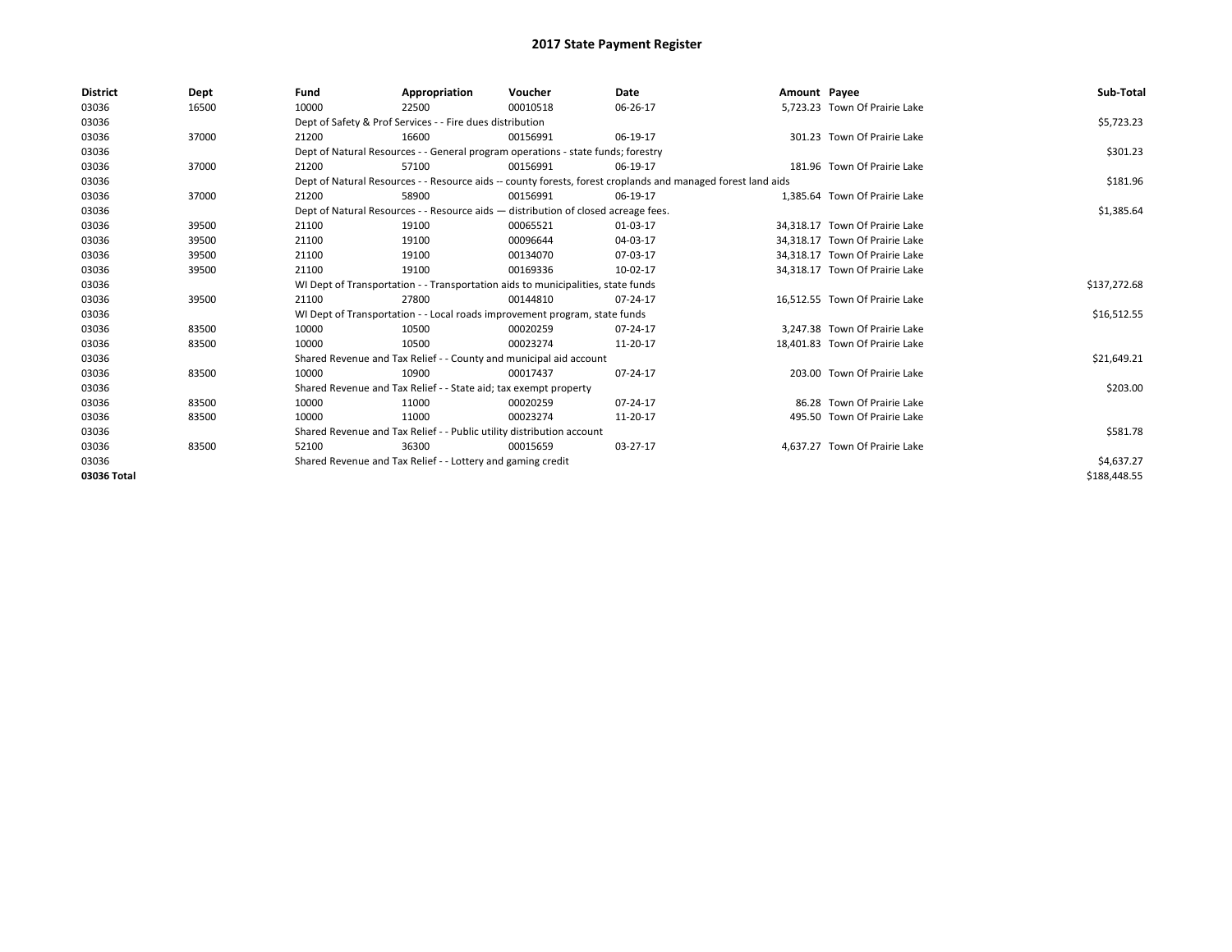# 2017 State Payment Register

| District | Dept | Fund | Appropriation | Voucher | Date | Amount | Payee | Sub-Total |
|---|---|---|---|---|---|---|---|---|
| 03036 | 16500 | 10000 | 22500 | 00010518 | 06-26-17 | 5,723.23 | Town Of Prairie Lake | |
| 03036 | | Dept of Safety & Prof Services - - Fire dues distribution | | | | | | $5,723.23 |
| 03036 | 37000 | 21200 | 16600 | 00156991 | 06-19-17 | 301.23 | Town Of Prairie Lake | |
| 03036 | | Dept of Natural Resources - - General program operations - state funds; forestry | | | | | | $301.23 |
| 03036 | 37000 | 21200 | 57100 | 00156991 | 06-19-17 | 181.96 | Town Of Prairie Lake | |
| 03036 | | Dept of Natural Resources - - Resource aids -- county forests, forest croplands and managed forest land aids | | | | | | $181.96 |
| 03036 | 37000 | 21200 | 58900 | 00156991 | 06-19-17 | 1,385.64 | Town Of Prairie Lake | |
| 03036 | | Dept of Natural Resources - - Resource aids — distribution of closed acreage fees. | | | | | | $1,385.64 |
| 03036 | 39500 | 21100 | 19100 | 00065521 | 01-03-17 | 34,318.17 | Town Of Prairie Lake | |
| 03036 | 39500 | 21100 | 19100 | 00096644 | 04-03-17 | 34,318.17 | Town Of Prairie Lake | |
| 03036 | 39500 | 21100 | 19100 | 00134070 | 07-03-17 | 34,318.17 | Town Of Prairie Lake | |
| 03036 | 39500 | 21100 | 19100 | 00169336 | 10-02-17 | 34,318.17 | Town Of Prairie Lake | |
| 03036 | | WI Dept of Transportation - - Transportation aids to municipalities, state funds | | | | | | $137,272.68 |
| 03036 | 39500 | 21100 | 27800 | 00144810 | 07-24-17 | 16,512.55 | Town Of Prairie Lake | |
| 03036 | | WI Dept of Transportation - - Local roads improvement program, state funds | | | | | | $16,512.55 |
| 03036 | 83500 | 10000 | 10500 | 00020259 | 07-24-17 | 3,247.38 | Town Of Prairie Lake | |
| 03036 | 83500 | 10000 | 10500 | 00023274 | 11-20-17 | 18,401.83 | Town Of Prairie Lake | |
| 03036 | | Shared Revenue and Tax Relief - - County and municipal aid account | | | | | | $21,649.21 |
| 03036 | 83500 | 10000 | 10900 | 00017437 | 07-24-17 | 203.00 | Town Of Prairie Lake | |
| 03036 | | Shared Revenue and Tax Relief - - State aid; tax exempt property | | | | | | $203.00 |
| 03036 | 83500 | 10000 | 11000 | 00020259 | 07-24-17 | 86.28 | Town Of Prairie Lake | |
| 03036 | 83500 | 10000 | 11000 | 00023274 | 11-20-17 | 495.50 | Town Of Prairie Lake | |
| 03036 | | Shared Revenue and Tax Relief - - Public utility distribution account | | | | | | $581.78 |
| 03036 | 83500 | 52100 | 36300 | 00015659 | 03-27-17 | 4,637.27 | Town Of Prairie Lake | |
| 03036 | | Shared Revenue and Tax Relief - - Lottery and gaming credit | | | | | | $4,637.27 |
| 03036 Total | | | | | | | | $188,448.55 |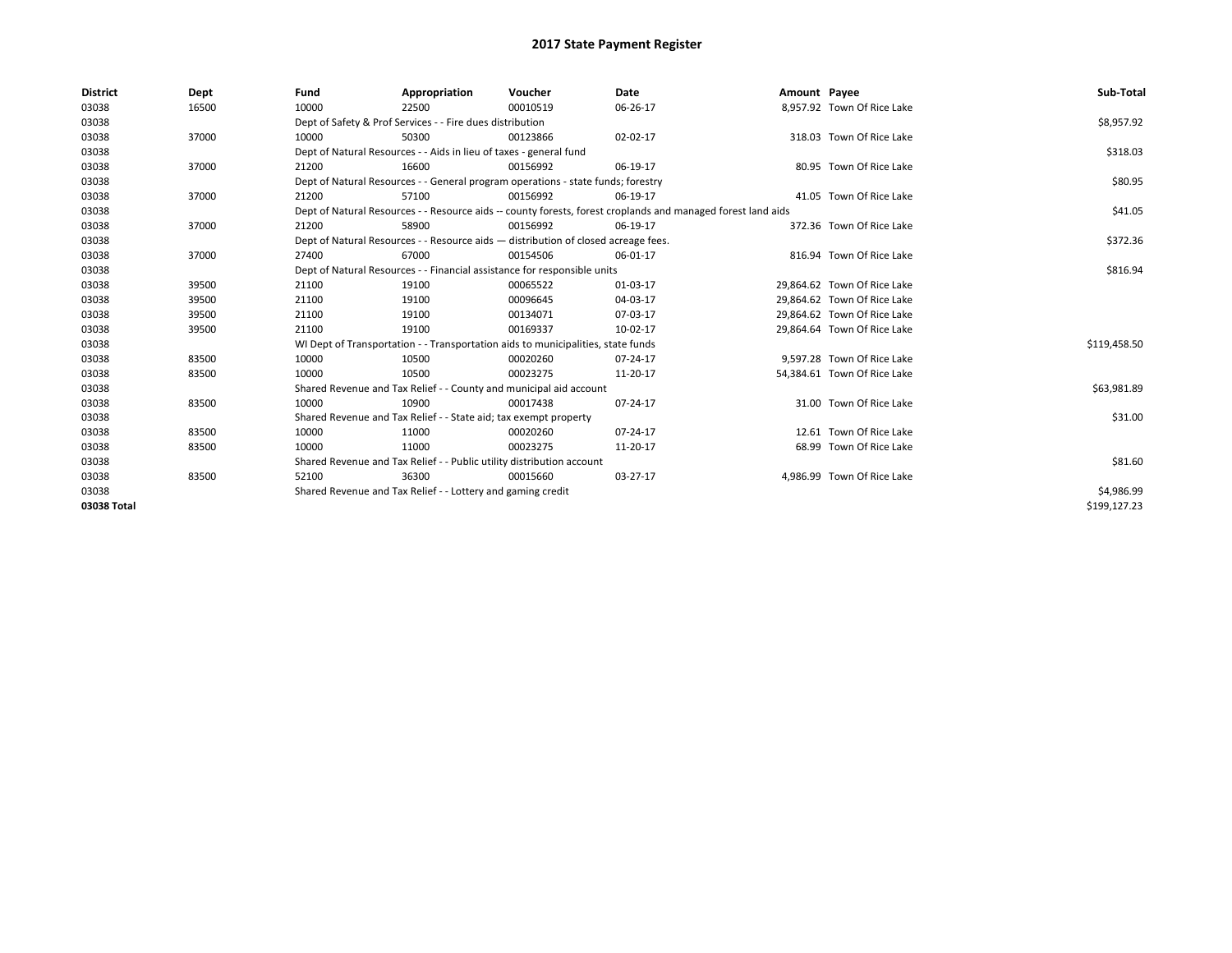# 2017 State Payment Register

| District | Dept | Fund | Appropriation | Voucher | Date | Amount | Payee | Sub-Total |
|---|---|---|---|---|---|---|---|---|
| 03038 | 16500 | 10000 | 22500 | 00010519 | 06-26-17 | 8,957.92 | Town Of Rice Lake | |
| 03038 | | Dept of Safety & Prof Services - - Fire dues distribution | | | | | | $8,957.92 |
| 03038 | 37000 | 10000 | 50300 | 00123866 | 02-02-17 | 318.03 | Town Of Rice Lake | |
| 03038 | | Dept of Natural Resources - - Aids in lieu of taxes - general fund | | | | | | $318.03 |
| 03038 | 37000 | 21200 | 16600 | 00156992 | 06-19-17 | 80.95 | Town Of Rice Lake | |
| 03038 | | Dept of Natural Resources - - General program operations - state funds; forestry | | | | | | $80.95 |
| 03038 | 37000 | 21200 | 57100 | 00156992 | 06-19-17 | 41.05 | Town Of Rice Lake | |
| 03038 | | Dept of Natural Resources - - Resource aids -- county forests, forest croplands and managed forest land aids | | | | | | $41.05 |
| 03038 | 37000 | 21200 | 58900 | 00156992 | 06-19-17 | 372.36 | Town Of Rice Lake | |
| 03038 | | Dept of Natural Resources - - Resource aids — distribution of closed acreage fees. | | | | | | $372.36 |
| 03038 | 37000 | 27400 | 67000 | 00154506 | 06-01-17 | 816.94 | Town Of Rice Lake | |
| 03038 | | Dept of Natural Resources - - Financial assistance for responsible units | | | | | | $816.94 |
| 03038 | 39500 | 21100 | 19100 | 00065522 | 01-03-17 | 29,864.62 | Town Of Rice Lake | |
| 03038 | 39500 | 21100 | 19100 | 00096645 | 04-03-17 | 29,864.62 | Town Of Rice Lake | |
| 03038 | 39500 | 21100 | 19100 | 00134071 | 07-03-17 | 29,864.62 | Town Of Rice Lake | |
| 03038 | 39500 | 21100 | 19100 | 00169337 | 10-02-17 | 29,864.64 | Town Of Rice Lake | |
| 03038 | | WI Dept of Transportation - - Transportation aids to municipalities, state funds | | | | | | $119,458.50 |
| 03038 | 83500 | 10000 | 10500 | 00020260 | 07-24-17 | 9,597.28 | Town Of Rice Lake | |
| 03038 | 83500 | 10000 | 10500 | 00023275 | 11-20-17 | 54,384.61 | Town Of Rice Lake | |
| 03038 | | Shared Revenue and Tax Relief - - County and municipal aid account | | | | | | $63,981.89 |
| 03038 | 83500 | 10000 | 10900 | 00017438 | 07-24-17 | 31.00 | Town Of Rice Lake | |
| 03038 | | Shared Revenue and Tax Relief - - State aid; tax exempt property | | | | | | $31.00 |
| 03038 | 83500 | 10000 | 11000 | 00020260 | 07-24-17 | 12.61 | Town Of Rice Lake | |
| 03038 | 83500 | 10000 | 11000 | 00023275 | 11-20-17 | 68.99 | Town Of Rice Lake | |
| 03038 | | Shared Revenue and Tax Relief - - Public utility distribution account | | | | | | $81.60 |
| 03038 | 83500 | 52100 | 36300 | 00015660 | 03-27-17 | 4,986.99 | Town Of Rice Lake | |
| 03038 | | Shared Revenue and Tax Relief - - Lottery and gaming credit | | | | | | $4,986.99 |
| 03038 Total | | | | | | | | $199,127.23 |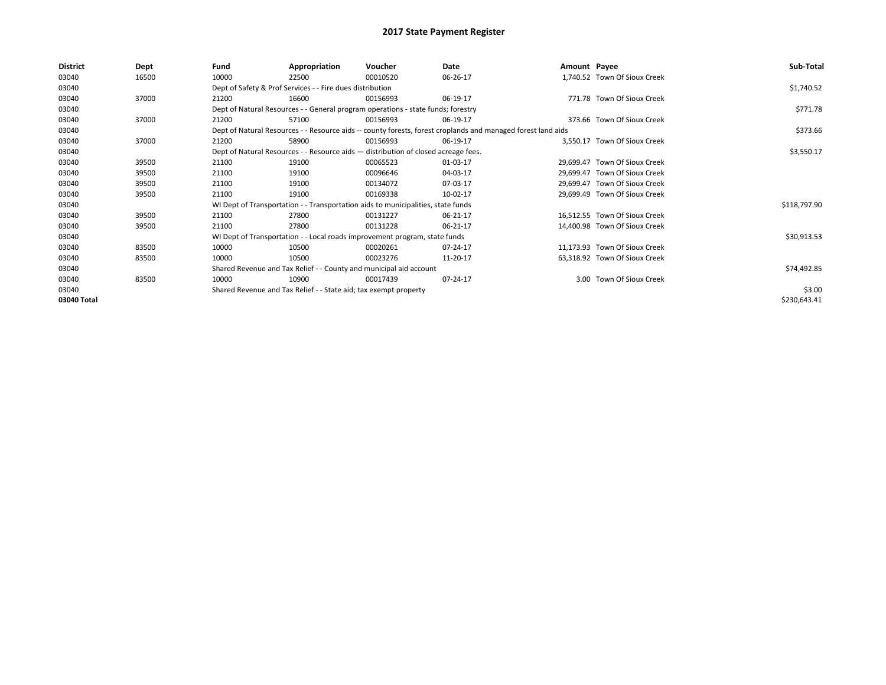# 2017 State Payment Register

| District | Dept | Fund | Appropriation | Voucher | Date | Amount | Payee | Sub-Total |
|---|---|---|---|---|---|---|---|---|
| 03040 | 16500 | 10000 | 22500 | 00010520 | 06-26-17 | 1,740.52 | Town Of Sioux Creek | |
| 03040 | | Dept of Safety & Prof Services - - Fire dues distribution | | | | | | $1,740.52 |
| 03040 | 37000 | 21200 | 16600 | 00156993 | 06-19-17 | 771.78 | Town Of Sioux Creek | |
| 03040 | | Dept of Natural Resources - - General program operations - state funds; forestry | | | | | | $771.78 |
| 03040 | 37000 | 21200 | 57100 | 00156993 | 06-19-17 | 373.66 | Town Of Sioux Creek | |
| 03040 | | Dept of Natural Resources - - Resource aids -- county forests, forest croplands and managed forest land aids | | | | | | $373.66 |
| 03040 | 37000 | 21200 | 58900 | 00156993 | 06-19-17 | 3,550.17 | Town Of Sioux Creek | |
| 03040 | | Dept of Natural Resources - - Resource aids — distribution of closed acreage fees. | | | | | | $3,550.17 |
| 03040 | 39500 | 21100 | 19100 | 00065523 | 01-03-17 | 29,699.47 | Town Of Sioux Creek | |
| 03040 | 39500 | 21100 | 19100 | 00096646 | 04-03-17 | 29,699.47 | Town Of Sioux Creek | |
| 03040 | 39500 | 21100 | 19100 | 00134072 | 07-03-17 | 29,699.47 | Town Of Sioux Creek | |
| 03040 | 39500 | 21100 | 19100 | 00169338 | 10-02-17 | 29,699.49 | Town Of Sioux Creek | |
| 03040 | | WI Dept of Transportation - - Transportation aids to municipalities, state funds | | | | | | $118,797.90 |
| 03040 | 39500 | 21100 | 27800 | 00131227 | 06-21-17 | 16,512.55 | Town Of Sioux Creek | |
| 03040 | 39500 | 21100 | 27800 | 00131228 | 06-21-17 | 14,400.98 | Town Of Sioux Creek | |
| 03040 | | WI Dept of Transportation - - Local roads improvement program, state funds | | | | | | $30,913.53 |
| 03040 | 83500 | 10000 | 10500 | 00020261 | 07-24-17 | 11,173.93 | Town Of Sioux Creek | |
| 03040 | 83500 | 10000 | 10500 | 00023276 | 11-20-17 | 63,318.92 | Town Of Sioux Creek | |
| 03040 | | Shared Revenue and Tax Relief - - County and municipal aid account | | | | | | $74,492.85 |
| 03040 | 83500 | 10000 | 10900 | 00017439 | 07-24-17 | 3.00 | Town Of Sioux Creek | |
| 03040 | | Shared Revenue and Tax Relief - - State aid; tax exempt property | | | | | | $3.00 |
| 03040 Total | | | | | | | | $230,643.41 |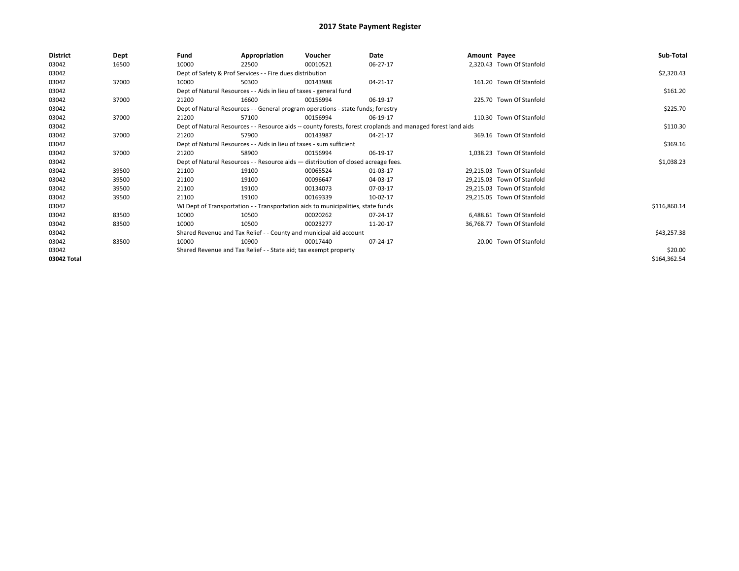# 2017 State Payment Register

| District | Dept | Fund | Appropriation | Voucher | Date | Amount | Payee | Sub-Total |
|---|---|---|---|---|---|---|---|---|
| 03042 | 16500 | 10000 | 22500 | 00010521 | 06-27-17 | 2,320.43 | Town Of Stanfold | |
| 03042 | | Dept of Safety & Prof Services - - Fire dues distribution | | | | | | $2,320.43 |
| 03042 | 37000 | 10000 | 50300 | 00143988 | 04-21-17 | 161.20 | Town Of Stanfold | |
| 03042 | | Dept of Natural Resources - - Aids in lieu of taxes - general fund | | | | | | $161.20 |
| 03042 | 37000 | 21200 | 16600 | 00156994 | 06-19-17 | 225.70 | Town Of Stanfold | |
| 03042 | | Dept of Natural Resources - - General program operations - state funds; forestry | | | | | | $225.70 |
| 03042 | 37000 | 21200 | 57100 | 00156994 | 06-19-17 | 110.30 | Town Of Stanfold | |
| 03042 | | Dept of Natural Resources - - Resource aids -- county forests, forest croplands and managed forest land aids | | | | | | $110.30 |
| 03042 | 37000 | 21200 | 57900 | 00143987 | 04-21-17 | 369.16 | Town Of Stanfold | |
| 03042 | | Dept of Natural Resources - - Aids in lieu of taxes - sum sufficient | | | | | | $369.16 |
| 03042 | 37000 | 21200 | 58900 | 00156994 | 06-19-17 | 1,038.23 | Town Of Stanfold | |
| 03042 | | Dept of Natural Resources - - Resource aids — distribution of closed acreage fees. | | | | | | $1,038.23 |
| 03042 | 39500 | 21100 | 19100 | 00065524 | 01-03-17 | 29,215.03 | Town Of Stanfold | |
| 03042 | 39500 | 21100 | 19100 | 00096647 | 04-03-17 | 29,215.03 | Town Of Stanfold | |
| 03042 | 39500 | 21100 | 19100 | 00134073 | 07-03-17 | 29,215.03 | Town Of Stanfold | |
| 03042 | 39500 | 21100 | 19100 | 00169339 | 10-02-17 | 29,215.05 | Town Of Stanfold | |
| 03042 | | WI Dept of Transportation - - Transportation aids to municipalities, state funds | | | | | | $116,860.14 |
| 03042 | 83500 | 10000 | 10500 | 00020262 | 07-24-17 | 6,488.61 | Town Of Stanfold | |
| 03042 | 83500 | 10000 | 10500 | 00023277 | 11-20-17 | 36,768.77 | Town Of Stanfold | |
| 03042 | | Shared Revenue and Tax Relief - - County and municipal aid account | | | | | | $43,257.38 |
| 03042 | 83500 | 10000 | 10900 | 00017440 | 07-24-17 | 20.00 | Town Of Stanfold | |
| 03042 | | Shared Revenue and Tax Relief - - State aid; tax exempt property | | | | | | $20.00 |
| 03042 Total | | | | | | | | $164,362.54 |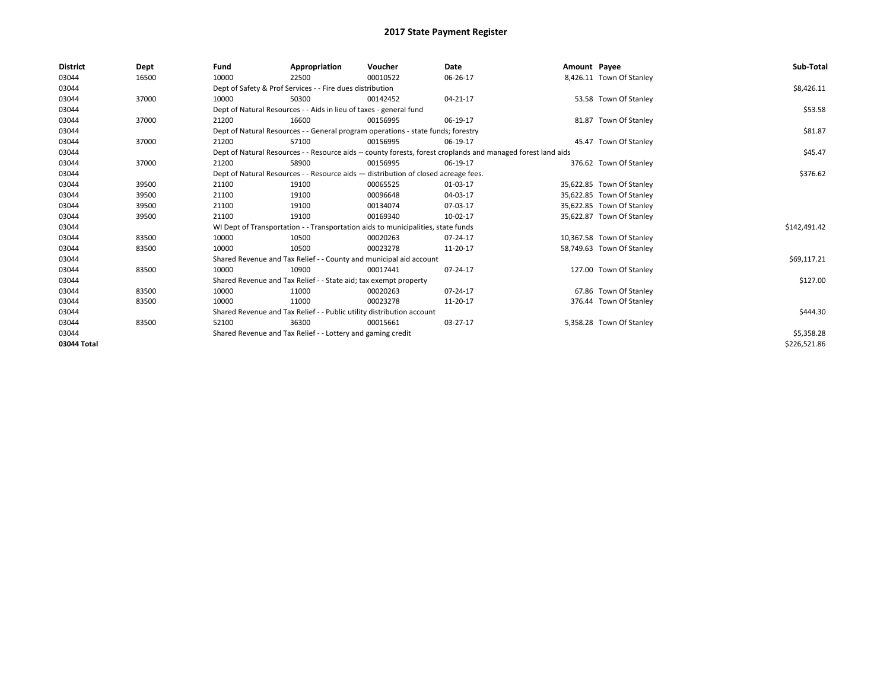# 2017 State Payment Register

| District | Dept | Fund | Appropriation | Voucher | Date | Amount | Payee | Sub-Total |
|---|---|---|---|---|---|---|---|---|
| 03044 | 16500 | 10000 | 22500 | 00010522 | 06-26-17 | 8,426.11 | Town Of Stanley | |
| 03044 | | Dept of Safety & Prof Services - - Fire dues distribution | | | | | | $8,426.11 |
| 03044 | 37000 | 10000 | 50300 | 00142452 | 04-21-17 | 53.58 | Town Of Stanley | |
| 03044 | | Dept of Natural Resources - - Aids in lieu of taxes - general fund | | | | | | $53.58 |
| 03044 | 37000 | 21200 | 16600 | 00156995 | 06-19-17 | 81.87 | Town Of Stanley | |
| 03044 | | Dept of Natural Resources - - General program operations - state funds; forestry | | | | | | $81.87 |
| 03044 | 37000 | 21200 | 57100 | 00156995 | 06-19-17 | 45.47 | Town Of Stanley | |
| 03044 | | Dept of Natural Resources - - Resource aids -- county forests, forest croplands and managed forest land aids | | | | | | $45.47 |
| 03044 | 37000 | 21200 | 58900 | 00156995 | 06-19-17 | 376.62 | Town Of Stanley | |
| 03044 | | Dept of Natural Resources - - Resource aids — distribution of closed acreage fees. | | | | | | $376.62 |
| 03044 | 39500 | 21100 | 19100 | 00065525 | 01-03-17 | 35,622.85 | Town Of Stanley | |
| 03044 | 39500 | 21100 | 19100 | 00096648 | 04-03-17 | 35,622.85 | Town Of Stanley | |
| 03044 | 39500 | 21100 | 19100 | 00134074 | 07-03-17 | 35,622.85 | Town Of Stanley | |
| 03044 | 39500 | 21100 | 19100 | 00169340 | 10-02-17 | 35,622.87 | Town Of Stanley | |
| 03044 | | WI Dept of Transportation - - Transportation aids to municipalities, state funds | | | | | | $142,491.42 |
| 03044 | 83500 | 10000 | 10500 | 00020263 | 07-24-17 | 10,367.58 | Town Of Stanley | |
| 03044 | 83500 | 10000 | 10500 | 00023278 | 11-20-17 | 58,749.63 | Town Of Stanley | |
| 03044 | | Shared Revenue and Tax Relief - - County and municipal aid account | | | | | | $69,117.21 |
| 03044 | 83500 | 10000 | 10900 | 00017441 | 07-24-17 | 127.00 | Town Of Stanley | |
| 03044 | | Shared Revenue and Tax Relief - - State aid; tax exempt property | | | | | | $127.00 |
| 03044 | 83500 | 10000 | 11000 | 00020263 | 07-24-17 | 67.86 | Town Of Stanley | |
| 03044 | 83500 | 10000 | 11000 | 00023278 | 11-20-17 | 376.44 | Town Of Stanley | |
| 03044 | | Shared Revenue and Tax Relief - - Public utility distribution account | | | | | | $444.30 |
| 03044 | 83500 | 52100 | 36300 | 00015661 | 03-27-17 | 5,358.28 | Town Of Stanley | |
| 03044 | | Shared Revenue and Tax Relief - - Lottery and gaming credit | | | | | | $5,358.28 |
| 03044 Total | | | | | | | | $226,521.86 |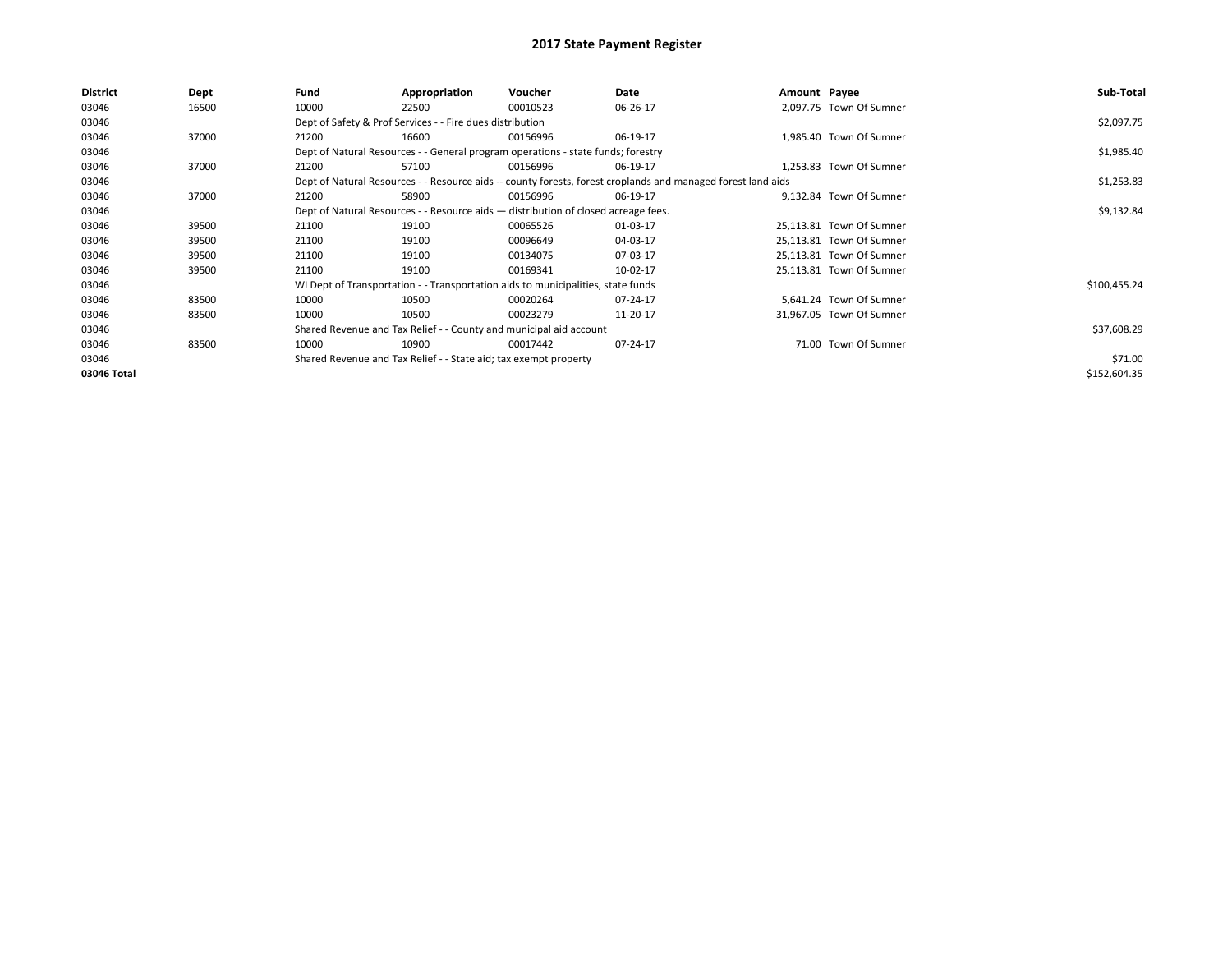# 2017 State Payment Register

| District | Dept | Fund | Appropriation | Voucher | Date | Amount | Payee | Sub-Total |
|---|---|---|---|---|---|---|---|---|
| 03046 | 16500 | 10000 | 22500 | 00010523 | 06-26-17 | 2,097.75 | Town Of Sumner | |
| 03046 | | Dept of Safety & Prof Services - - Fire dues distribution | | | | | | $2,097.75 |
| 03046 | 37000 | 21200 | 16600 | 00156996 | 06-19-17 | 1,985.40 | Town Of Sumner | |
| 03046 | | Dept of Natural Resources - - General program operations - state funds; forestry | | | | | | $1,985.40 |
| 03046 | 37000 | 21200 | 57100 | 00156996 | 06-19-17 | 1,253.83 | Town Of Sumner | |
| 03046 | | Dept of Natural Resources - - Resource aids -- county forests, forest croplands and managed forest land aids | | | | | | $1,253.83 |
| 03046 | 37000 | 21200 | 58900 | 00156996 | 06-19-17 | 9,132.84 | Town Of Sumner | |
| 03046 | | Dept of Natural Resources - - Resource aids — distribution of closed acreage fees. | | | | | | $9,132.84 |
| 03046 | 39500 | 21100 | 19100 | 00065526 | 01-03-17 | 25,113.81 | Town Of Sumner | |
| 03046 | 39500 | 21100 | 19100 | 00096649 | 04-03-17 | 25,113.81 | Town Of Sumner | |
| 03046 | 39500 | 21100 | 19100 | 00134075 | 07-03-17 | 25,113.81 | Town Of Sumner | |
| 03046 | 39500 | 21100 | 19100 | 00169341 | 10-02-17 | 25,113.81 | Town Of Sumner | |
| 03046 | | WI Dept of Transportation - - Transportation aids to municipalities, state funds | | | | | | $100,455.24 |
| 03046 | 83500 | 10000 | 10500 | 00020264 | 07-24-17 | 5,641.24 | Town Of Sumner | |
| 03046 | 83500 | 10000 | 10500 | 00023279 | 11-20-17 | 31,967.05 | Town Of Sumner | |
| 03046 | | Shared Revenue and Tax Relief - - County and municipal aid account | | | | | | $37,608.29 |
| 03046 | 83500 | 10000 | 10900 | 00017442 | 07-24-17 | 71.00 | Town Of Sumner | |
| 03046 | | Shared Revenue and Tax Relief - - State aid; tax exempt property | | | | | | $71.00 |
| 03046 Total | | | | | | | | $152,604.35 |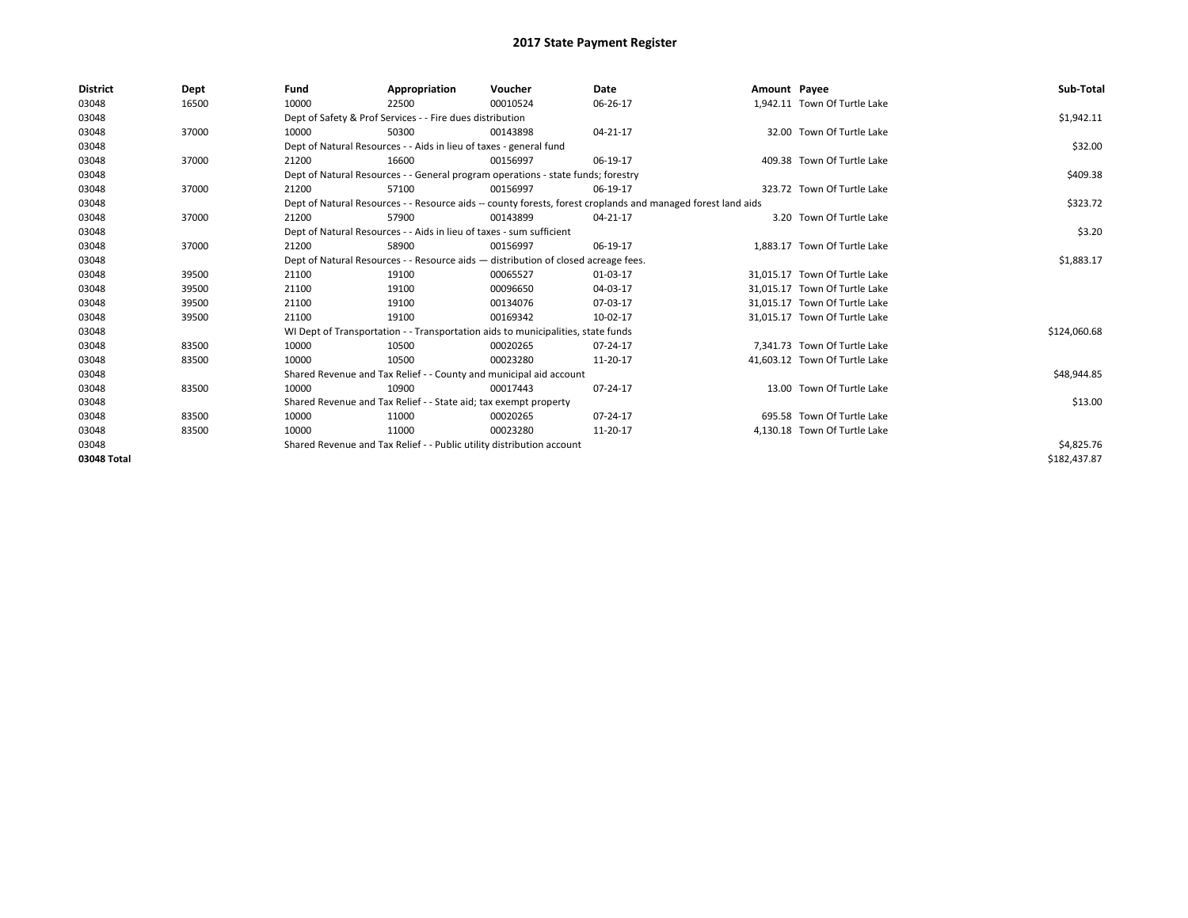# 2017 State Payment Register

| District | Dept | Fund | Appropriation | Voucher | Date | Amount | Payee | Sub-Total |
|---|---|---|---|---|---|---|---|---|
| 03048 | 16500 | 10000 | 22500 | 00010524 | 06-26-17 | 1,942.11 | Town Of Turtle Lake | |
| 03048 | | Dept of Safety & Prof Services - - Fire dues distribution | | | | | | $1,942.11 |
| 03048 | 37000 | 10000 | 50300 | 00143898 | 04-21-17 | 32.00 | Town Of Turtle Lake | |
| 03048 | | Dept of Natural Resources - - Aids in lieu of taxes - general fund | | | | | | $32.00 |
| 03048 | 37000 | 21200 | 16600 | 00156997 | 06-19-17 | 409.38 | Town Of Turtle Lake | |
| 03048 | | Dept of Natural Resources - - General program operations - state funds; forestry | | | | | | $409.38 |
| 03048 | 37000 | 21200 | 57100 | 00156997 | 06-19-17 | 323.72 | Town Of Turtle Lake | |
| 03048 | | Dept of Natural Resources - - Resource aids -- county forests, forest croplands and managed forest land aids | | | | | | $323.72 |
| 03048 | 37000 | 21200 | 57900 | 00143899 | 04-21-17 | 3.20 | Town Of Turtle Lake | |
| 03048 | | Dept of Natural Resources - - Aids in lieu of taxes - sum sufficient | | | | | | $3.20 |
| 03048 | 37000 | 21200 | 58900 | 00156997 | 06-19-17 | 1,883.17 | Town Of Turtle Lake | |
| 03048 | | Dept of Natural Resources - - Resource aids — distribution of closed acreage fees. | | | | | | $1,883.17 |
| 03048 | 39500 | 21100 | 19100 | 00065527 | 01-03-17 | 31,015.17 | Town Of Turtle Lake | |
| 03048 | 39500 | 21100 | 19100 | 00096650 | 04-03-17 | 31,015.17 | Town Of Turtle Lake | |
| 03048 | 39500 | 21100 | 19100 | 00134076 | 07-03-17 | 31,015.17 | Town Of Turtle Lake | |
| 03048 | 39500 | 21100 | 19100 | 00169342 | 10-02-17 | 31,015.17 | Town Of Turtle Lake | |
| 03048 | | WI Dept of Transportation - - Transportation aids to municipalities, state funds | | | | | | $124,060.68 |
| 03048 | 83500 | 10000 | 10500 | 00020265 | 07-24-17 | 7,341.73 | Town Of Turtle Lake | |
| 03048 | 83500 | 10000 | 10500 | 00023280 | 11-20-17 | 41,603.12 | Town Of Turtle Lake | |
| 03048 | | Shared Revenue and Tax Relief - - County and municipal aid account | | | | | | $48,944.85 |
| 03048 | 83500 | 10000 | 10900 | 00017443 | 07-24-17 | 13.00 | Town Of Turtle Lake | |
| 03048 | | Shared Revenue and Tax Relief - - State aid; tax exempt property | | | | | | $13.00 |
| 03048 | 83500 | 10000 | 11000 | 00020265 | 07-24-17 | 695.58 | Town Of Turtle Lake | |
| 03048 | 83500 | 10000 | 11000 | 00023280 | 11-20-17 | 4,130.18 | Town Of Turtle Lake | |
| 03048 | | Shared Revenue and Tax Relief - - Public utility distribution account | | | | | | $4,825.76 |
| 03048 Total | | | | | | | | $182,437.87 |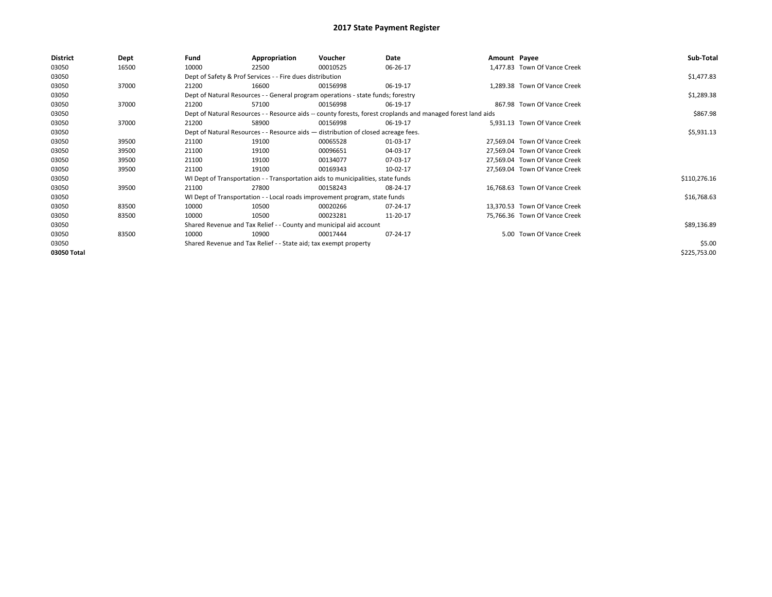# 2017 State Payment Register

| District | Dept | Fund | Appropriation | Voucher | Date | Amount | Payee | Sub-Total |
|---|---|---|---|---|---|---|---|---|
| 03050 | 16500 | 10000 | 22500 | 00010525 | 06-26-17 | 1,477.83 | Town Of Vance Creek | |
| 03050 | | Dept of Safety & Prof Services - - Fire dues distribution | | | | | | $1,477.83 |
| 03050 | 37000 | 21200 | 16600 | 00156998 | 06-19-17 | 1,289.38 | Town Of Vance Creek | |
| 03050 | | Dept of Natural Resources - - General program operations - state funds; forestry | | | | | | $1,289.38 |
| 03050 | 37000 | 21200 | 57100 | 00156998 | 06-19-17 | 867.98 | Town Of Vance Creek | |
| 03050 | | Dept of Natural Resources - - Resource aids -- county forests, forest croplands and managed forest land aids | | | | | | $867.98 |
| 03050 | 37000 | 21200 | 58900 | 00156998 | 06-19-17 | 5,931.13 | Town Of Vance Creek | |
| 03050 | | Dept of Natural Resources - - Resource aids — distribution of closed acreage fees. | | | | | | $5,931.13 |
| 03050 | 39500 | 21100 | 19100 | 00065528 | 01-03-17 | 27,569.04 | Town Of Vance Creek | |
| 03050 | 39500 | 21100 | 19100 | 00096651 | 04-03-17 | 27,569.04 | Town Of Vance Creek | |
| 03050 | 39500 | 21100 | 19100 | 00134077 | 07-03-17 | 27,569.04 | Town Of Vance Creek | |
| 03050 | 39500 | 21100 | 19100 | 00169343 | 10-02-17 | 27,569.04 | Town Of Vance Creek | |
| 03050 | | WI Dept of Transportation - - Transportation aids to municipalities, state funds | | | | | | $110,276.16 |
| 03050 | 39500 | 21100 | 27800 | 00158243 | 08-24-17 | 16,768.63 | Town Of Vance Creek | |
| 03050 | | WI Dept of Transportation - - Local roads improvement program, state funds | | | | | | $16,768.63 |
| 03050 | 83500 | 10000 | 10500 | 00020266 | 07-24-17 | 13,370.53 | Town Of Vance Creek | |
| 03050 | 83500 | 10000 | 10500 | 00023281 | 11-20-17 | 75,766.36 | Town Of Vance Creek | |
| 03050 | | Shared Revenue and Tax Relief - - County and municipal aid account | | | | | | $89,136.89 |
| 03050 | 83500 | 10000 | 10900 | 00017444 | 07-24-17 | 5.00 | Town Of Vance Creek | |
| 03050 | | Shared Revenue and Tax Relief - - State aid; tax exempt property | | | | | | $5.00 |
| 03050 Total | | | | | | | | $225,753.00 |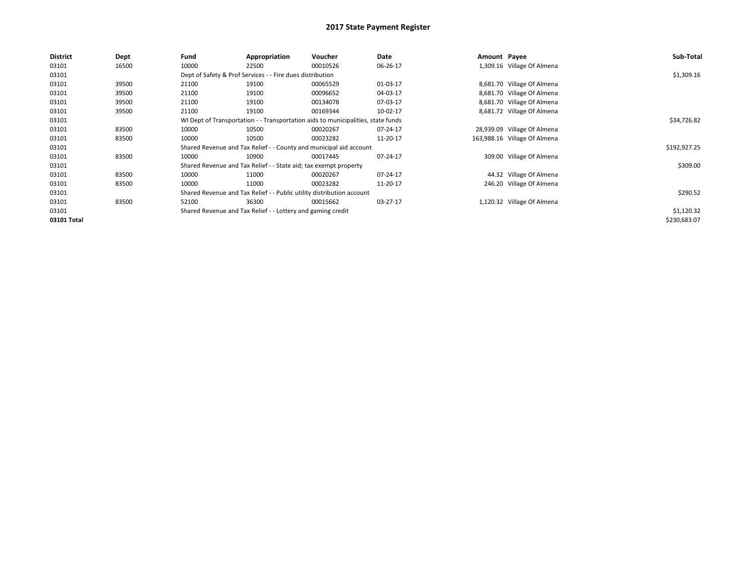# 2017 State Payment Register

| District | Dept | Fund | Appropriation | Voucher | Date | Amount | Payee | Sub-Total |
|---|---|---|---|---|---|---|---|---|
| 03101 | 16500 | 10000 | 22500 | 00010526 | 06-26-17 | 1,309.16 | Village Of Almena | |
| 03101 | | Dept of Safety & Prof Services - - Fire dues distribution | | | | | | $1,309.16 |
| 03101 | 39500 | 21100 | 19100 | 00065529 | 01-03-17 | 8,681.70 | Village Of Almena | |
| 03101 | 39500 | 21100 | 19100 | 00096652 | 04-03-17 | 8,681.70 | Village Of Almena | |
| 03101 | 39500 | 21100 | 19100 | 00134078 | 07-03-17 | 8,681.70 | Village Of Almena | |
| 03101 | 39500 | 21100 | 19100 | 00169344 | 10-02-17 | 8,681.72 | Village Of Almena | |
| 03101 | | WI Dept of Transportation - - Transportation aids to municipalities, state funds | | | | | | $34,726.82 |
| 03101 | 83500 | 10000 | 10500 | 00020267 | 07-24-17 | 28,939.09 | Village Of Almena | |
| 03101 | 83500 | 10000 | 10500 | 00023282 | 11-20-17 | 163,988.16 | Village Of Almena | |
| 03101 | | Shared Revenue and Tax Relief - - County and municipal aid account | | | | | | $192,927.25 |
| 03101 | 83500 | 10000 | 10900 | 00017445 | 07-24-17 | 309.00 | Village Of Almena | |
| 03101 | | Shared Revenue and Tax Relief - - State aid; tax exempt property | | | | | | $309.00 |
| 03101 | 83500 | 10000 | 11000 | 00020267 | 07-24-17 | 44.32 | Village Of Almena | |
| 03101 | 83500 | 10000 | 11000 | 00023282 | 11-20-17 | 246.20 | Village Of Almena | |
| 03101 | | Shared Revenue and Tax Relief - - Public utility distribution account | | | | | | $290.52 |
| 03101 | 83500 | 52100 | 36300 | 00015662 | 03-27-17 | 1,120.32 | Village Of Almena | |
| 03101 | | Shared Revenue and Tax Relief - - Lottery and gaming credit | | | | | | $1,120.32 |
| **03101 Total** | | | | | | | | $230,683.07 |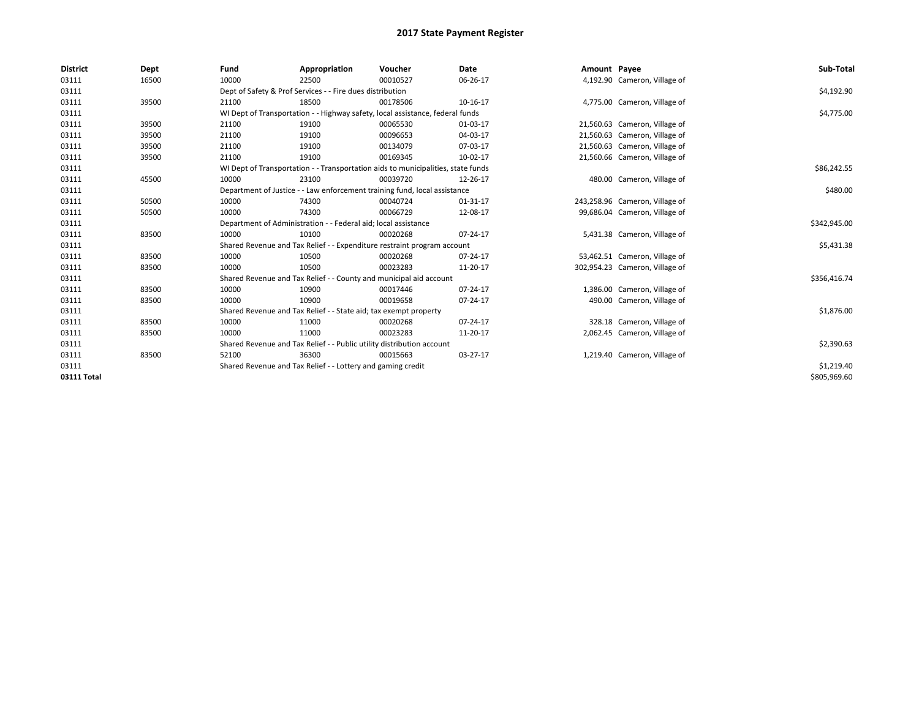# 2017 State Payment Register

| District | Dept | Fund | Appropriation | Voucher | Date | Amount | Payee | Sub-Total |
|---|---|---|---|---|---|---|---|---|
| 03111 | 16500 | 10000 | 22500 | 00010527 | 06-26-17 | 4,192.90 | Cameron, Village of | |
| 03111 | | Dept of Safety & Prof Services - - Fire dues distribution | | | | | | $4,192.90 |
| 03111 | 39500 | 21100 | 18500 | 00178506 | 10-16-17 | 4,775.00 | Cameron, Village of | |
| 03111 | | WI Dept of Transportation - - Highway safety, local assistance, federal funds | | | | | | $4,775.00 |
| 03111 | 39500 | 21100 | 19100 | 00065530 | 01-03-17 | 21,560.63 | Cameron, Village of | |
| 03111 | 39500 | 21100 | 19100 | 00096653 | 04-03-17 | 21,560.63 | Cameron, Village of | |
| 03111 | 39500 | 21100 | 19100 | 00134079 | 07-03-17 | 21,560.63 | Cameron, Village of | |
| 03111 | 39500 | 21100 | 19100 | 00169345 | 10-02-17 | 21,560.66 | Cameron, Village of | |
| 03111 | | WI Dept of Transportation - - Transportation aids to municipalities, state funds | | | | | | $86,242.55 |
| 03111 | 45500 | 10000 | 23100 | 00039720 | 12-26-17 | 480.00 | Cameron, Village of | |
| 03111 | | Department of Justice - - Law enforcement training fund, local assistance | | | | | | $480.00 |
| 03111 | 50500 | 10000 | 74300 | 00040724 | 01-31-17 | 243,258.96 | Cameron, Village of | |
| 03111 | 50500 | 10000 | 74300 | 00066729 | 12-08-17 | 99,686.04 | Cameron, Village of | |
| 03111 | | Department of Administration - - Federal aid; local assistance | | | | | | $342,945.00 |
| 03111 | 83500 | 10000 | 10100 | 00020268 | 07-24-17 | 5,431.38 | Cameron, Village of | |
| 03111 | | Shared Revenue and Tax Relief - - Expenditure restraint program account | | | | | | $5,431.38 |
| 03111 | 83500 | 10000 | 10500 | 00020268 | 07-24-17 | 53,462.51 | Cameron, Village of | |
| 03111 | 83500 | 10000 | 10500 | 00023283 | 11-20-17 | 302,954.23 | Cameron, Village of | |
| 03111 | | Shared Revenue and Tax Relief - - County and municipal aid account | | | | | | $356,416.74 |
| 03111 | 83500 | 10000 | 10900 | 00017446 | 07-24-17 | 1,386.00 | Cameron, Village of | |
| 03111 | 83500 | 10000 | 10900 | 00019658 | 07-24-17 | 490.00 | Cameron, Village of | |
| 03111 | | Shared Revenue and Tax Relief - - State aid; tax exempt property | | | | | | $1,876.00 |
| 03111 | 83500 | 10000 | 11000 | 00020268 | 07-24-17 | 328.18 | Cameron, Village of | |
| 03111 | 83500 | 10000 | 11000 | 00023283 | 11-20-17 | 2,062.45 | Cameron, Village of | |
| 03111 | | Shared Revenue and Tax Relief - - Public utility distribution account | | | | | | $2,390.63 |
| 03111 | 83500 | 52100 | 36300 | 00015663 | 03-27-17 | 1,219.40 | Cameron, Village of | |
| 03111 | | Shared Revenue and Tax Relief - - Lottery and gaming credit | | | | | | $1,219.40 |
| **03111 Total** | | | | | | | | $805,969.60 |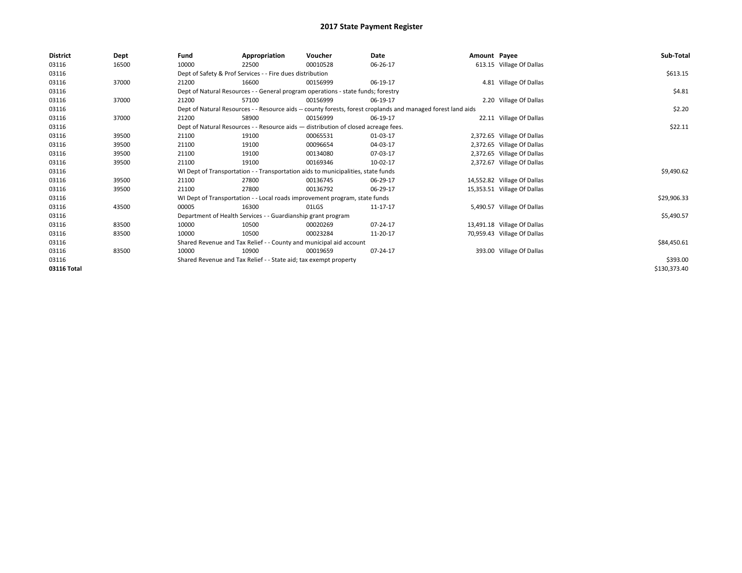# 2017 State Payment Register

| District | Dept | Fund | Appropriation | Voucher | Date | Amount | Payee | Sub-Total |
|---|---|---|---|---|---|---|---|---|
| 03116 | 16500 | 10000 | 22500 | 00010528 | 06-26-17 | 613.15 | Village Of Dallas | |
| 03116 | | Dept of Safety & Prof Services - - Fire dues distribution | | | | | | $613.15 |
| 03116 | 37000 | 21200 | 16600 | 00156999 | 06-19-17 | 4.81 | Village Of Dallas | |
| 03116 | | Dept of Natural Resources - - General program operations - state funds; forestry | | | | | | $4.81 |
| 03116 | 37000 | 21200 | 57100 | 00156999 | 06-19-17 | 2.20 | Village Of Dallas | |
| 03116 | | Dept of Natural Resources - - Resource aids -- county forests, forest croplands and managed forest land aids | | | | | | $2.20 |
| 03116 | 37000 | 21200 | 58900 | 00156999 | 06-19-17 | 22.11 | Village Of Dallas | |
| 03116 | | Dept of Natural Resources - - Resource aids — distribution of closed acreage fees. | | | | | | $22.11 |
| 03116 | 39500 | 21100 | 19100 | 00065531 | 01-03-17 | 2,372.65 | Village Of Dallas | |
| 03116 | 39500 | 21100 | 19100 | 00096654 | 04-03-17 | 2,372.65 | Village Of Dallas | |
| 03116 | 39500 | 21100 | 19100 | 00134080 | 07-03-17 | 2,372.65 | Village Of Dallas | |
| 03116 | 39500 | 21100 | 19100 | 00169346 | 10-02-17 | 2,372.67 | Village Of Dallas | |
| 03116 | | WI Dept of Transportation - - Transportation aids to municipalities, state funds | | | | | | $9,490.62 |
| 03116 | 39500 | 21100 | 27800 | 00136745 | 06-29-17 | 14,552.82 | Village Of Dallas | |
| 03116 | 39500 | 21100 | 27800 | 00136792 | 06-29-17 | 15,353.51 | Village Of Dallas | |
| 03116 | | WI Dept of Transportation - - Local roads improvement program, state funds | | | | | | $29,906.33 |
| 03116 | 43500 | 00005 | 16300 | 01LGS | 11-17-17 | 5,490.57 | Village Of Dallas | |
| 03116 | | Department of Health Services - - Guardianship grant program | | | | | | $5,490.57 |
| 03116 | 83500 | 10000 | 10500 | 00020269 | 07-24-17 | 13,491.18 | Village Of Dallas | |
| 03116 | 83500 | 10000 | 10500 | 00023284 | 11-20-17 | 70,959.43 | Village Of Dallas | |
| 03116 | | Shared Revenue and Tax Relief - - County and municipal aid account | | | | | | $84,450.61 |
| 03116 | 83500 | 10000 | 10900 | 00019659 | 07-24-17 | 393.00 | Village Of Dallas | |
| 03116 | | Shared Revenue and Tax Relief - - State aid; tax exempt property | | | | | | $393.00 |
| 03116 Total | | | | | | | | $130,373.40 |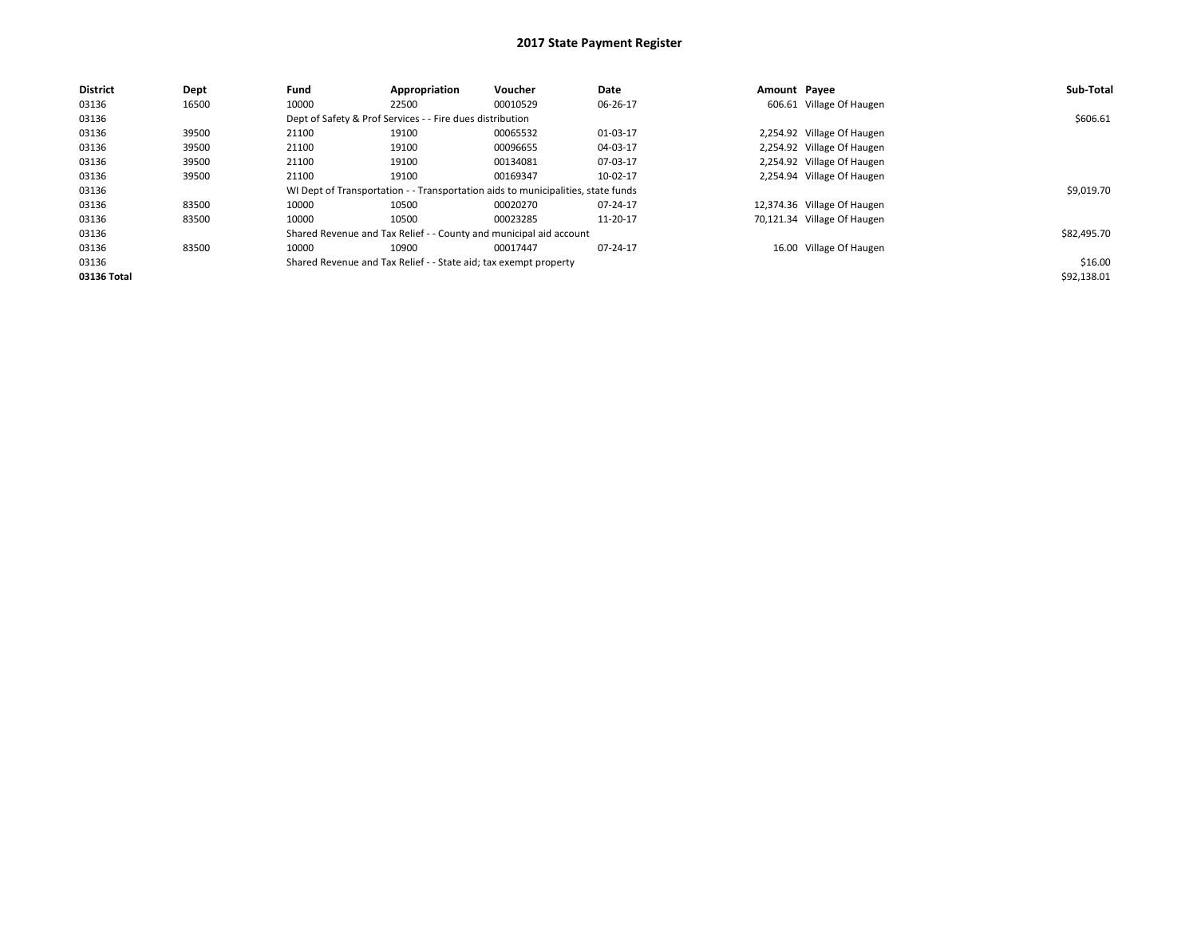# 2017 State Payment Register

| District | Dept | Fund | Appropriation | Voucher | Date | Amount | Payee | Sub-Total |
|---|---|---|---|---|---|---|---|---|
| 03136 | 16500 | 10000 | 22500 | 00010529 | 06-26-17 | 606.61 | Village Of Haugen | |
| 03136 | | Dept of Safety & Prof Services - - Fire dues distribution | | | | | | $606.61 |
| 03136 | 39500 | 21100 | 19100 | 00065532 | 01-03-17 | 2,254.92 | Village Of Haugen | |
| 03136 | 39500 | 21100 | 19100 | 00096655 | 04-03-17 | 2,254.92 | Village Of Haugen | |
| 03136 | 39500 | 21100 | 19100 | 00134081 | 07-03-17 | 2,254.92 | Village Of Haugen | |
| 03136 | 39500 | 21100 | 19100 | 00169347 | 10-02-17 | 2,254.94 | Village Of Haugen | |
| 03136 | | WI Dept of Transportation - - Transportation aids to municipalities, state funds | | | | | | $9,019.70 |
| 03136 | 83500 | 10000 | 10500 | 00020270 | 07-24-17 | 12,374.36 | Village Of Haugen | |
| 03136 | 83500 | 10000 | 10500 | 00023285 | 11-20-17 | 70,121.34 | Village Of Haugen | |
| 03136 | | Shared Revenue and Tax Relief - - County and municipal aid account | | | | | | $82,495.70 |
| 03136 | 83500 | 10000 | 10900 | 00017447 | 07-24-17 | 16.00 | Village Of Haugen | |
| 03136 | | Shared Revenue and Tax Relief - - State aid; tax exempt property | | | | | | $16.00 |
| 03136 Total | | | | | | | | $92,138.01 |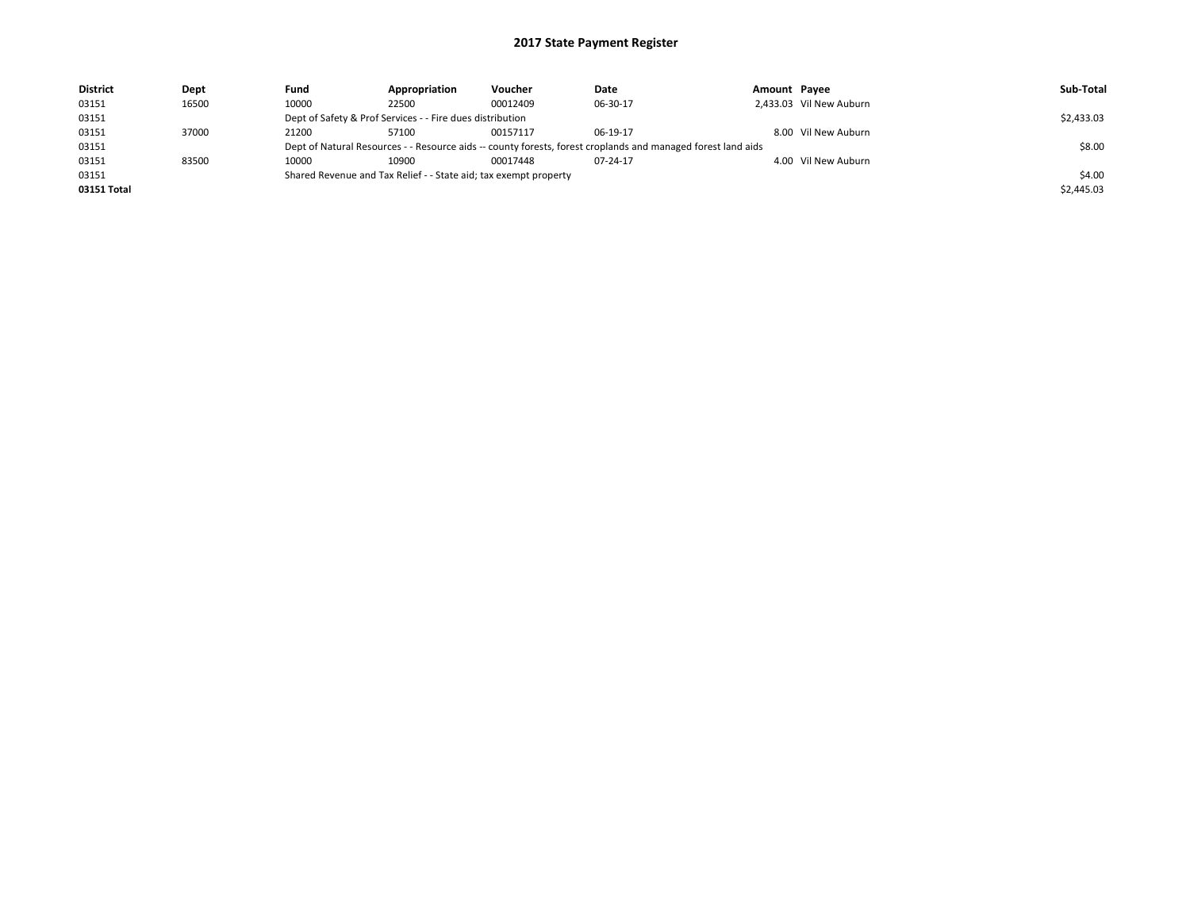# 2017 State Payment Register

| District | Dept | Fund | Appropriation | Voucher | Date | Amount | Payee | Sub-Total |
|---|---|---|---|---|---|---|---|---|
| 03151 | 16500 | 10000 | 22500 | 00012409 | 06-30-17 | 2,433.03 | Vil New Auburn | |
| 03151 | | Dept of Safety & Prof Services - - Fire dues distribution | | | | | | $2,433.03 |
| 03151 | 37000 | 21200 | 57100 | 00157117 | 06-19-17 | 8.00 | Vil New Auburn | |
| 03151 | | Dept of Natural Resources - - Resource aids -- county forests, forest croplands and managed forest land aids | | | | | | $8.00 |
| 03151 | 83500 | 10000 | 10900 | 00017448 | 07-24-17 | 4.00 | Vil New Auburn | |
| 03151 | | Shared Revenue and Tax Relief - - State aid; tax exempt property | | | | | | $4.00 |
| **03151 Total** | | | | | | | | $2,445.03 |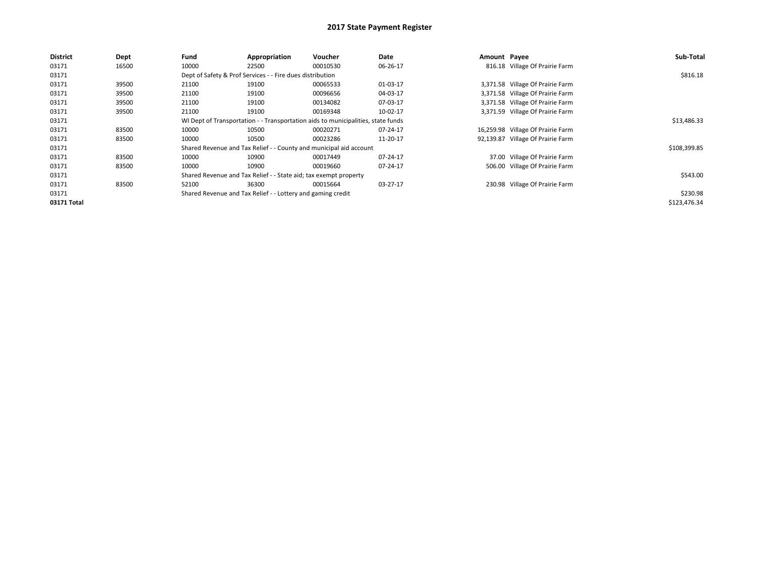# 2017 State Payment Register

| District | Dept | Fund | Appropriation | Voucher | Date | Amount | Payee | Sub-Total |
|---|---|---|---|---|---|---|---|---|
| 03171 | 16500 | 10000 | 22500 | 00010530 | 06-26-17 | 816.18 | Village Of Prairie Farm | |
| 03171 | | Dept of Safety & Prof Services - - Fire dues distribution | | | | | | $816.18 |
| 03171 | 39500 | 21100 | 19100 | 00065533 | 01-03-17 | 3,371.58 | Village Of Prairie Farm | |
| 03171 | 39500 | 21100 | 19100 | 00096656 | 04-03-17 | 3,371.58 | Village Of Prairie Farm | |
| 03171 | 39500 | 21100 | 19100 | 00134082 | 07-03-17 | 3,371.58 | Village Of Prairie Farm | |
| 03171 | 39500 | 21100 | 19100 | 00169348 | 10-02-17 | 3,371.59 | Village Of Prairie Farm | |
| 03171 | | WI Dept of Transportation - - Transportation aids to municipalities, state funds | | | | | | $13,486.33 |
| 03171 | 83500 | 10000 | 10500 | 00020271 | 07-24-17 | 16,259.98 | Village Of Prairie Farm | |
| 03171 | 83500 | 10000 | 10500 | 00023286 | 11-20-17 | 92,139.87 | Village Of Prairie Farm | |
| 03171 | | Shared Revenue and Tax Relief - - County and municipal aid account | | | | | | $108,399.85 |
| 03171 | 83500 | 10000 | 10900 | 00017449 | 07-24-17 | 37.00 | Village Of Prairie Farm | |
| 03171 | 83500 | 10000 | 10900 | 00019660 | 07-24-17 | 506.00 | Village Of Prairie Farm | |
| 03171 | | Shared Revenue and Tax Relief - - State aid; tax exempt property | | | | | | $543.00 |
| 03171 | 83500 | 52100 | 36300 | 00015664 | 03-27-17 | 230.98 | Village Of Prairie Farm | |
| 03171 | | Shared Revenue and Tax Relief - - Lottery and gaming credit | | | | | | $230.98 |
| **03171 Total** | | | | | | | | $123,476.34 |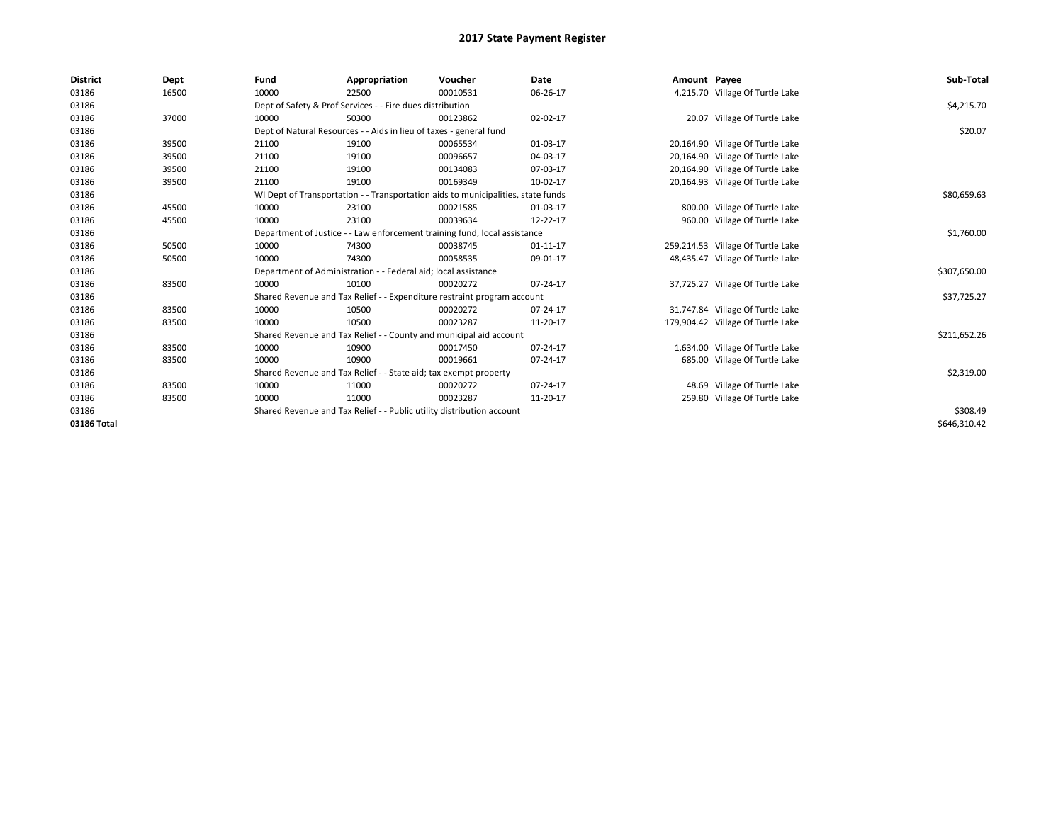# 2017 State Payment Register

| District | Dept | Fund | Appropriation | Voucher | Date | Amount | Payee | Sub-Total |
|---|---|---|---|---|---|---|---|---|
| 03186 | 16500 | 10000 | 22500 | 00010531 | 06-26-17 | 4,215.70 | Village Of Turtle Lake | |
| 03186 | | Dept of Safety & Prof Services - - Fire dues distribution | | | | | | $4,215.70 |
| 03186 | 37000 | 10000 | 50300 | 00123862 | 02-02-17 | 20.07 | Village Of Turtle Lake | |
| 03186 | | Dept of Natural Resources - - Aids in lieu of taxes - general fund | | | | | | $20.07 |
| 03186 | 39500 | 21100 | 19100 | 00065534 | 01-03-17 | 20,164.90 | Village Of Turtle Lake | |
| 03186 | 39500 | 21100 | 19100 | 00096657 | 04-03-17 | 20,164.90 | Village Of Turtle Lake | |
| 03186 | 39500 | 21100 | 19100 | 00134083 | 07-03-17 | 20,164.90 | Village Of Turtle Lake | |
| 03186 | 39500 | 21100 | 19100 | 00169349 | 10-02-17 | 20,164.93 | Village Of Turtle Lake | |
| 03186 | | WI Dept of Transportation - - Transportation aids to municipalities, state funds | | | | | | $80,659.63 |
| 03186 | 45500 | 10000 | 23100 | 00021585 | 01-03-17 | 800.00 | Village Of Turtle Lake | |
| 03186 | 45500 | 10000 | 23100 | 00039634 | 12-22-17 | 960.00 | Village Of Turtle Lake | |
| 03186 | | Department of Justice - - Law enforcement training fund, local assistance | | | | | | $1,760.00 |
| 03186 | 50500 | 10000 | 74300 | 00038745 | 01-11-17 | 259,214.53 | Village Of Turtle Lake | |
| 03186 | 50500 | 10000 | 74300 | 00058535 | 09-01-17 | 48,435.47 | Village Of Turtle Lake | |
| 03186 | | Department of Administration - - Federal aid; local assistance | | | | | | $307,650.00 |
| 03186 | 83500 | 10000 | 10100 | 00020272 | 07-24-17 | 37,725.27 | Village Of Turtle Lake | |
| 03186 | | Shared Revenue and Tax Relief - - Expenditure restraint program account | | | | | | $37,725.27 |
| 03186 | 83500 | 10000 | 10500 | 00020272 | 07-24-17 | 31,747.84 | Village Of Turtle Lake | |
| 03186 | 83500 | 10000 | 10500 | 00023287 | 11-20-17 | 179,904.42 | Village Of Turtle Lake | |
| 03186 | | Shared Revenue and Tax Relief - - County and municipal aid account | | | | | | $211,652.26 |
| 03186 | 83500 | 10000 | 10900 | 00017450 | 07-24-17 | 1,634.00 | Village Of Turtle Lake | |
| 03186 | 83500 | 10000 | 10900 | 00019661 | 07-24-17 | 685.00 | Village Of Turtle Lake | |
| 03186 | | Shared Revenue and Tax Relief - - State aid; tax exempt property | | | | | | $2,319.00 |
| 03186 | 83500 | 10000 | 11000 | 00020272 | 07-24-17 | 48.69 | Village Of Turtle Lake | |
| 03186 | 83500 | 10000 | 11000 | 00023287 | 11-20-17 | 259.80 | Village Of Turtle Lake | |
| 03186 | | Shared Revenue and Tax Relief - - Public utility distribution account | | | | | | $308.49 |
| 03186 Total | | | | | | | | $646,310.42 |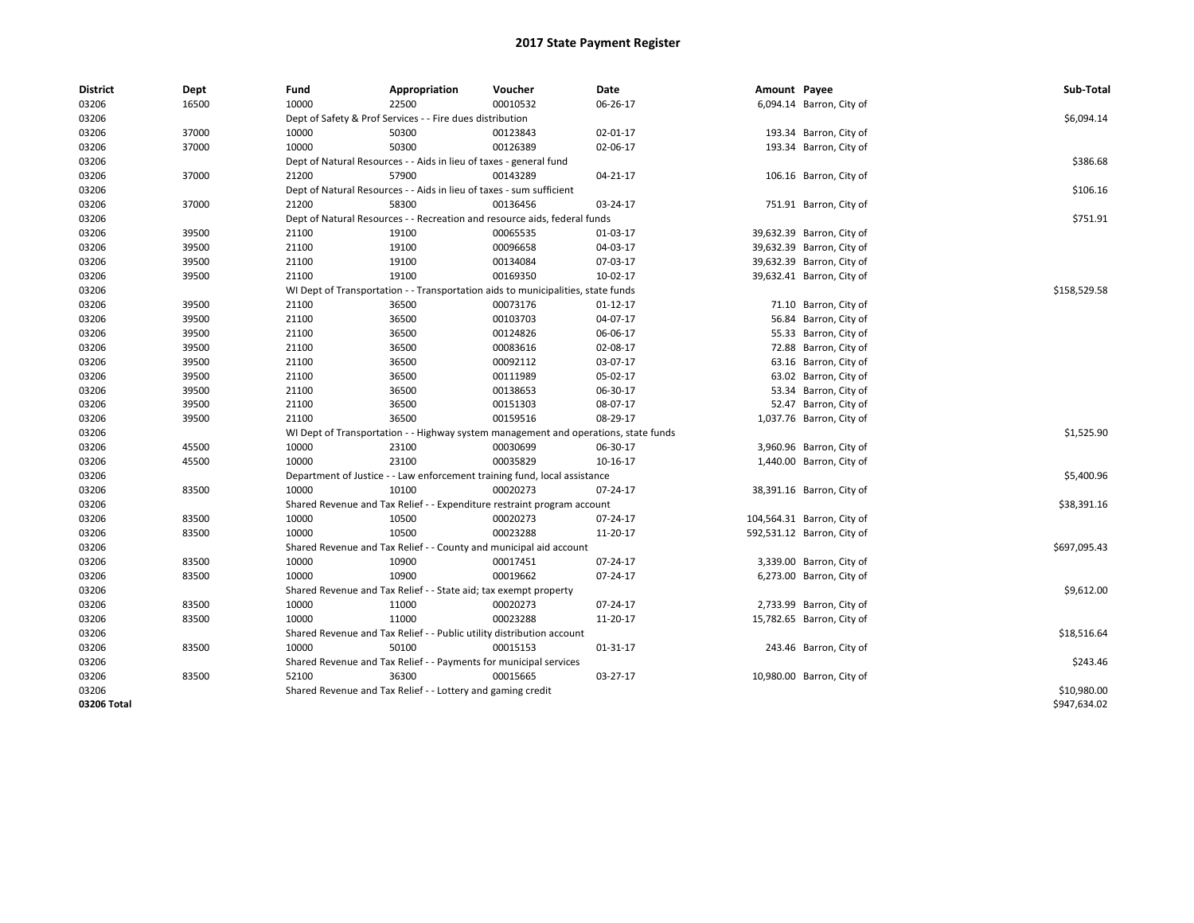# 2017 State Payment Register

| District | Dept | Fund | Appropriation | Voucher | Date | Amount | Payee | Sub-Total |
|---|---|---|---|---|---|---|---|---|
| 03206 | 16500 | 10000 | 22500 | 00010532 | 06-26-17 | 6,094.14 | Barron, City of | |
| 03206 | | Dept of Safety & Prof Services - - Fire dues distribution | | | | | | $6,094.14 |
| 03206 | 37000 | 10000 | 50300 | 00123843 | 02-01-17 | 193.34 | Barron, City of | |
| 03206 | 37000 | 10000 | 50300 | 00126389 | 02-06-17 | 193.34 | Barron, City of | |
| 03206 | | Dept of Natural Resources - - Aids in lieu of taxes - general fund | | | | | | $386.68 |
| 03206 | 37000 | 21200 | 57900 | 00143289 | 04-21-17 | 106.16 | Barron, City of | |
| 03206 | | Dept of Natural Resources - - Aids in lieu of taxes - sum sufficient | | | | | | $106.16 |
| 03206 | 37000 | 21200 | 58300 | 00136456 | 03-24-17 | 751.91 | Barron, City of | |
| 03206 | | Dept of Natural Resources - - Recreation and resource aids, federal funds | | | | | | $751.91 |
| 03206 | 39500 | 21100 | 19100 | 00065535 | 01-03-17 | 39,632.39 | Barron, City of | |
| 03206 | 39500 | 21100 | 19100 | 00096658 | 04-03-17 | 39,632.39 | Barron, City of | |
| 03206 | 39500 | 21100 | 19100 | 00134084 | 07-03-17 | 39,632.39 | Barron, City of | |
| 03206 | 39500 | 21100 | 19100 | 00169350 | 10-02-17 | 39,632.41 | Barron, City of | |
| 03206 | | WI Dept of Transportation - - Transportation aids to municipalities, state funds | | | | | | $158,529.58 |
| 03206 | 39500 | 21100 | 36500 | 00073176 | 01-12-17 | 71.10 | Barron, City of | |
| 03206 | 39500 | 21100 | 36500 | 00103703 | 04-07-17 | 56.84 | Barron, City of | |
| 03206 | 39500 | 21100 | 36500 | 00124826 | 06-06-17 | 55.33 | Barron, City of | |
| 03206 | 39500 | 21100 | 36500 | 00083616 | 02-08-17 | 72.88 | Barron, City of | |
| 03206 | 39500 | 21100 | 36500 | 00092112 | 03-07-17 | 63.16 | Barron, City of | |
| 03206 | 39500 | 21100 | 36500 | 00111989 | 05-02-17 | 63.02 | Barron, City of | |
| 03206 | 39500 | 21100 | 36500 | 00138653 | 06-30-17 | 53.34 | Barron, City of | |
| 03206 | 39500 | 21100 | 36500 | 00151303 | 08-07-17 | 52.47 | Barron, City of | |
| 03206 | 39500 | 21100 | 36500 | 00159516 | 08-29-17 | 1,037.76 | Barron, City of | |
| 03206 | | WI Dept of Transportation - - Highway system management and operations, state funds | | | | | | $1,525.90 |
| 03206 | 45500 | 10000 | 23100 | 00030699 | 06-30-17 | 3,960.96 | Barron, City of | |
| 03206 | 45500 | 10000 | 23100 | 00035829 | 10-16-17 | 1,440.00 | Barron, City of | |
| 03206 | | Department of Justice - - Law enforcement training fund, local assistance | | | | | | $5,400.96 |
| 03206 | 83500 | 10000 | 10100 | 00020273 | 07-24-17 | 38,391.16 | Barron, City of | |
| 03206 | | Shared Revenue and Tax Relief - - Expenditure restraint program account | | | | | | $38,391.16 |
| 03206 | 83500 | 10000 | 10500 | 00020273 | 07-24-17 | 104,564.31 | Barron, City of | |
| 03206 | 83500 | 10000 | 10500 | 00023288 | 11-20-17 | 592,531.12 | Barron, City of | |
| 03206 | | Shared Revenue and Tax Relief - - County and municipal aid account | | | | | | $697,095.43 |
| 03206 | 83500 | 10000 | 10900 | 00017451 | 07-24-17 | 3,339.00 | Barron, City of | |
| 03206 | 83500 | 10000 | 10900 | 00019662 | 07-24-17 | 6,273.00 | Barron, City of | |
| 03206 | | Shared Revenue and Tax Relief - - State aid; tax exempt property | | | | | | $9,612.00 |
| 03206 | 83500 | 10000 | 11000 | 00020273 | 07-24-17 | 2,733.99 | Barron, City of | |
| 03206 | 83500 | 10000 | 11000 | 00023288 | 11-20-17 | 15,782.65 | Barron, City of | |
| 03206 | | Shared Revenue and Tax Relief - - Public utility distribution account | | | | | | $18,516.64 |
| 03206 | 83500 | 10000 | 50100 | 00015153 | 01-31-17 | 243.46 | Barron, City of | |
| 03206 | | Shared Revenue and Tax Relief - - Payments for municipal services | | | | | | $243.46 |
| 03206 | 83500 | 52100 | 36300 | 00015665 | 03-27-17 | 10,980.00 | Barron, City of | |
| 03206 | | Shared Revenue and Tax Relief - - Lottery and gaming credit | | | | | | $10,980.00 |
| **03206 Total** | | | | | | | | $947,634.02 |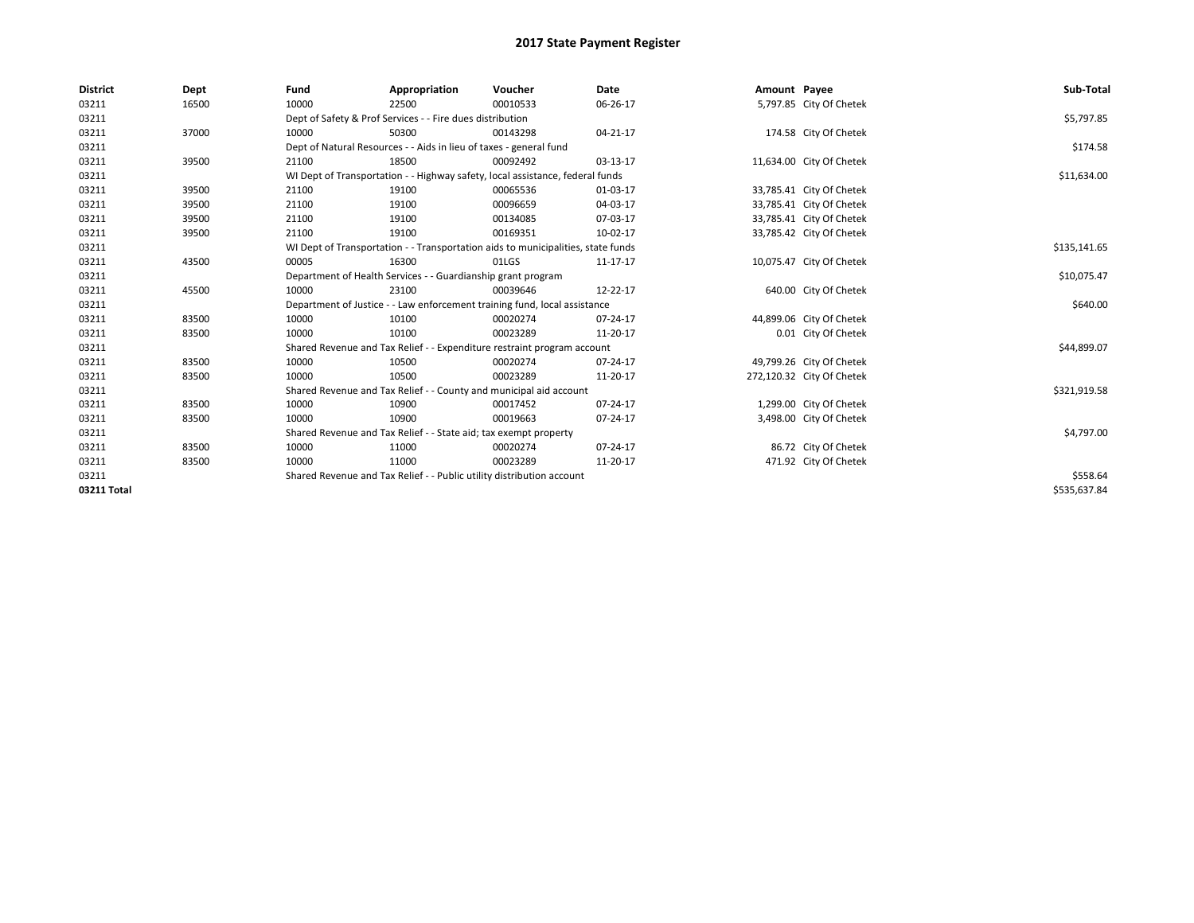# 2017 State Payment Register

| District | Dept | Fund | Appropriation | Voucher | Date | Amount | Payee | Sub-Total |
|---|---|---|---|---|---|---|---|---|
| 03211 | 16500 | 10000 | 22500 | 00010533 | 06-26-17 | 5,797.85 | City Of Chetek | |
| 03211 | | Dept of Safety & Prof Services - - Fire dues distribution | | | | | | $5,797.85 |
| 03211 | 37000 | 10000 | 50300 | 00143298 | 04-21-17 | 174.58 | City Of Chetek | |
| 03211 | | Dept of Natural Resources - - Aids in lieu of taxes - general fund | | | | | | $174.58 |
| 03211 | 39500 | 21100 | 18500 | 00092492 | 03-13-17 | 11,634.00 | City Of Chetek | |
| 03211 | | WI Dept of Transportation - - Highway safety, local assistance, federal funds | | | | | | $11,634.00 |
| 03211 | 39500 | 21100 | 19100 | 00065536 | 01-03-17 | 33,785.41 | City Of Chetek | |
| 03211 | 39500 | 21100 | 19100 | 00096659 | 04-03-17 | 33,785.41 | City Of Chetek | |
| 03211 | 39500 | 21100 | 19100 | 00134085 | 07-03-17 | 33,785.41 | City Of Chetek | |
| 03211 | 39500 | 21100 | 19100 | 00169351 | 10-02-17 | 33,785.42 | City Of Chetek | |
| 03211 | | WI Dept of Transportation - - Transportation aids to municipalities, state funds | | | | | | $135,141.65 |
| 03211 | 43500 | 00005 | 16300 | 01LGS | 11-17-17 | 10,075.47 | City Of Chetek | |
| 03211 | | Department of Health Services - - Guardianship grant program | | | | | | $10,075.47 |
| 03211 | 45500 | 10000 | 23100 | 00039646 | 12-22-17 | 640.00 | City Of Chetek | |
| 03211 | | Department of Justice - - Law enforcement training fund, local assistance | | | | | | $640.00 |
| 03211 | 83500 | 10000 | 10100 | 00020274 | 07-24-17 | 44,899.06 | City Of Chetek | |
| 03211 | 83500 | 10000 | 10100 | 00023289 | 11-20-17 | 0.01 | City Of Chetek | |
| 03211 | | Shared Revenue and Tax Relief - - Expenditure restraint program account | | | | | | $44,899.07 |
| 03211 | 83500 | 10000 | 10500 | 00020274 | 07-24-17 | 49,799.26 | City Of Chetek | |
| 03211 | 83500 | 10000 | 10500 | 00023289 | 11-20-17 | 272,120.32 | City Of Chetek | |
| 03211 | | Shared Revenue and Tax Relief - - County and municipal aid account | | | | | | $321,919.58 |
| 03211 | 83500 | 10000 | 10900 | 00017452 | 07-24-17 | 1,299.00 | City Of Chetek | |
| 03211 | 83500 | 10000 | 10900 | 00019663 | 07-24-17 | 3,498.00 | City Of Chetek | |
| 03211 | | Shared Revenue and Tax Relief - - State aid; tax exempt property | | | | | | $4,797.00 |
| 03211 | 83500 | 10000 | 11000 | 00020274 | 07-24-17 | 86.72 | City Of Chetek | |
| 03211 | 83500 | 10000 | 11000 | 00023289 | 11-20-17 | 471.92 | City Of Chetek | |
| 03211 | | Shared Revenue and Tax Relief - - Public utility distribution account | | | | | | $558.64 |
| 03211 Total | | | | | | | | $535,637.84 |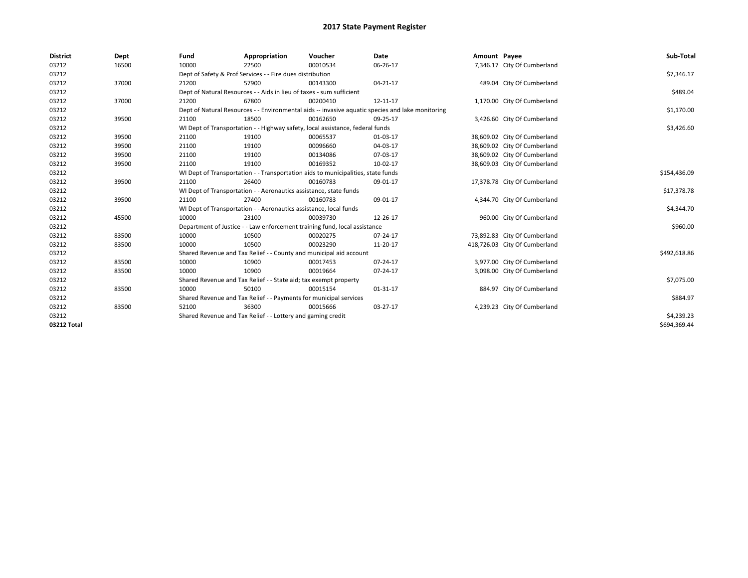# 2017 State Payment Register

| District | Dept | Fund | Appropriation | Voucher | Date | Amount | Payee | Sub-Total |
|---|---|---|---|---|---|---|---|---|
| 03212 | 16500 | 10000 | 22500 | 00010534 | 06-26-17 | 7,346.17 | City Of Cumberland | |
| 03212 | | Dept of Safety & Prof Services - - Fire dues distribution | | | | | | $7,346.17 |
| 03212 | 37000 | 21200 | 57900 | 00143300 | 04-21-17 | 489.04 | City Of Cumberland | |
| 03212 | | Dept of Natural Resources - - Aids in lieu of taxes - sum sufficient | | | | | | $489.04 |
| 03212 | 37000 | 21200 | 67800 | 00200410 | 12-11-17 | 1,170.00 | City Of Cumberland | |
| 03212 | | Dept of Natural Resources - - Environmental aids -- invasive aquatic species and lake monitoring | | | | | | $1,170.00 |
| 03212 | 39500 | 21100 | 18500 | 00162650 | 09-25-17 | 3,426.60 | City Of Cumberland | |
| 03212 | | WI Dept of Transportation - - Highway safety, local assistance, federal funds | | | | | | $3,426.60 |
| 03212 | 39500 | 21100 | 19100 | 00065537 | 01-03-17 | 38,609.02 | City Of Cumberland | |
| 03212 | 39500 | 21100 | 19100 | 00096660 | 04-03-17 | 38,609.02 | City Of Cumberland | |
| 03212 | 39500 | 21100 | 19100 | 00134086 | 07-03-17 | 38,609.02 | City Of Cumberland | |
| 03212 | 39500 | 21100 | 19100 | 00169352 | 10-02-17 | 38,609.03 | City Of Cumberland | |
| 03212 | | WI Dept of Transportation - - Transportation aids to municipalities, state funds | | | | | | $154,436.09 |
| 03212 | 39500 | 21100 | 26400 | 00160783 | 09-01-17 | 17,378.78 | City Of Cumberland | |
| 03212 | | WI Dept of Transportation - - Aeronautics assistance, state funds | | | | | | $17,378.78 |
| 03212 | 39500 | 21100 | 27400 | 00160783 | 09-01-17 | 4,344.70 | City Of Cumberland | |
| 03212 | | WI Dept of Transportation - - Aeronautics assistance, local funds | | | | | | $4,344.70 |
| 03212 | 45500 | 10000 | 23100 | 00039730 | 12-26-17 | 960.00 | City Of Cumberland | |
| 03212 | | Department of Justice - - Law enforcement training fund, local assistance | | | | | | $960.00 |
| 03212 | 83500 | 10000 | 10500 | 00020275 | 07-24-17 | 73,892.83 | City Of Cumberland | |
| 03212 | 83500 | 10000 | 10500 | 00023290 | 11-20-17 | 418,726.03 | City Of Cumberland | |
| 03212 | | Shared Revenue and Tax Relief - - County and municipal aid account | | | | | | $492,618.86 |
| 03212 | 83500 | 10000 | 10900 | 00017453 | 07-24-17 | 3,977.00 | City Of Cumberland | |
| 03212 | 83500 | 10000 | 10900 | 00019664 | 07-24-17 | 3,098.00 | City Of Cumberland | |
| 03212 | | Shared Revenue and Tax Relief - - State aid; tax exempt property | | | | | | $7,075.00 |
| 03212 | 83500 | 10000 | 50100 | 00015154 | 01-31-17 | 884.97 | City Of Cumberland | |
| 03212 | | Shared Revenue and Tax Relief - - Payments for municipal services | | | | | | $884.97 |
| 03212 | 83500 | 52100 | 36300 | 00015666 | 03-27-17 | 4,239.23 | City Of Cumberland | |
| 03212 | | Shared Revenue and Tax Relief - - Lottery and gaming credit | | | | | | $4,239.23 |
| 03212 Total | | | | | | | | $694,369.44 |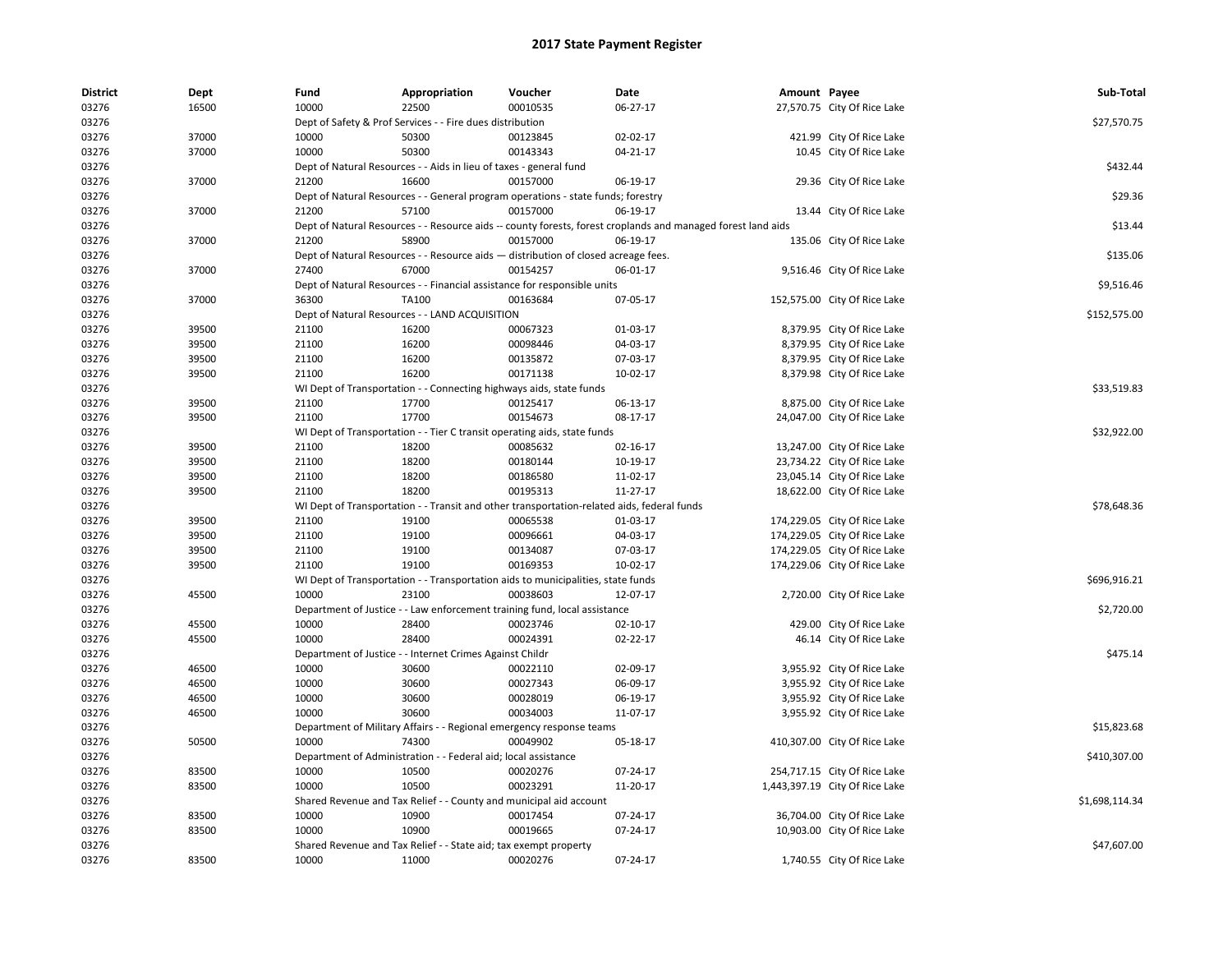# 2017 State Payment Register

| District | Dept | Fund | Appropriation | Voucher | Date | Amount | Payee | Sub-Total |
|---|---|---|---|---|---|---|---|---|
| 03276 | 16500 | 10000 | 22500 | 00010535 | 06-27-17 | 27,570.75 | City Of Rice Lake | |
| 03276 | | Dept of Safety & Prof Services - - Fire dues distribution | | | | | | $27,570.75 |
| 03276 | 37000 | 10000 | 50300 | 00123845 | 02-02-17 | 421.99 | City Of Rice Lake | |
| 03276 | 37000 | 10000 | 50300 | 00143343 | 04-21-17 | 10.45 | City Of Rice Lake | |
| 03276 | | Dept of Natural Resources - - Aids in lieu of taxes - general fund | | | | | | $432.44 |
| 03276 | 37000 | 21200 | 16600 | 00157000 | 06-19-17 | 29.36 | City Of Rice Lake | |
| 03276 | | Dept of Natural Resources - - General program operations - state funds; forestry | | | | | | $29.36 |
| 03276 | 37000 | 21200 | 57100 | 00157000 | 06-19-17 | 13.44 | City Of Rice Lake | |
| 03276 | | Dept of Natural Resources - - Resource aids -- county forests, forest croplands and managed forest land aids | | | | | | $13.44 |
| 03276 | 37000 | 21200 | 58900 | 00157000 | 06-19-17 | 135.06 | City Of Rice Lake | |
| 03276 | | Dept of Natural Resources - - Resource aids — distribution of closed acreage fees. | | | | | | $135.06 |
| 03276 | 37000 | 27400 | 67000 | 00154257 | 06-01-17 | 9,516.46 | City Of Rice Lake | |
| 03276 | | Dept of Natural Resources - - Financial assistance for responsible units | | | | | | $9,516.46 |
| 03276 | 37000 | 36300 | TA100 | 00163684 | 07-05-17 | 152,575.00 | City Of Rice Lake | |
| 03276 | | Dept of Natural Resources - - LAND ACQUISITION | | | | | | $152,575.00 |
| 03276 | 39500 | 21100 | 16200 | 00067323 | 01-03-17 | 8,379.95 | City Of Rice Lake | |
| 03276 | 39500 | 21100 | 16200 | 00098446 | 04-03-17 | 8,379.95 | City Of Rice Lake | |
| 03276 | 39500 | 21100 | 16200 | 00135872 | 07-03-17 | 8,379.95 | City Of Rice Lake | |
| 03276 | 39500 | 21100 | 16200 | 00171138 | 10-02-17 | 8,379.98 | City Of Rice Lake | |
| 03276 | | WI Dept of Transportation - - Connecting highways aids, state funds | | | | | | $33,519.83 |
| 03276 | 39500 | 21100 | 17700 | 00125417 | 06-13-17 | 8,875.00 | City Of Rice Lake | |
| 03276 | 39500 | 21100 | 17700 | 00154673 | 08-17-17 | 24,047.00 | City Of Rice Lake | |
| 03276 | | WI Dept of Transportation - - Tier C transit operating aids, state funds | | | | | | $32,922.00 |
| 03276 | 39500 | 21100 | 18200 | 00085632 | 02-16-17 | 13,247.00 | City Of Rice Lake | |
| 03276 | 39500 | 21100 | 18200 | 00180144 | 10-19-17 | 23,734.22 | City Of Rice Lake | |
| 03276 | 39500 | 21100 | 18200 | 00186580 | 11-02-17 | 23,045.14 | City Of Rice Lake | |
| 03276 | 39500 | 21100 | 18200 | 00195313 | 11-27-17 | 18,622.00 | City Of Rice Lake | |
| 03276 | | WI Dept of Transportation - - Transit and other transportation-related aids, federal funds | | | | | | $78,648.36 |
| 03276 | 39500 | 21100 | 19100 | 00065538 | 01-03-17 | 174,229.05 | City Of Rice Lake | |
| 03276 | 39500 | 21100 | 19100 | 00096661 | 04-03-17 | 174,229.05 | City Of Rice Lake | |
| 03276 | 39500 | 21100 | 19100 | 00134087 | 07-03-17 | 174,229.05 | City Of Rice Lake | |
| 03276 | 39500 | 21100 | 19100 | 00169353 | 10-02-17 | 174,229.06 | City Of Rice Lake | |
| 03276 | | WI Dept of Transportation - - Transportation aids to municipalities, state funds | | | | | | $696,916.21 |
| 03276 | 45500 | 10000 | 23100 | 00038603 | 12-07-17 | 2,720.00 | City Of Rice Lake | |
| 03276 | | Department of Justice - - Law enforcement training fund, local assistance | | | | | | $2,720.00 |
| 03276 | 45500 | 10000 | 28400 | 00023746 | 02-10-17 | 429.00 | City Of Rice Lake | |
| 03276 | 45500 | 10000 | 28400 | 00024391 | 02-22-17 | 46.14 | City Of Rice Lake | |
| 03276 | | Department of Justice - - Internet Crimes Against Childr | | | | | | $475.14 |
| 03276 | 46500 | 10000 | 30600 | 00022110 | 02-09-17 | 3,955.92 | City Of Rice Lake | |
| 03276 | 46500 | 10000 | 30600 | 00027343 | 06-09-17 | 3,955.92 | City Of Rice Lake | |
| 03276 | 46500 | 10000 | 30600 | 00028019 | 06-19-17 | 3,955.92 | City Of Rice Lake | |
| 03276 | 46500 | 10000 | 30600 | 00034003 | 11-07-17 | 3,955.92 | City Of Rice Lake | |
| 03276 | | Department of Military Affairs - - Regional emergency response teams | | | | | | $15,823.68 |
| 03276 | 50500 | 10000 | 74300 | 00049902 | 05-18-17 | 410,307.00 | City Of Rice Lake | |
| 03276 | | Department of Administration - - Federal aid; local assistance | | | | | | $410,307.00 |
| 03276 | 83500 | 10000 | 10500 | 00020276 | 07-24-17 | 254,717.15 | City Of Rice Lake | |
| 03276 | 83500 | 10000 | 10500 | 00023291 | 11-20-17 | 1,443,397.19 | City Of Rice Lake | |
| 03276 | | Shared Revenue and Tax Relief - - County and municipal aid account | | | | | | $1,698,114.34 |
| 03276 | 83500 | 10000 | 10900 | 00017454 | 07-24-17 | 36,704.00 | City Of Rice Lake | |
| 03276 | 83500 | 10000 | 10900 | 00019665 | 07-24-17 | 10,903.00 | City Of Rice Lake | |
| 03276 | | Shared Revenue and Tax Relief - - State aid; tax exempt property | | | | | | $47,607.00 |
| 03276 | 83500 | 10000 | 11000 | 00020276 | 07-24-17 | 1,740.55 | City Of Rice Lake | |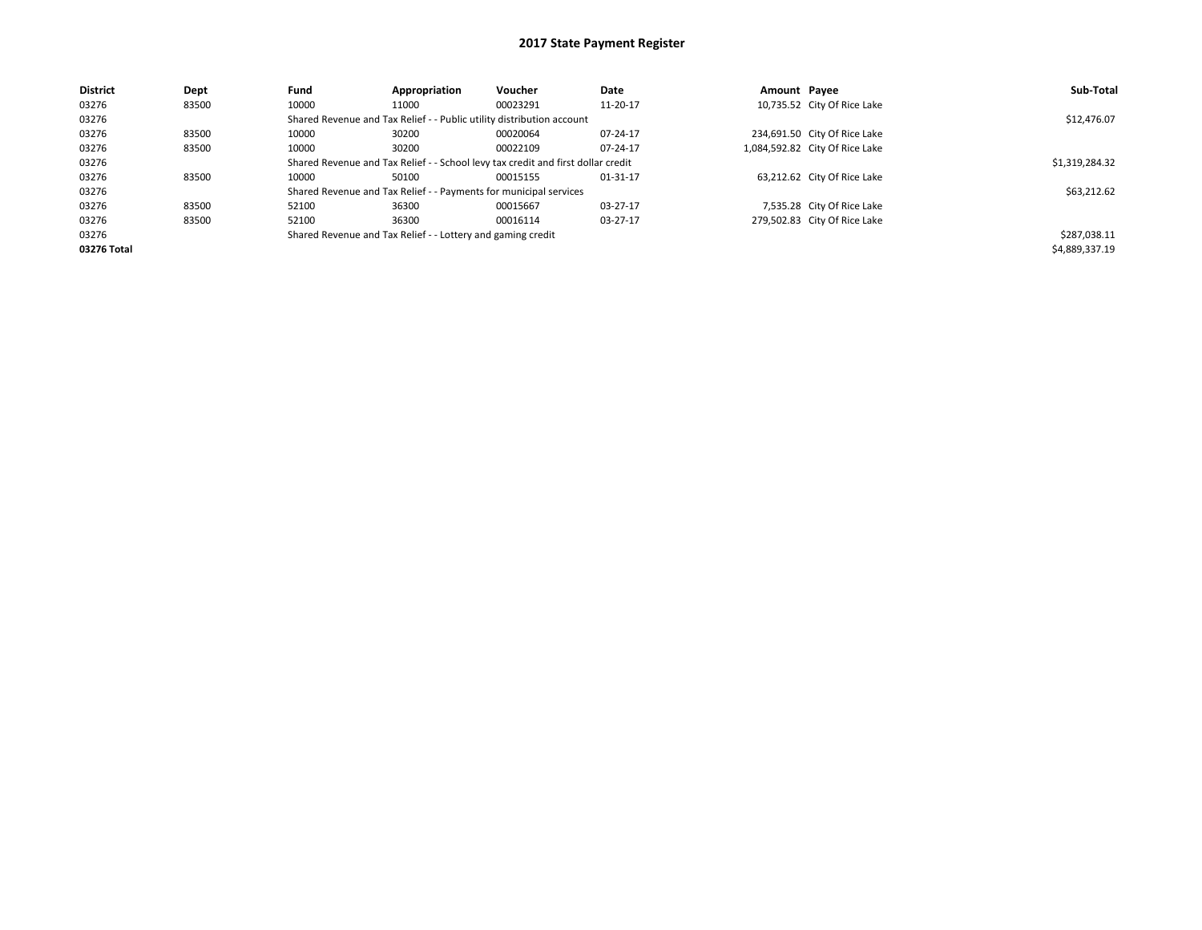# 2017 State Payment Register

| District | Dept | Fund | Appropriation | Voucher | Date | Amount | Payee | Sub-Total |
|---|---|---|---|---|---|---|---|---|
| 03276 | 83500 | 10000 | 11000 | 00023291 | 11-20-17 | 10,735.52 | City Of Rice Lake | |
| 03276 | | Shared Revenue and Tax Relief - - Public utility distribution account | | | | | | $12,476.07 |
| 03276 | 83500 | 10000 | 30200 | 00020064 | 07-24-17 | 234,691.50 | City Of Rice Lake | |
| 03276 | 83500 | 10000 | 30200 | 00022109 | 07-24-17 | 1,084,592.82 | City Of Rice Lake | |
| 03276 | | Shared Revenue and Tax Relief - - School levy tax credit and first dollar credit | | | | | | $1,319,284.32 |
| 03276 | 83500 | 10000 | 50100 | 00015155 | 01-31-17 | 63,212.62 | City Of Rice Lake | |
| 03276 | | Shared Revenue and Tax Relief - - Payments for municipal services | | | | | | $63,212.62 |
| 03276 | 83500 | 52100 | 36300 | 00015667 | 03-27-17 | 7,535.28 | City Of Rice Lake | |
| 03276 | 83500 | 52100 | 36300 | 00016114 | 03-27-17 | 279,502.83 | City Of Rice Lake | |
| 03276 | | Shared Revenue and Tax Relief - - Lottery and gaming credit | | | | | | $287,038.11 |
| **03276 Total** | | | | | | | | $4,889,337.19 |